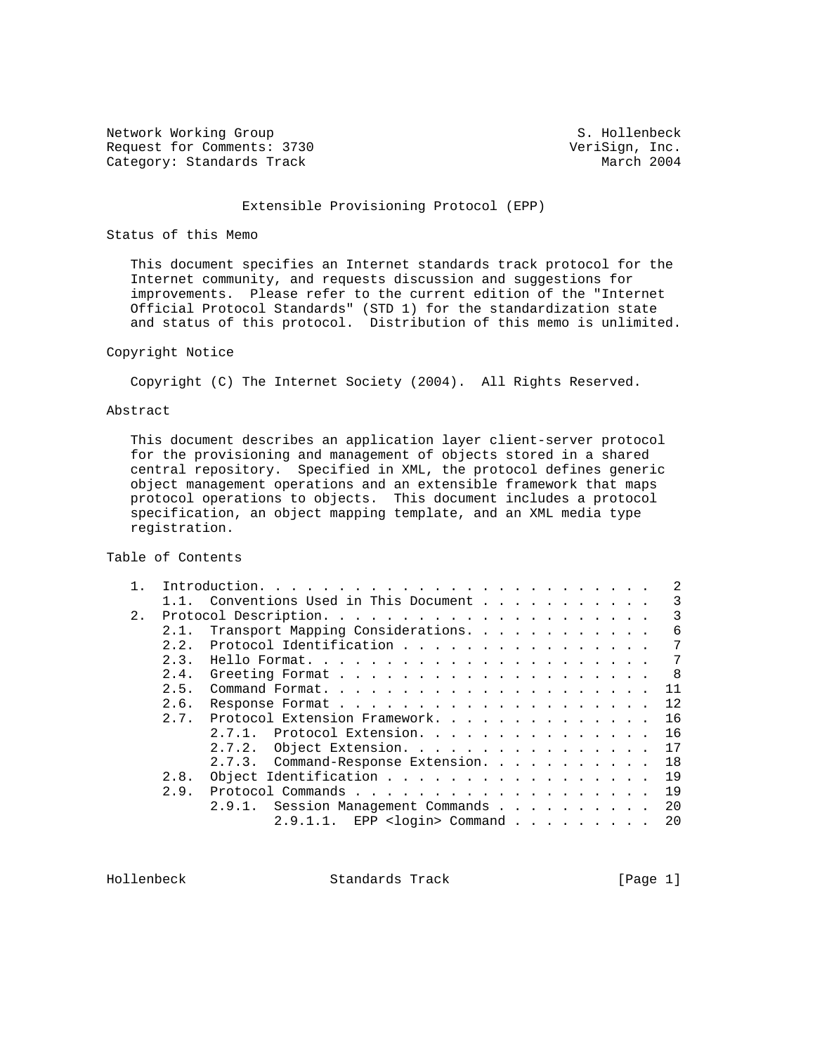Network Working Group S. Hollenbeck
Request for Comments: 3730 VeriSign, Inc.
Category: Standards Track March 2004

# Extensible Provisioning Protocol (EPP)

## Status of this Memo

This document specifies an Internet standards track protocol for the Internet community, and requests discussion and suggestions for improvements. Please refer to the current edition of the "Internet Official Protocol Standards" (STD 1) for the standardization state and status of this protocol. Distribution of this memo is unlimited.

## Copyright Notice

Copyright (C) The Internet Society (2004). All Rights Reserved.

## Abstract

This document describes an application layer client-server protocol for the provisioning and management of objects stored in a shared central repository. Specified in XML, the protocol defines generic object management operations and an extensible framework that maps protocol operations to objects. This document includes a protocol specification, an object mapping template, and an XML media type registration.

## Table of Contents

```
   1.  Introduction. . . . . . . . . . . . . . . . . . . . . . . . .   2
       1.1.  Conventions Used in This Document . . . . . . . . . . .   3
   2.  Protocol Description. . . . . . . . . . . . . . . . . . . . .   3
       2.1.  Transport Mapping Considerations. . . . . . . . . . . .   6
       2.2.  Protocol Identification . . . . . . . . . . . . . . . .   7
       2.3.  Hello Format. . . . . . . . . . . . . . . . . . . . . .   7
       2.4.  Greeting Format . . . . . . . . . . . . . . . . . . . .   8
       2.5.  Command Format. . . . . . . . . . . . . . . . . . . . .  11
       2.6.  Response Format . . . . . . . . . . . . . . . . . . . .  12
       2.7.  Protocol Extension Framework. . . . . . . . . . . . . .  16
             2.7.1.  Protocol Extension. . . . . . . . . . . . . . .  16
             2.7.2.  Object Extension. . . . . . . . . . . . . . . .  17
             2.7.3.  Command-Response Extension. . . . . . . . . . .  18
       2.8.  Object Identification . . . . . . . . . . . . . . . . .  19
       2.9.  Protocol Commands . . . . . . . . . . . . . . . . . . .  19
             2.9.1.  Session Management Commands . . . . . . . . . .  20
                     2.9.1.1.  EPP <login> Command . . . . . . . . .  20
```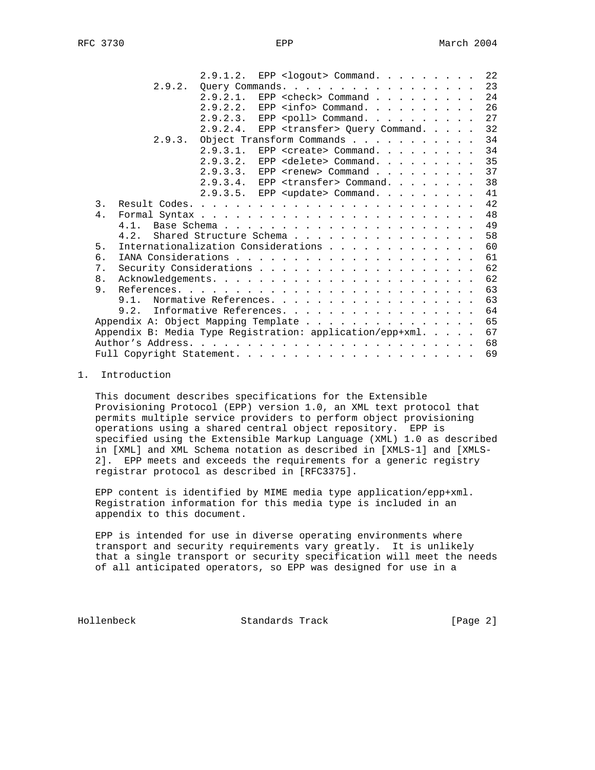```
                 2.9.1.2.  EPP <logout> Command. . . . . . . . .  22
          2.9.2.  Query Commands. . . . . . . . . . . . . . . . .  23
                 2.9.2.1.  EPP <check> Command . . . . . . . . .  24
                 2.9.2.2.  EPP <info> Command. . . . . . . . . .  26
                 2.9.2.3.  EPP <poll> Command. . . . . . . . . .  27
                 2.9.2.4.  EPP <transfer> Query Command. . . . .  32
          2.9.3.  Object Transform Commands . . . . . . . . . . .  34
                 2.9.3.1.  EPP <create> Command. . . . . . . . .  34
                 2.9.3.2.  EPP <delete> Command. . . . . . . . .  35
                 2.9.3.3.  EPP <renew> Command . . . . . . . . .  37
                 2.9.3.4.  EPP <transfer> Command. . . . . . . .  38
                 2.9.3.5.  EPP <update> Command. . . . . . . . .  41
   3.  Result Codes. . . . . . . . . . . . . . . . . . . . . . . .  42
   4.  Formal Syntax . . . . . . . . . . . . . . . . . . . . . . .  48
       4.1.  Base Schema . . . . . . . . . . . . . . . . . . . . .  49
       4.2.  Shared Structure Schema . . . . . . . . . . . . . . .  58
   5.  Internationalization Considerations . . . . . . . . . . . .  60
   6.  IANA Considerations . . . . . . . . . . . . . . . . . . . .  61
   7.  Security Considerations . . . . . . . . . . . . . . . . . .  62
   8.  Acknowledgements. . . . . . . . . . . . . . . . . . . . . .  62
   9.  References. . . . . . . . . . . . . . . . . . . . . . . . .  63
       9.1.  Normative References. . . . . . . . . . . . . . . . .  63
       9.2.  Informative References. . . . . . . . . . . . . . . .  64
   Appendix A: Object Mapping Template . . . . . . . . . . . . . .  65
   Appendix B: Media Type Registration: application/epp+xml. . . .  67
   Author's Address. . . . . . . . . . . . . . . . . . . . . . . .  68
   Full Copyright Statement. . . . . . . . . . . . . . . . . . . .  69
```

# 1. Introduction

This document describes specifications for the Extensible Provisioning Protocol (EPP) version 1.0, an XML text protocol that permits multiple service providers to perform object provisioning operations using a shared central object repository. EPP is specified using the Extensible Markup Language (XML) 1.0 as described in [XML] and XML Schema notation as described in [XMLS-1] and [XMLS-2]. EPP meets and exceeds the requirements for a generic registry registrar protocol as described in [RFC3375].

EPP content is identified by MIME media type application/epp+xml. Registration information for this media type is included in an appendix to this document.

EPP is intended for use in diverse operating environments where transport and security requirements vary greatly. It is unlikely that a single transport or security specification will meet the needs of all anticipated operators, so EPP was designed for use in a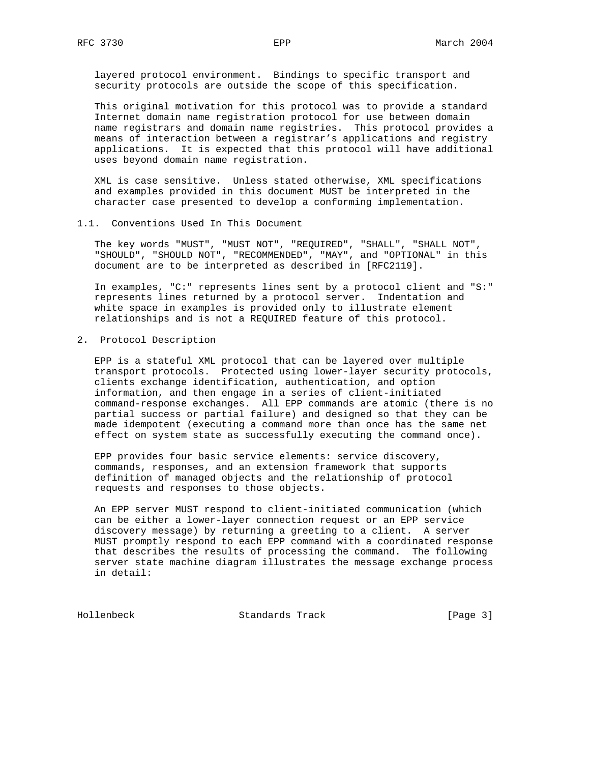layered protocol environment. Bindings to specific transport and security protocols are outside the scope of this specification.

This original motivation for this protocol was to provide a standard Internet domain name registration protocol for use between domain name registrars and domain name registries. This protocol provides a means of interaction between a registrar's applications and registry applications. It is expected that this protocol will have additional uses beyond domain name registration.

XML is case sensitive. Unless stated otherwise, XML specifications and examples provided in this document MUST be interpreted in the character case presented to develop a conforming implementation.

### 1.1. Conventions Used In This Document

The key words "MUST", "MUST NOT", "REQUIRED", "SHALL", "SHALL NOT", "SHOULD", "SHOULD NOT", "RECOMMENDED", "MAY", and "OPTIONAL" in this document are to be interpreted as described in [RFC2119].

In examples, "C:" represents lines sent by a protocol client and "S:" represents lines returned by a protocol server. Indentation and white space in examples is provided only to illustrate element relationships and is not a REQUIRED feature of this protocol.

## 2. Protocol Description

EPP is a stateful XML protocol that can be layered over multiple transport protocols. Protected using lower-layer security protocols, clients exchange identification, authentication, and option information, and then engage in a series of client-initiated command-response exchanges. All EPP commands are atomic (there is no partial success or partial failure) and designed so that they can be made idempotent (executing a command more than once has the same net effect on system state as successfully executing the command once).

EPP provides four basic service elements: service discovery, commands, responses, and an extension framework that supports definition of managed objects and the relationship of protocol requests and responses to those objects.

An EPP server MUST respond to client-initiated communication (which can be either a lower-layer connection request or an EPP service discovery message) by returning a greeting to a client. A server MUST promptly respond to each EPP command with a coordinated response that describes the results of processing the command. The following server state machine diagram illustrates the message exchange process in detail: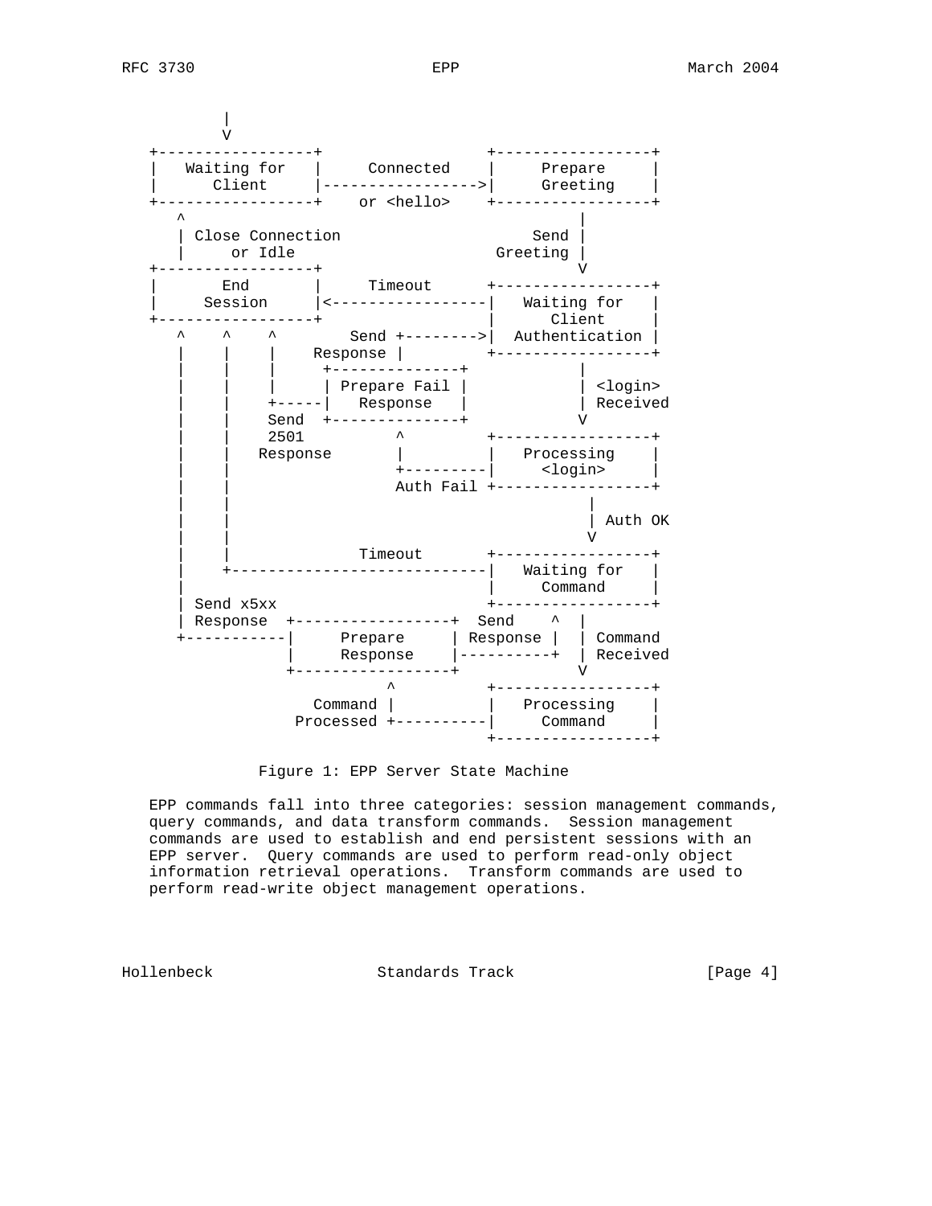```
         |
         V
  +-----------------+                  +-----------------+
  |   Waiting for   |     Connected    |     Prepare     |
  |      Client     |----------------->|     Greeting    |
  +-----------------+    or <hello>    +-----------------+
     ^                                           |
     | Close Connection                     Send |
     |     or Idle                      Greeting |
  +-----------------+                            V
  |       End       |     Timeout      +-----------------+
  |     Session     |<-----------------|   Waiting for   |
  +-----------------+                  |      Client     |
     ^    ^    ^        Send +-------->|  Authentication |
     |    |    |    Response |         +-----------------+
     |    |    |     +--------------+            |
     |    |    |     | Prepare Fail |            | <login>
     |    |    +-----|   Response   |            | Received
     |    |    Send  +--------------+            V
     |    |    2501          ^         +-----------------+
     |    |   Response       |         |   Processing    |
     |    |                  +---------|     <login>     |
     |    |                  Auth Fail +-----------------+
     |    |                                       |
     |    |                                       | Auth OK
     |    |                                       V
     |    |             Timeout        +-----------------+
     |    +----------------------------|   Waiting for   |
     |                                 |     Command     |
     | Send x5xx                       +-----------------+
     | Response  +-----------------+  Send    ^  |
     +-----------|     Prepare     | Response |  | Command
                 |     Response    |----------+  | Received
                 +-----------------+             V
                            ^          +-----------------+
                    Command |          |   Processing    |
                  Processed +----------|     Command     |
                                       +-----------------+
```

Figure 1: EPP Server State Machine

EPP commands fall into three categories: session management commands, query commands, and data transform commands. Session management commands are used to establish and end persistent sessions with an EPP server. Query commands are used to perform read-only object information retrieval operations. Transform commands are used to perform read-write object management operations.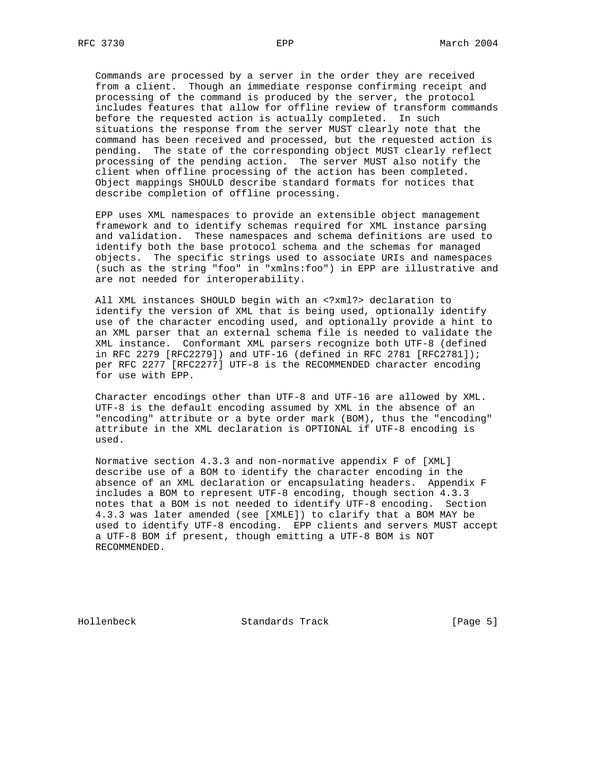Commands are processed by a server in the order they are received from a client. Though an immediate response confirming receipt and processing of the command is produced by the server, the protocol includes features that allow for offline review of transform commands before the requested action is actually completed. In such situations the response from the server MUST clearly note that the command has been received and processed, but the requested action is pending. The state of the corresponding object MUST clearly reflect processing of the pending action. The server MUST also notify the client when offline processing of the action has been completed. Object mappings SHOULD describe standard formats for notices that describe completion of offline processing.

EPP uses XML namespaces to provide an extensible object management framework and to identify schemas required for XML instance parsing and validation. These namespaces and schema definitions are used to identify both the base protocol schema and the schemas for managed objects. The specific strings used to associate URIs and namespaces (such as the string "foo" in "xmlns:foo") in EPP are illustrative and are not needed for interoperability.

All XML instances SHOULD begin with an <?xml?> declaration to identify the version of XML that is being used, optionally identify use of the character encoding used, and optionally provide a hint to an XML parser that an external schema file is needed to validate the XML instance. Conformant XML parsers recognize both UTF-8 (defined in RFC 2279 [RFC2279]) and UTF-16 (defined in RFC 2781 [RFC2781]); per RFC 2277 [RFC2277] UTF-8 is the RECOMMENDED character encoding for use with EPP.

Character encodings other than UTF-8 and UTF-16 are allowed by XML. UTF-8 is the default encoding assumed by XML in the absence of an "encoding" attribute or a byte order mark (BOM), thus the "encoding" attribute in the XML declaration is OPTIONAL if UTF-8 encoding is used.

Normative section 4.3.3 and non-normative appendix F of [XML] describe use of a BOM to identify the character encoding in the absence of an XML declaration or encapsulating headers. Appendix F includes a BOM to represent UTF-8 encoding, though section 4.3.3 notes that a BOM is not needed to identify UTF-8 encoding. Section 4.3.3 was later amended (see [XMLE]) to clarify that a BOM MAY be used to identify UTF-8 encoding. EPP clients and servers MUST accept a UTF-8 BOM if present, though emitting a UTF-8 BOM is NOT RECOMMENDED.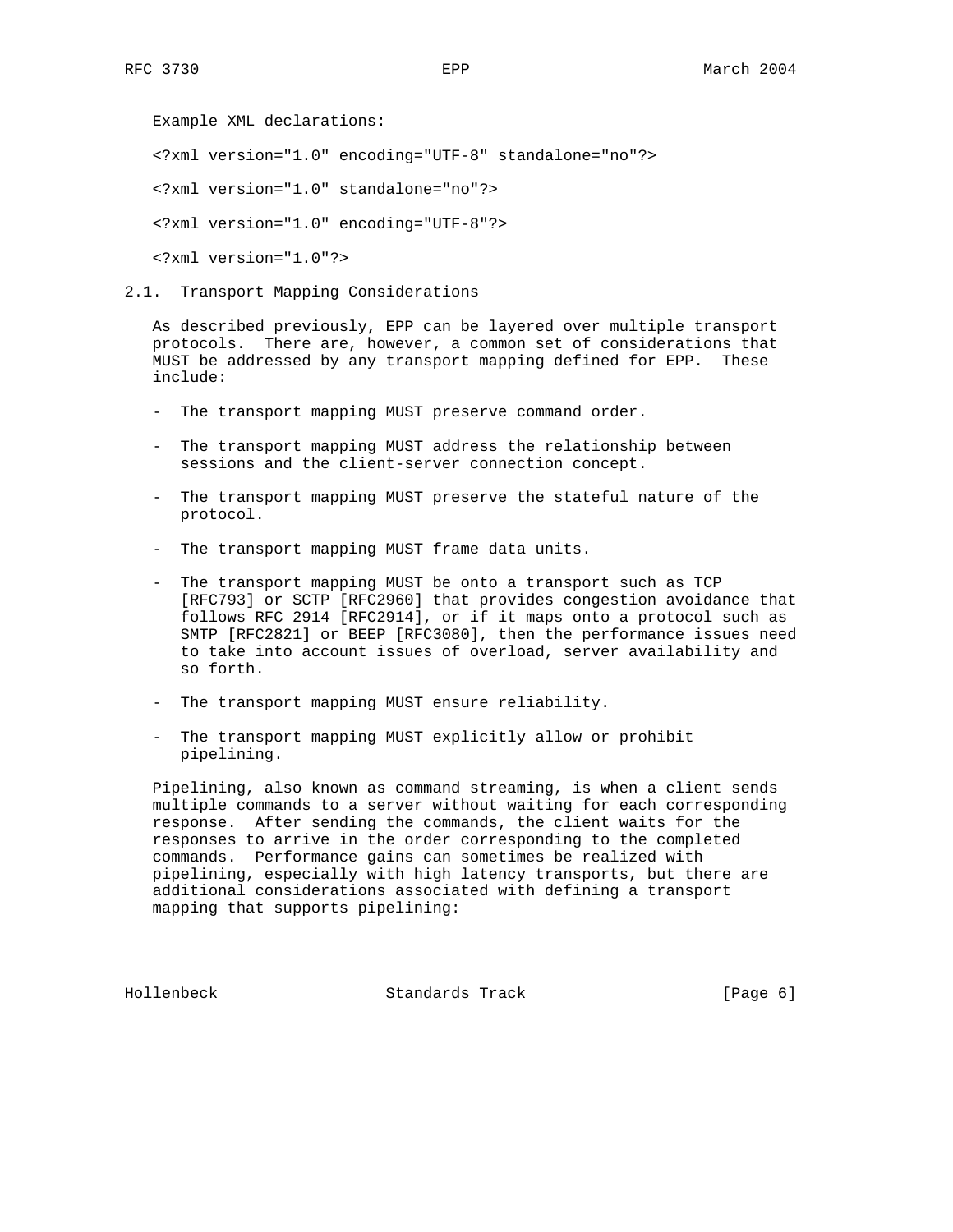Example XML declarations:

```
<?xml version="1.0" encoding="UTF-8" standalone="no"?>

<?xml version="1.0" standalone="no"?>

<?xml version="1.0" encoding="UTF-8"?>

<?xml version="1.0"?>
```

### 2.1. Transport Mapping Considerations

As described previously, EPP can be layered over multiple transport protocols. There are, however, a common set of considerations that MUST be addressed by any transport mapping defined for EPP. These include:

- The transport mapping MUST preserve command order.
- The transport mapping MUST address the relationship between sessions and the client-server connection concept.
- The transport mapping MUST preserve the stateful nature of the protocol.
- The transport mapping MUST frame data units.
- The transport mapping MUST be onto a transport such as TCP [RFC793] or SCTP [RFC2960] that provides congestion avoidance that follows RFC 2914 [RFC2914], or if it maps onto a protocol such as SMTP [RFC2821] or BEEP [RFC3080], then the performance issues need to take into account issues of overload, server availability and so forth.
- The transport mapping MUST ensure reliability.
- The transport mapping MUST explicitly allow or prohibit pipelining.

Pipelining, also known as command streaming, is when a client sends multiple commands to a server without waiting for each corresponding response. After sending the commands, the client waits for the responses to arrive in the order corresponding to the completed commands. Performance gains can sometimes be realized with pipelining, especially with high latency transports, but there are additional considerations associated with defining a transport mapping that supports pipelining: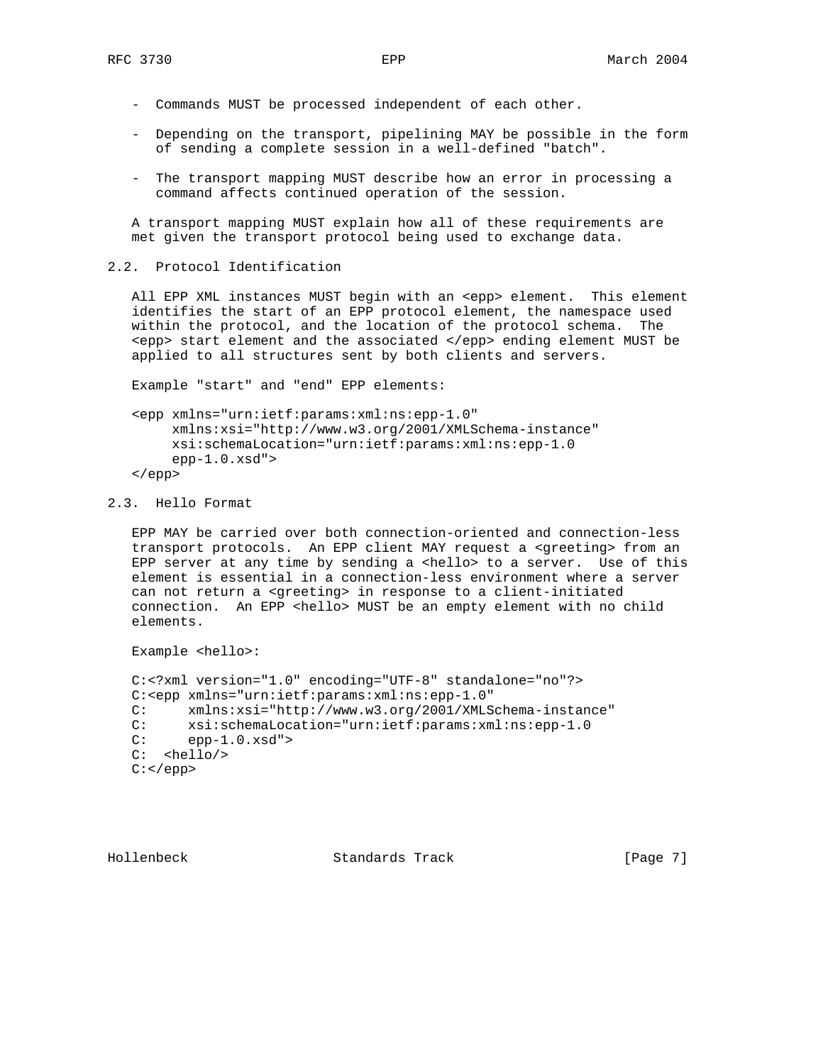- Commands MUST be processed independent of each other.

- Depending on the transport, pipelining MAY be possible in the form of sending a complete session in a well-defined "batch".

- The transport mapping MUST describe how an error in processing a command affects continued operation of the session.

A transport mapping MUST explain how all of these requirements are met given the transport protocol being used to exchange data.

## 2.2. Protocol Identification

All EPP XML instances MUST begin with an <epp> element. This element identifies the start of an EPP protocol element, the namespace used within the protocol, and the location of the protocol schema. The <epp> start element and the associated </epp> ending element MUST be applied to all structures sent by both clients and servers.

Example "start" and "end" EPP elements:

```
<epp xmlns="urn:ietf:params:xml:ns:epp-1.0"
     xmlns:xsi="http://www.w3.org/2001/XMLSchema-instance"
     xsi:schemaLocation="urn:ietf:params:xml:ns:epp-1.0
     epp-1.0.xsd">
</epp>
```

## 2.3. Hello Format

EPP MAY be carried over both connection-oriented and connection-less transport protocols. An EPP client MAY request a <greeting> from an EPP server at any time by sending a <hello> to a server. Use of this element is essential in a connection-less environment where a server can not return a <greeting> in response to a client-initiated connection. An EPP <hello> MUST be an empty element with no child elements.

Example <hello>:

```
C:<?xml version="1.0" encoding="UTF-8" standalone="no"?>
C:<epp xmlns="urn:ietf:params:xml:ns:epp-1.0"
C:     xmlns:xsi="http://www.w3.org/2001/XMLSchema-instance"
C:     xsi:schemaLocation="urn:ietf:params:xml:ns:epp-1.0
C:     epp-1.0.xsd">
C:  <hello/>
C:</epp>
```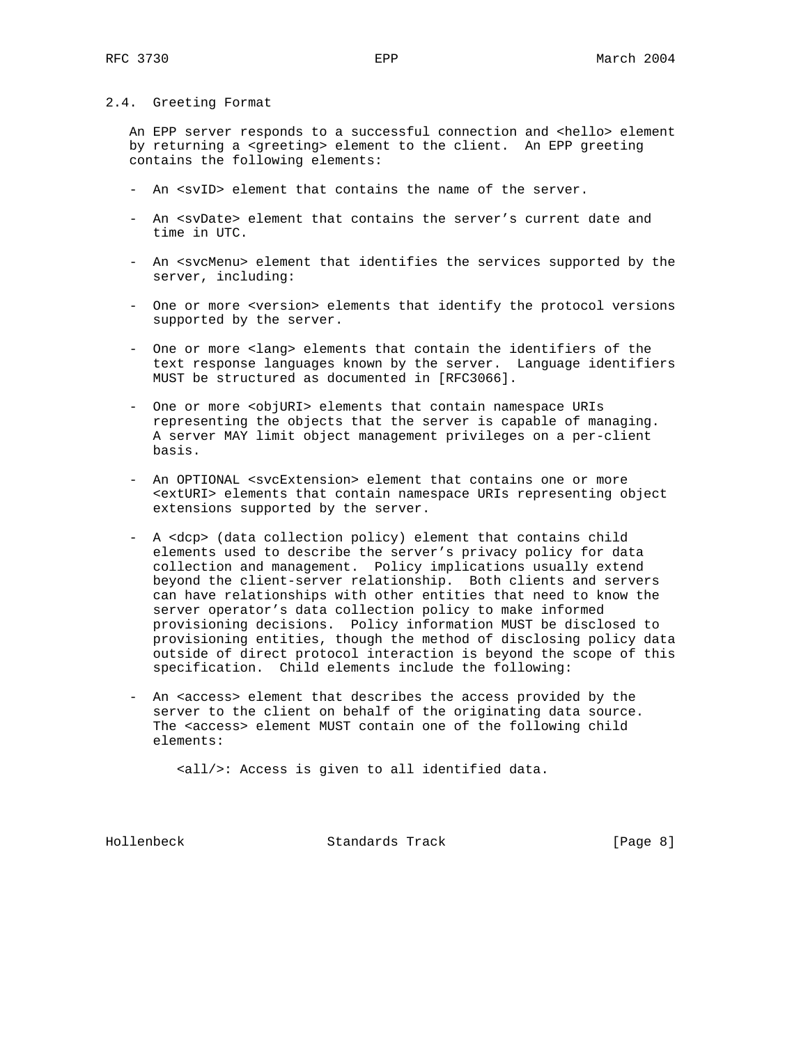## 2.4. Greeting Format

An EPP server responds to a successful connection and <hello> element by returning a <greeting> element to the client. An EPP greeting contains the following elements:

- An <svID> element that contains the name of the server.

- An <svDate> element that contains the server's current date and time in UTC.

- An <svcMenu> element that identifies the services supported by the server, including:

- One or more <version> elements that identify the protocol versions supported by the server.

- One or more <lang> elements that contain the identifiers of the text response languages known by the server. Language identifiers MUST be structured as documented in [RFC3066].

- One or more <objURI> elements that contain namespace URIs representing the objects that the server is capable of managing. A server MAY limit object management privileges on a per-client basis.

- An OPTIONAL <svcExtension> element that contains one or more <extURI> elements that contain namespace URIs representing object extensions supported by the server.

- A <dcp> (data collection policy) element that contains child elements used to describe the server's privacy policy for data collection and management. Policy implications usually extend beyond the client-server relationship. Both clients and servers can have relationships with other entities that need to know the server operator's data collection policy to make informed provisioning decisions. Policy information MUST be disclosed to provisioning entities, though the method of disclosing policy data outside of direct protocol interaction is beyond the scope of this specification. Child elements include the following:

- An <access> element that describes the access provided by the server to the client on behalf of the originating data source. The <access> element MUST contain one of the following child elements:

  <all/>: Access is given to all identified data.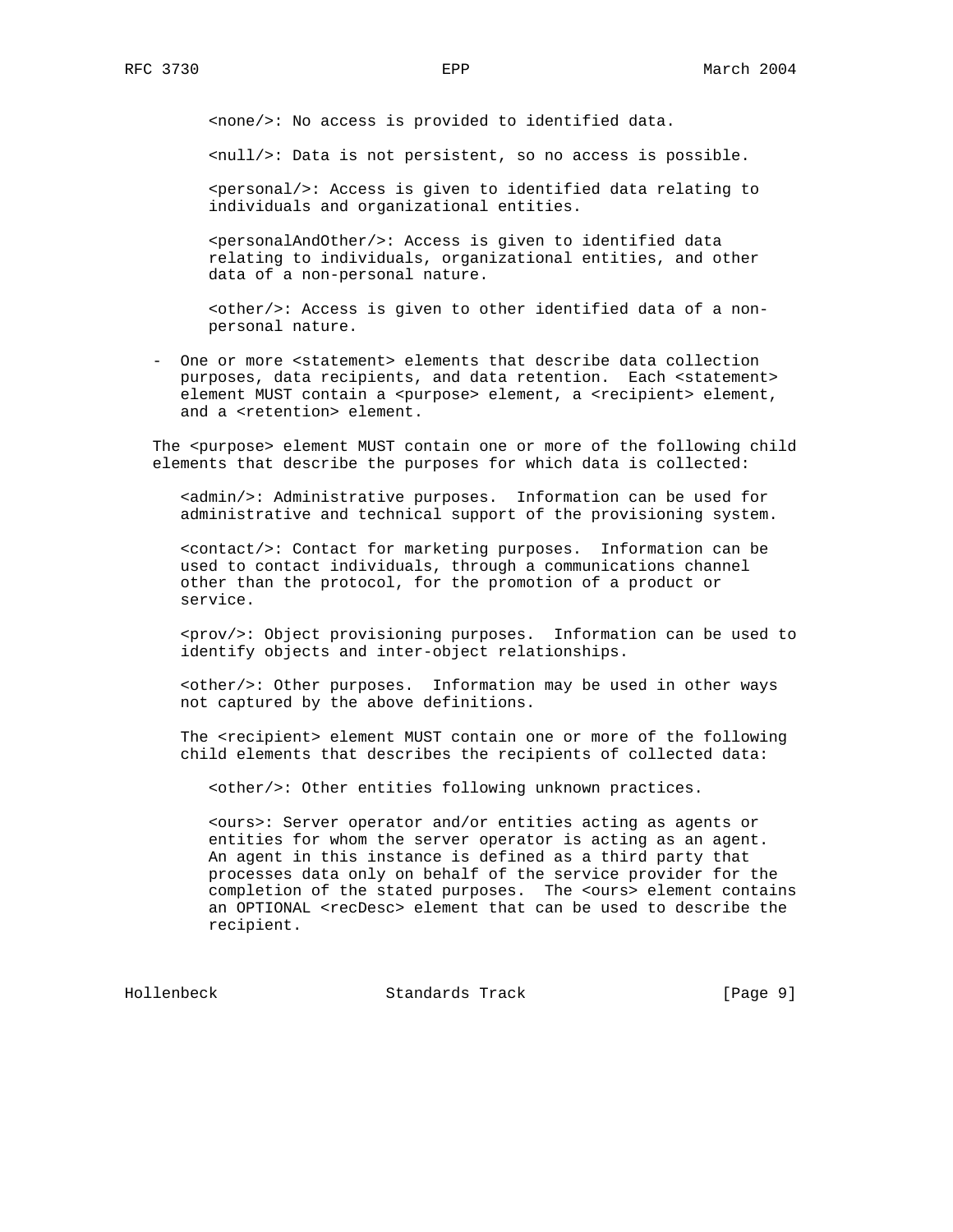<none/>: No access is provided to identified data.

<null/>: Data is not persistent, so no access is possible.

<personal/>: Access is given to identified data relating to individuals and organizational entities.

<personalAndOther/>: Access is given to identified data relating to individuals, organizational entities, and other data of a non-personal nature.

<other/>: Access is given to other identified data of a non-personal nature.

- One or more <statement> elements that describe data collection purposes, data recipients, and data retention. Each <statement> element MUST contain a <purpose> element, a <recipient> element, and a <retention> element.

The <purpose> element MUST contain one or more of the following child elements that describe the purposes for which data is collected:

<admin/>: Administrative purposes. Information can be used for administrative and technical support of the provisioning system.

<contact/>: Contact for marketing purposes. Information can be used to contact individuals, through a communications channel other than the protocol, for the promotion of a product or service.

<prov/>: Object provisioning purposes. Information can be used to identify objects and inter-object relationships.

<other/>: Other purposes. Information may be used in other ways not captured by the above definitions.

The <recipient> element MUST contain one or more of the following child elements that describes the recipients of collected data:

<other/>: Other entities following unknown practices.

<ours>: Server operator and/or entities acting as agents or entities for whom the server operator is acting as an agent. An agent in this instance is defined as a third party that processes data only on behalf of the service provider for the completion of the stated purposes. The <ours> element contains an OPTIONAL <recDesc> element that can be used to describe the recipient.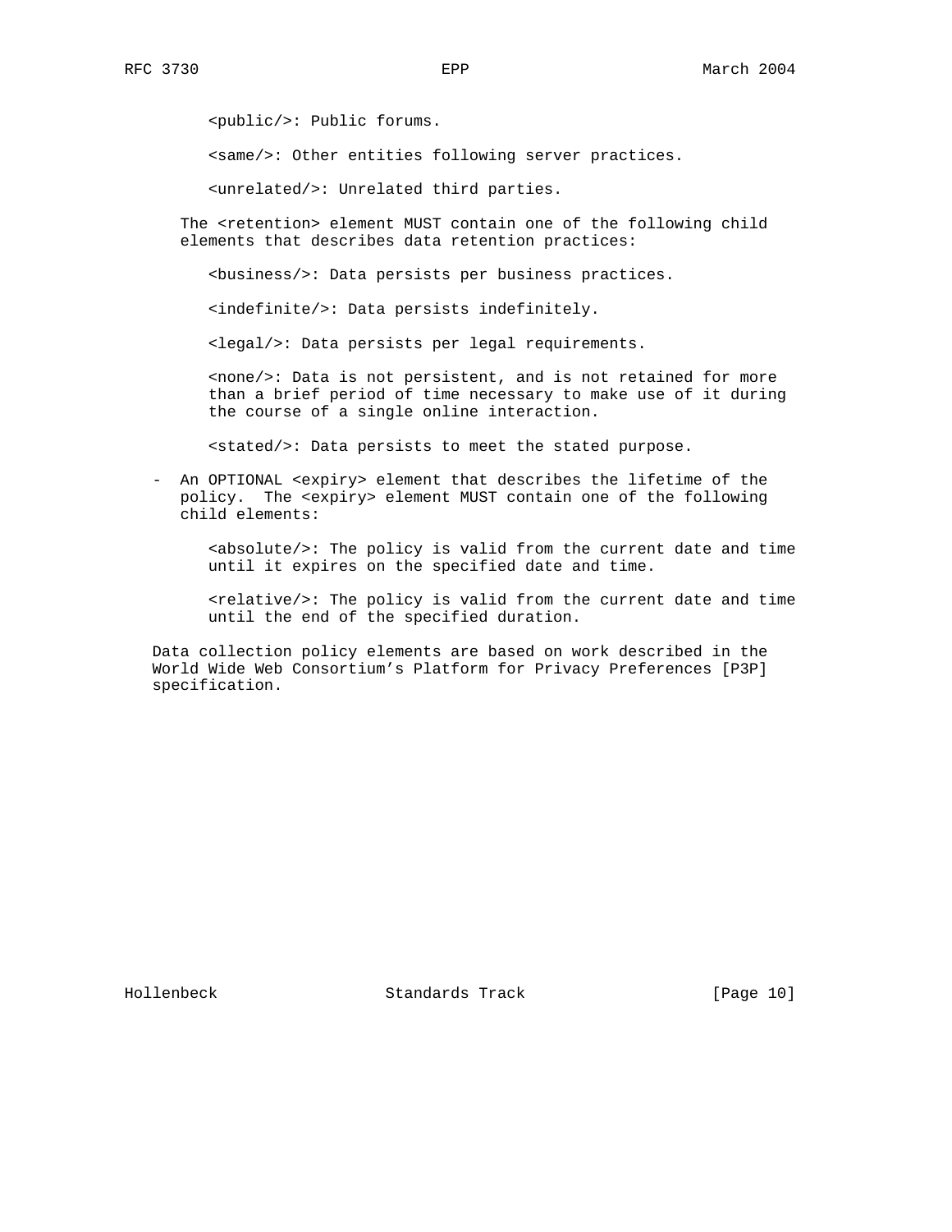<public/>: Public forums.

<same/>: Other entities following server practices.

<unrelated/>: Unrelated third parties.

The <retention> element MUST contain one of the following child elements that describes data retention practices:

<business/>: Data persists per business practices.

<indefinite/>: Data persists indefinitely.

<legal/>: Data persists per legal requirements.

<none/>: Data is not persistent, and is not retained for more than a brief period of time necessary to make use of it during the course of a single online interaction.

<stated/>: Data persists to meet the stated purpose.

- An OPTIONAL <expiry> element that describes the lifetime of the policy. The <expiry> element MUST contain one of the following child elements:

  <absolute/>: The policy is valid from the current date and time until it expires on the specified date and time.

  <relative/>: The policy is valid from the current date and time until the end of the specified duration.

Data collection policy elements are based on work described in the World Wide Web Consortium's Platform for Privacy Preferences [P3P] specification.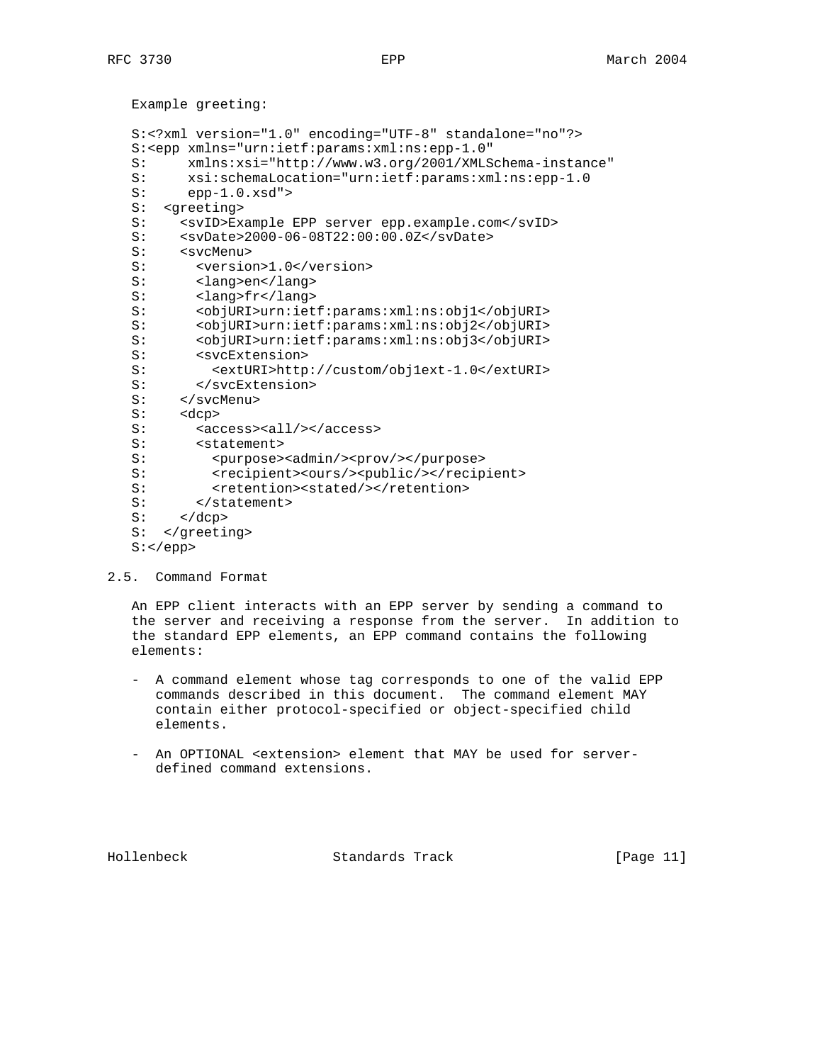Example greeting:

```
S:<?xml version="1.0" encoding="UTF-8" standalone="no"?>
S:<epp xmlns="urn:ietf:params:xml:ns:epp-1.0"
S:     xmlns:xsi="http://www.w3.org/2001/XMLSchema-instance"
S:     xsi:schemaLocation="urn:ietf:params:xml:ns:epp-1.0
S:     epp-1.0.xsd">
S:  <greeting>
S:    <svID>Example EPP server epp.example.com</svID>
S:    <svDate>2000-06-08T22:00:00.0Z</svDate>
S:    <svcMenu>
S:      <version>1.0</version>
S:      <lang>en</lang>
S:      <lang>fr</lang>
S:      <objURI>urn:ietf:params:xml:ns:obj1</objURI>
S:      <objURI>urn:ietf:params:xml:ns:obj2</objURI>
S:      <objURI>urn:ietf:params:xml:ns:obj3</objURI>
S:      <svcExtension>
S:        <extURI>http://custom/obj1ext-1.0</extURI>
S:      </svcExtension>
S:    </svcMenu>
S:    <dcp>
S:      <access><all/></access>
S:      <statement>
S:        <purpose><admin/><prov/></purpose>
S:        <recipient><ours/><public/></recipient>
S:        <retention><stated/></retention>
S:      </statement>
S:    </dcp>
S:  </greeting>
S:</epp>
```

## 2.5. Command Format

An EPP client interacts with an EPP server by sending a command to the server and receiving a response from the server. In addition to the standard EPP elements, an EPP command contains the following elements:

- A command element whose tag corresponds to one of the valid EPP commands described in this document. The command element MAY contain either protocol-specified or object-specified child elements.

- An OPTIONAL <extension> element that MAY be used for server-defined command extensions.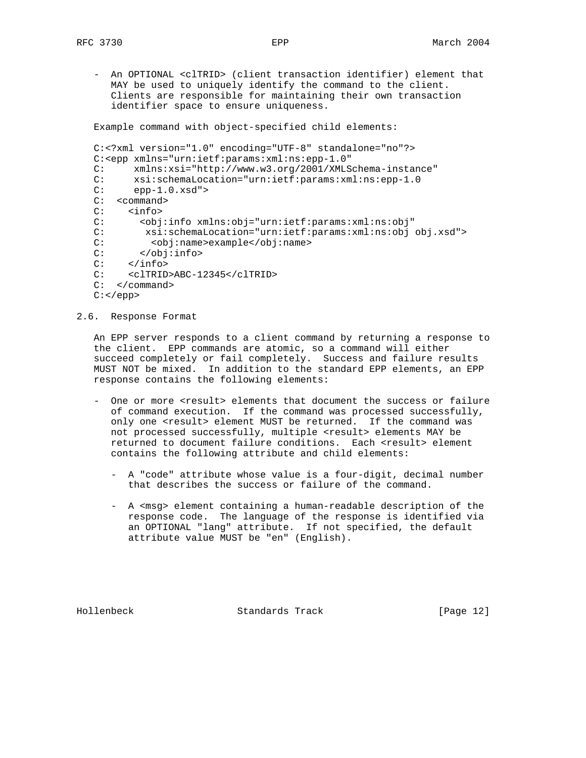- An OPTIONAL <clTRID> (client transaction identifier) element that MAY be used to uniquely identify the command to the client. Clients are responsible for maintaining their own transaction identifier space to ensure uniqueness.

Example command with object-specified child elements:

```
C:<?xml version="1.0" encoding="UTF-8" standalone="no"?>
C:<epp xmlns="urn:ietf:params:xml:ns:epp-1.0"
C:     xmlns:xsi="http://www.w3.org/2001/XMLSchema-instance"
C:     xsi:schemaLocation="urn:ietf:params:xml:ns:epp-1.0
C:     epp-1.0.xsd">
C:  <command>
C:    <info>
C:      <obj:info xmlns:obj="urn:ietf:params:xml:ns:obj"
C:       xsi:schemaLocation="urn:ietf:params:xml:ns:obj obj.xsd">
C:        <obj:name>example</obj:name>
C:      </obj:info>
C:    </info>
C:    <clTRID>ABC-12345</clTRID>
C:  </command>
C:</epp>
```

## 2.6. Response Format

An EPP server responds to a client command by returning a response to the client. EPP commands are atomic, so a command will either succeed completely or fail completely. Success and failure results MUST NOT be mixed. In addition to the standard EPP elements, an EPP response contains the following elements:

- One or more <result> elements that document the success or failure of command execution. If the command was processed successfully, only one <result> element MUST be returned. If the command was not processed successfully, multiple <result> elements MAY be returned to document failure conditions. Each <result> element contains the following attribute and child elements:

  - A "code" attribute whose value is a four-digit, decimal number that describes the success or failure of the command.

  - A <msg> element containing a human-readable description of the response code. The language of the response is identified via an OPTIONAL "lang" attribute. If not specified, the default attribute value MUST be "en" (English).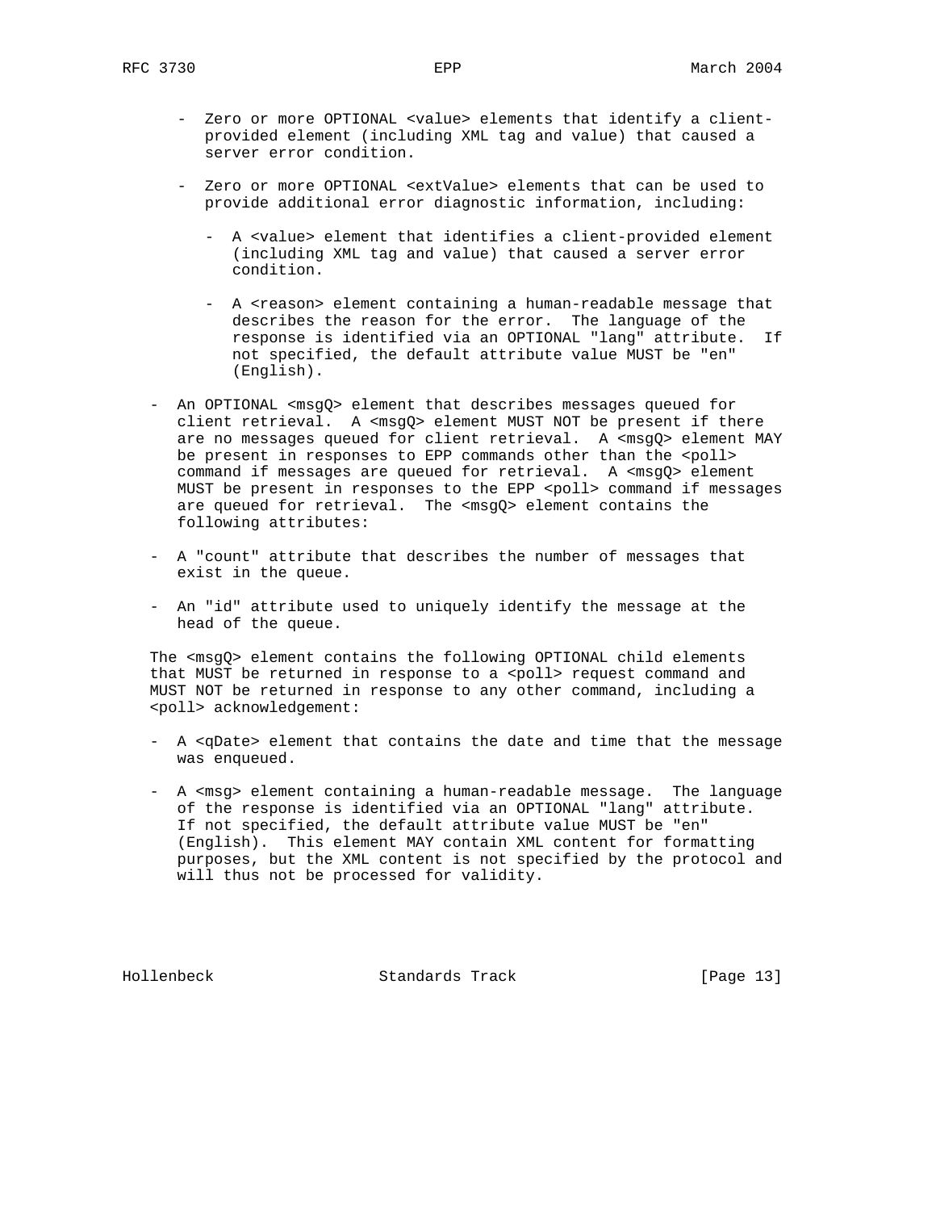- Zero or more OPTIONAL <value> elements that identify a client-provided element (including XML tag and value) that caused a server error condition.

- Zero or more OPTIONAL <extValue> elements that can be used to provide additional error diagnostic information, including:

  - A <value> element that identifies a client-provided element (including XML tag and value) that caused a server error condition.

  - A <reason> element containing a human-readable message that describes the reason for the error. The language of the response is identified via an OPTIONAL "lang" attribute. If not specified, the default attribute value MUST be "en" (English).

- An OPTIONAL <msgQ> element that describes messages queued for client retrieval. A <msgQ> element MUST NOT be present if there are no messages queued for client retrieval. A <msgQ> element MAY be present in responses to EPP commands other than the <poll> command if messages are queued for retrieval. A <msgQ> element MUST be present in responses to the EPP <poll> command if messages are queued for retrieval. The <msgQ> element contains the following attributes:

- A "count" attribute that describes the number of messages that exist in the queue.

- An "id" attribute used to uniquely identify the message at the head of the queue.

The <msgQ> element contains the following OPTIONAL child elements that MUST be returned in response to a <poll> request command and MUST NOT be returned in response to any other command, including a <poll> acknowledgement:

- A <qDate> element that contains the date and time that the message was enqueued.

- A <msg> element containing a human-readable message. The language of the response is identified via an OPTIONAL "lang" attribute. If not specified, the default attribute value MUST be "en" (English). This element MAY contain XML content for formatting purposes, but the XML content is not specified by the protocol and will thus not be processed for validity.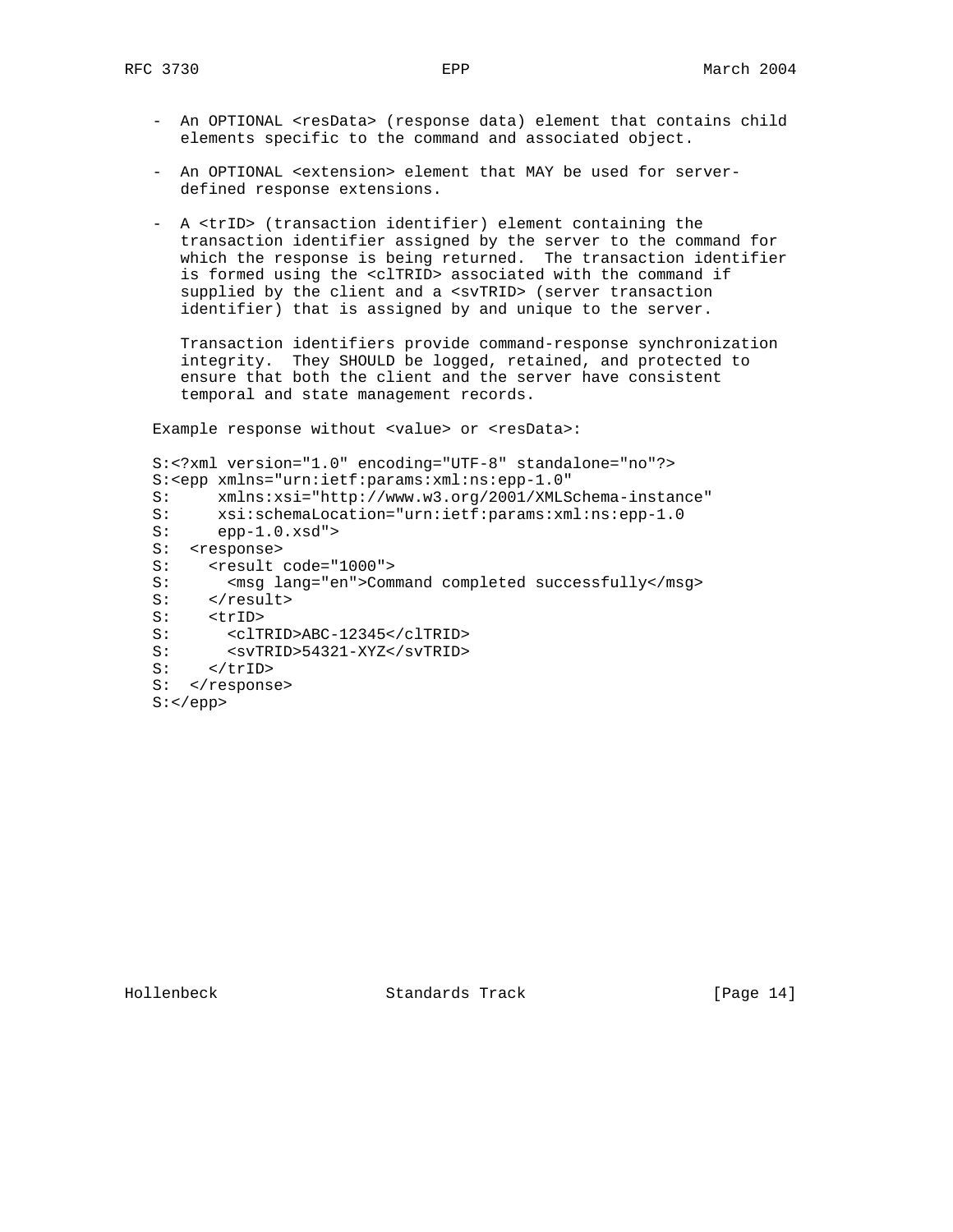- An OPTIONAL <resData> (response data) element that contains child elements specific to the command and associated object.

- An OPTIONAL <extension> element that MAY be used for server-defined response extensions.

- A <trID> (transaction identifier) element containing the transaction identifier assigned by the server to the command for which the response is being returned. The transaction identifier is formed using the <clTRID> associated with the command if supplied by the client and a <svTRID> (server transaction identifier) that is assigned by and unique to the server.

  Transaction identifiers provide command-response synchronization integrity. They SHOULD be logged, retained, and protected to ensure that both the client and the server have consistent temporal and state management records.

Example response without <value> or <resData>:

```
S:<?xml version="1.0" encoding="UTF-8" standalone="no"?>
S:<epp xmlns="urn:ietf:params:xml:ns:epp-1.0"
S:     xmlns:xsi="http://www.w3.org/2001/XMLSchema-instance"
S:     xsi:schemaLocation="urn:ietf:params:xml:ns:epp-1.0
S:     epp-1.0.xsd">
S:  <response>
S:    <result code="1000">
S:      <msg lang="en">Command completed successfully</msg>
S:    </result>
S:    <trID>
S:      <clTRID>ABC-12345</clTRID>
S:      <svTRID>54321-XYZ</svTRID>
S:    </trID>
S:  </response>
S:</epp>
```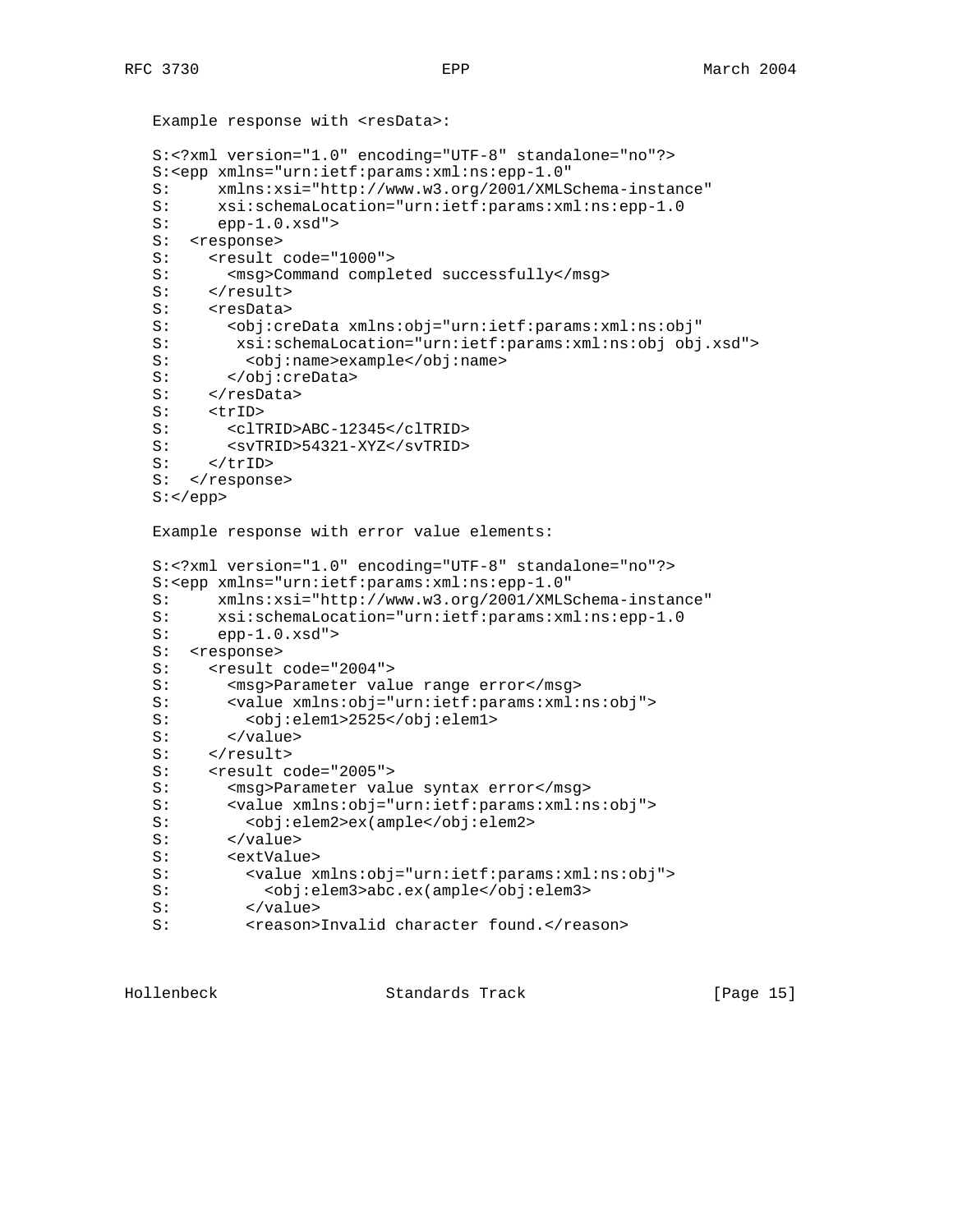Example response with <resData>:

```
S:<?xml version="1.0" encoding="UTF-8" standalone="no"?>
S:<epp xmlns="urn:ietf:params:xml:ns:epp-1.0"
S:     xmlns:xsi="http://www.w3.org/2001/XMLSchema-instance"
S:     xsi:schemaLocation="urn:ietf:params:xml:ns:epp-1.0
S:     epp-1.0.xsd">
S:  <response>
S:    <result code="1000">
S:      <msg>Command completed successfully</msg>
S:    </result>
S:    <resData>
S:      <obj:creData xmlns:obj="urn:ietf:params:xml:ns:obj"
S:       xsi:schemaLocation="urn:ietf:params:xml:ns:obj obj.xsd">
S:        <obj:name>example</obj:name>
S:      </obj:creData>
S:    </resData>
S:    <trID>
S:      <clTRID>ABC-12345</clTRID>
S:      <svTRID>54321-XYZ</svTRID>
S:    </trID>
S:  </response>
S:</epp>
```

Example response with error value elements:

```
S:<?xml version="1.0" encoding="UTF-8" standalone="no"?>
S:<epp xmlns="urn:ietf:params:xml:ns:epp-1.0"
S:     xmlns:xsi="http://www.w3.org/2001/XMLSchema-instance"
S:     xsi:schemaLocation="urn:ietf:params:xml:ns:epp-1.0
S:     epp-1.0.xsd">
S:  <response>
S:    <result code="2004">
S:      <msg>Parameter value range error</msg>
S:      <value xmlns:obj="urn:ietf:params:xml:ns:obj">
S:        <obj:elem1>2525</obj:elem1>
S:      </value>
S:    </result>
S:    <result code="2005">
S:      <msg>Parameter value syntax error</msg>
S:      <value xmlns:obj="urn:ietf:params:xml:ns:obj">
S:        <obj:elem2>ex(ample</obj:elem2>
S:      </value>
S:      <extValue>
S:        <value xmlns:obj="urn:ietf:params:xml:ns:obj">
S:          <obj:elem3>abc.ex(ample</obj:elem3>
S:        </value>
S:        <reason>Invalid character found.</reason>
```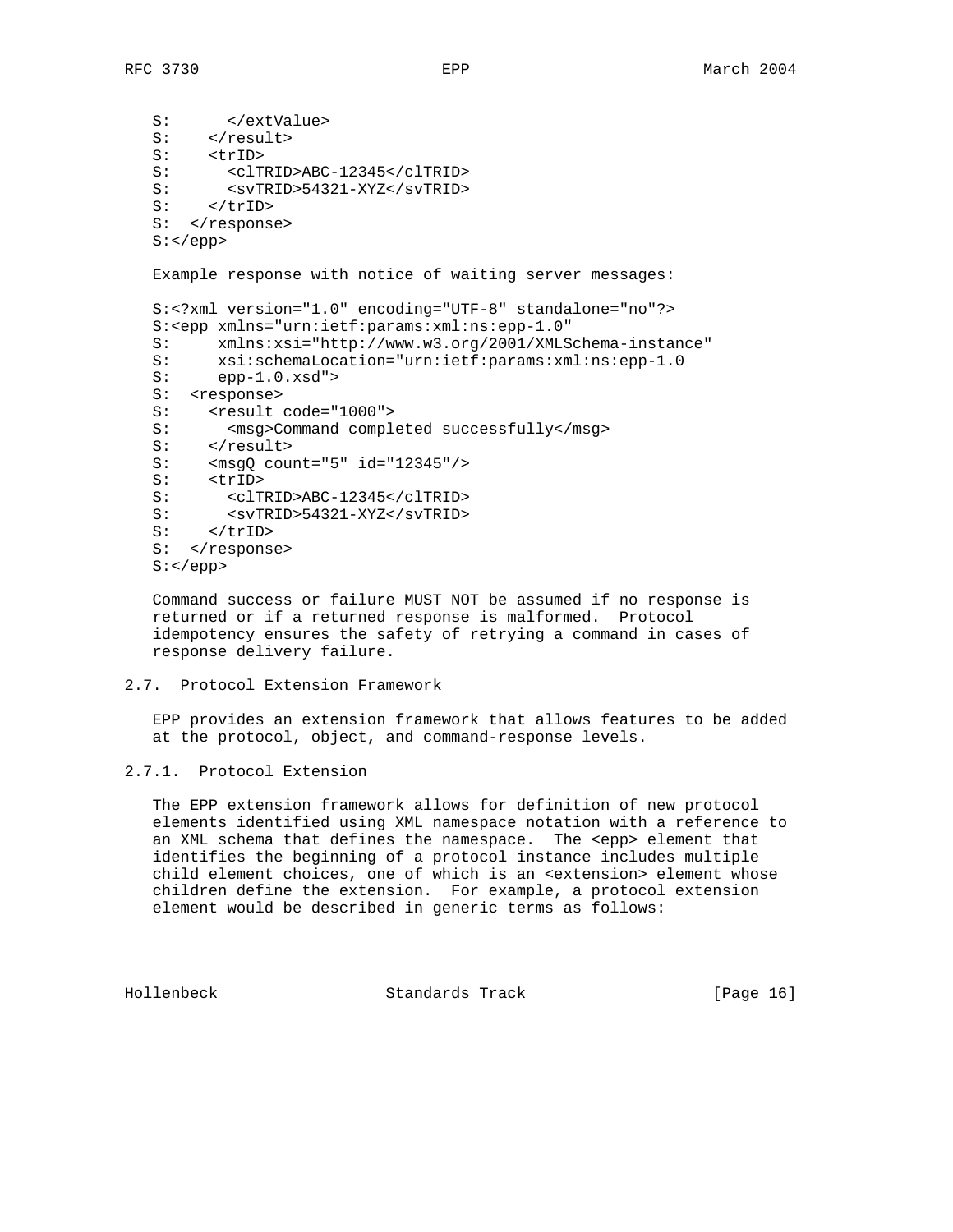```
S:      </extValue>
S:    </result>
S:    <trID>
S:      <clTRID>ABC-12345</clTRID>
S:      <svTRID>54321-XYZ</svTRID>
S:    </trID>
S:  </response>
S:</epp>
```

Example response with notice of waiting server messages:

```
S:<?xml version="1.0" encoding="UTF-8" standalone="no"?>
S:<epp xmlns="urn:ietf:params:xml:ns:epp-1.0"
S:     xmlns:xsi="http://www.w3.org/2001/XMLSchema-instance"
S:     xsi:schemaLocation="urn:ietf:params:xml:ns:epp-1.0
S:     epp-1.0.xsd">
S:  <response>
S:    <result code="1000">
S:      <msg>Command completed successfully</msg>
S:    </result>
S:    <msgQ count="5" id="12345"/>
S:    <trID>
S:      <clTRID>ABC-12345</clTRID>
S:      <svTRID>54321-XYZ</svTRID>
S:    </trID>
S:  </response>
S:</epp>
```

Command success or failure MUST NOT be assumed if no response is returned or if a returned response is malformed. Protocol idempotency ensures the safety of retrying a command in cases of response delivery failure.

### 2.7. Protocol Extension Framework

EPP provides an extension framework that allows features to be added at the protocol, object, and command-response levels.

#### 2.7.1. Protocol Extension

The EPP extension framework allows for definition of new protocol elements identified using XML namespace notation with a reference to an XML schema that defines the namespace. The <epp> element that identifies the beginning of a protocol instance includes multiple child element choices, one of which is an <extension> element whose children define the extension. For example, a protocol extension element would be described in generic terms as follows: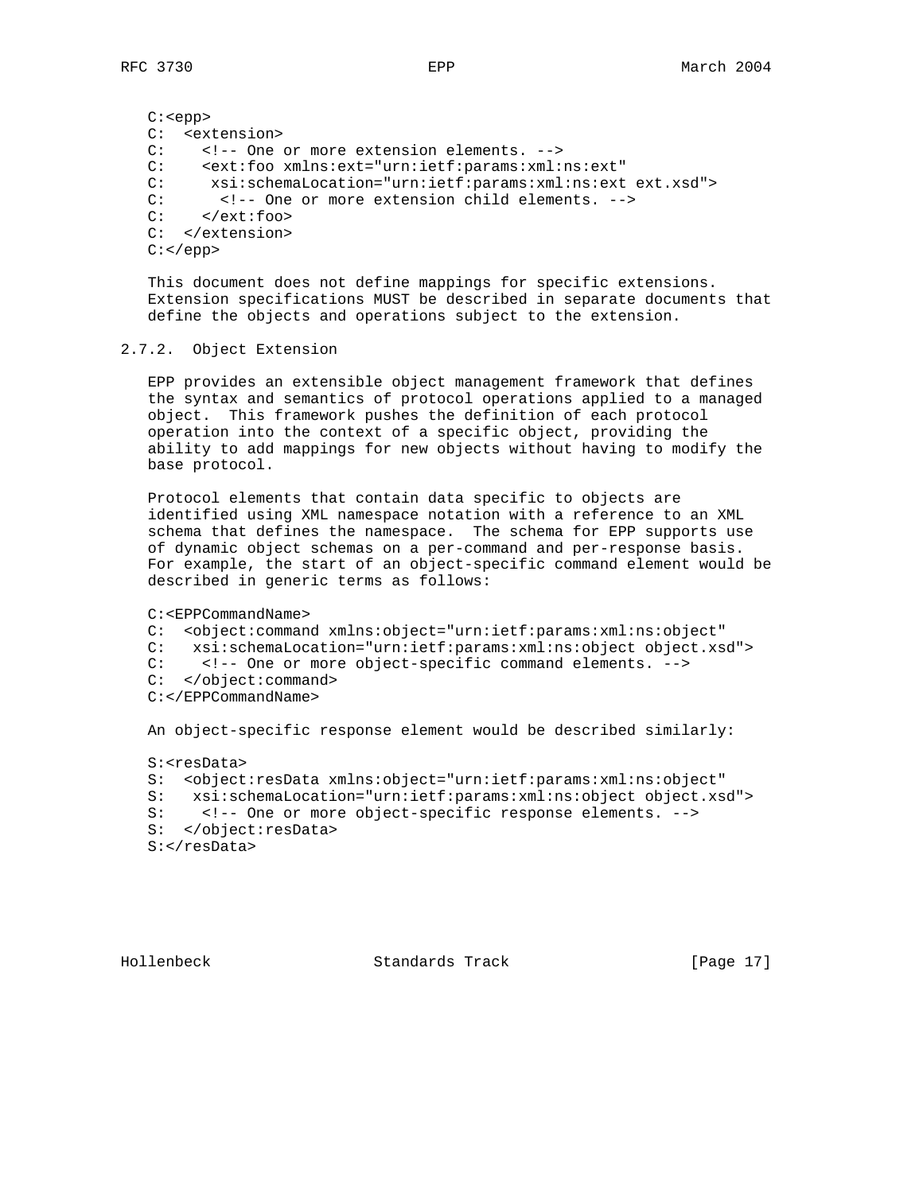```
C:<epp>
C:  <extension>
C:    <!-- One or more extension elements. -->
C:    <ext:foo xmlns:ext="urn:ietf:params:xml:ns:ext"
C:     xsi:schemaLocation="urn:ietf:params:xml:ns:ext ext.xsd">
C:      <!-- One or more extension child elements. -->
C:    </ext:foo>
C:  </extension>
C:</epp>
```

This document does not define mappings for specific extensions. Extension specifications MUST be described in separate documents that define the objects and operations subject to the extension.

### 2.7.2. Object Extension

EPP provides an extensible object management framework that defines the syntax and semantics of protocol operations applied to a managed object. This framework pushes the definition of each protocol operation into the context of a specific object, providing the ability to add mappings for new objects without having to modify the base protocol.

Protocol elements that contain data specific to objects are identified using XML namespace notation with a reference to an XML schema that defines the namespace. The schema for EPP supports use of dynamic object schemas on a per-command and per-response basis. For example, the start of an object-specific command element would be described in generic terms as follows:

```
C:<EPPCommandName>
C:  <object:command xmlns:object="urn:ietf:params:xml:ns:object"
C:   xsi:schemaLocation="urn:ietf:params:xml:ns:object object.xsd">
C:    <!-- One or more object-specific command elements. -->
C:  </object:command>
C:</EPPCommandName>
```

An object-specific response element would be described similarly:

```
S:<resData>
S:  <object:resData xmlns:object="urn:ietf:params:xml:ns:object"
S:   xsi:schemaLocation="urn:ietf:params:xml:ns:object object.xsd">
S:    <!-- One or more object-specific response elements. -->
S:  </object:resData>
S:</resData>
```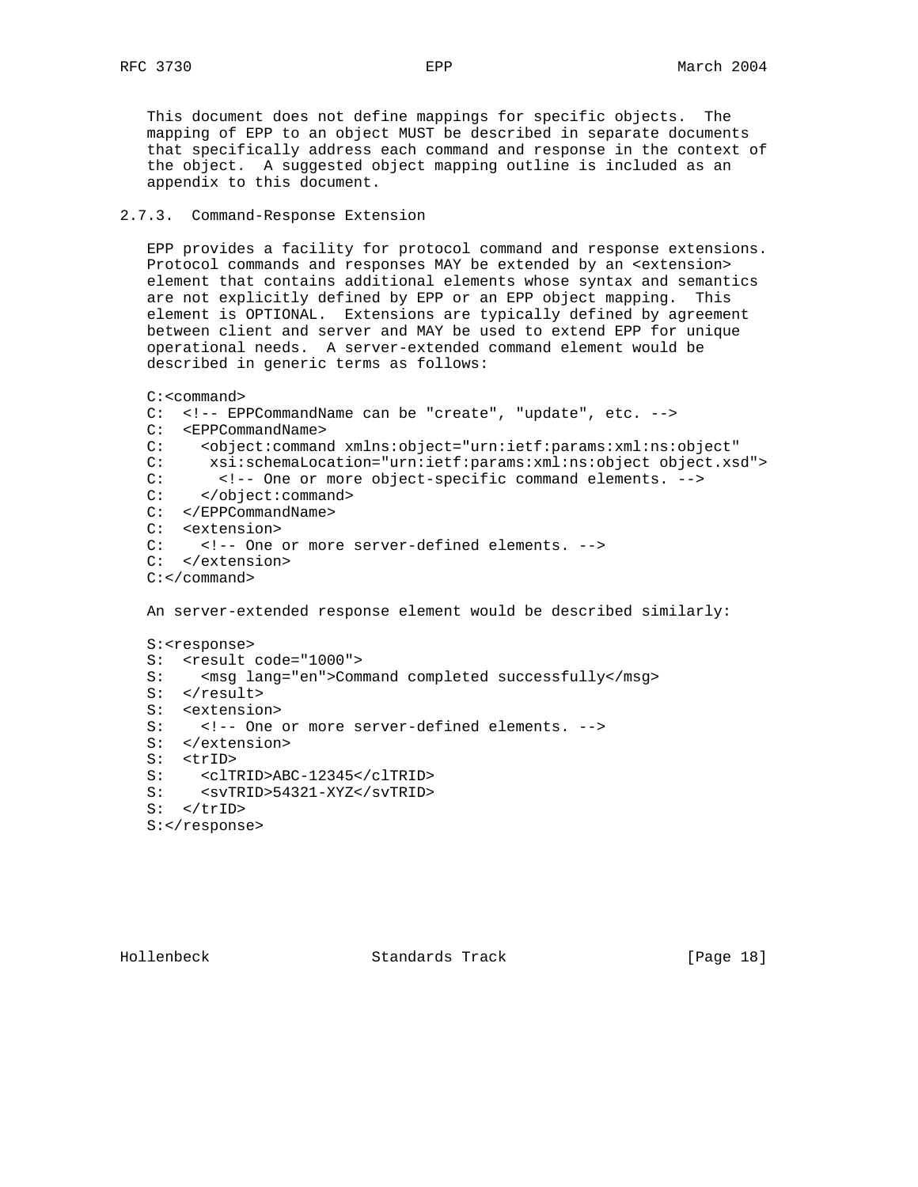This document does not define mappings for specific objects. The mapping of EPP to an object MUST be described in separate documents that specifically address each command and response in the context of the object. A suggested object mapping outline is included as an appendix to this document.

### 2.7.3. Command-Response Extension

EPP provides a facility for protocol command and response extensions. Protocol commands and responses MAY be extended by an <extension> element that contains additional elements whose syntax and semantics are not explicitly defined by EPP or an EPP object mapping. This element is OPTIONAL. Extensions are typically defined by agreement between client and server and MAY be used to extend EPP for unique operational needs. A server-extended command element would be described in generic terms as follows:

```
C:<command>
C:  <!-- EPPCommandName can be "create", "update", etc. -->
C:  <EPPCommandName>
C:    <object:command xmlns:object="urn:ietf:params:xml:ns:object"
C:     xsi:schemaLocation="urn:ietf:params:xml:ns:object object.xsd">
C:      <!-- One or more object-specific command elements. -->
C:    </object:command>
C:  </EPPCommandName>
C:  <extension>
C:    <!-- One or more server-defined elements. -->
C:  </extension>
C:</command>
```

An server-extended response element would be described similarly:

```
S:<response>
S:  <result code="1000">
S:    <msg lang="en">Command completed successfully</msg>
S:  </result>
S:  <extension>
S:    <!-- One or more server-defined elements. -->
S:  </extension>
S:  <trID>
S:    <clTRID>ABC-12345</clTRID>
S:    <svTRID>54321-XYZ</svTRID>
S:  </trID>
S:</response>
```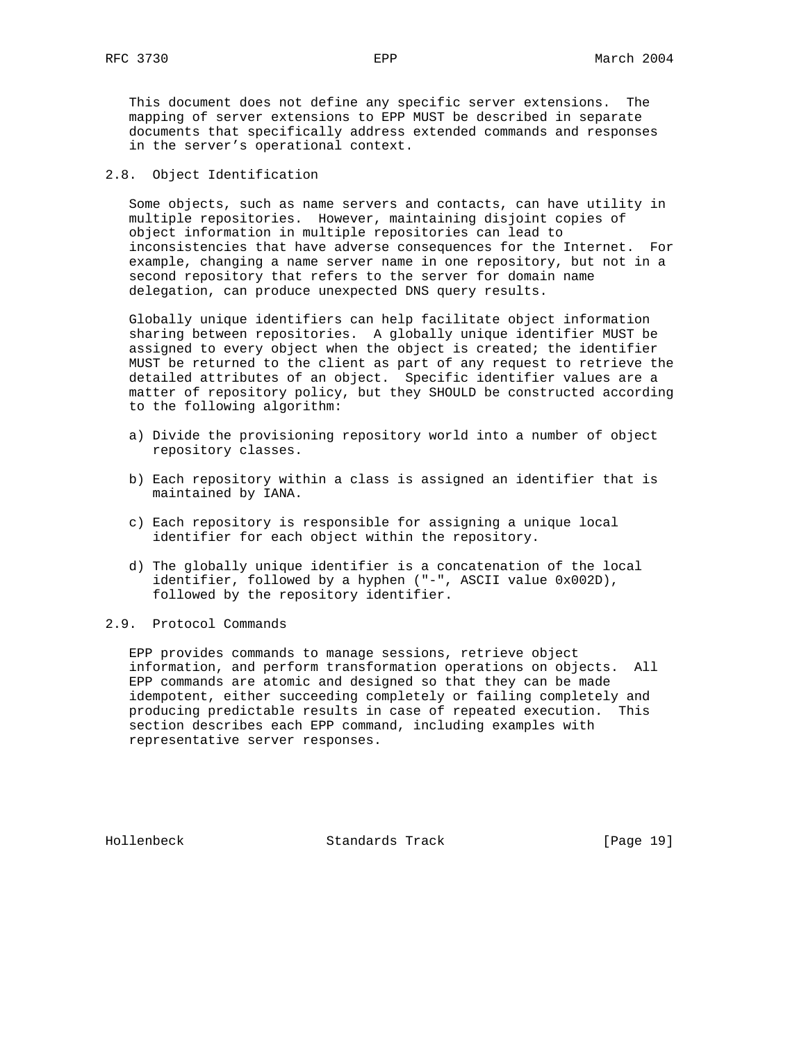This document does not define any specific server extensions. The mapping of server extensions to EPP MUST be described in separate documents that specifically address extended commands and responses in the server's operational context.

## 2.8. Object Identification

Some objects, such as name servers and contacts, can have utility in multiple repositories. However, maintaining disjoint copies of object information in multiple repositories can lead to inconsistencies that have adverse consequences for the Internet. For example, changing a name server name in one repository, but not in a second repository that refers to the server for domain name delegation, can produce unexpected DNS query results.

Globally unique identifiers can help facilitate object information sharing between repositories. A globally unique identifier MUST be assigned to every object when the object is created; the identifier MUST be returned to the client as part of any request to retrieve the detailed attributes of an object. Specific identifier values are a matter of repository policy, but they SHOULD be constructed according to the following algorithm:

a) Divide the provisioning repository world into a number of object repository classes.

b) Each repository within a class is assigned an identifier that is maintained by IANA.

c) Each repository is responsible for assigning a unique local identifier for each object within the repository.

d) The globally unique identifier is a concatenation of the local identifier, followed by a hyphen ("-", ASCII value 0x002D), followed by the repository identifier.

## 2.9. Protocol Commands

EPP provides commands to manage sessions, retrieve object information, and perform transformation operations on objects. All EPP commands are atomic and designed so that they can be made idempotent, either succeeding completely or failing completely and producing predictable results in case of repeated execution. This section describes each EPP command, including examples with representative server responses.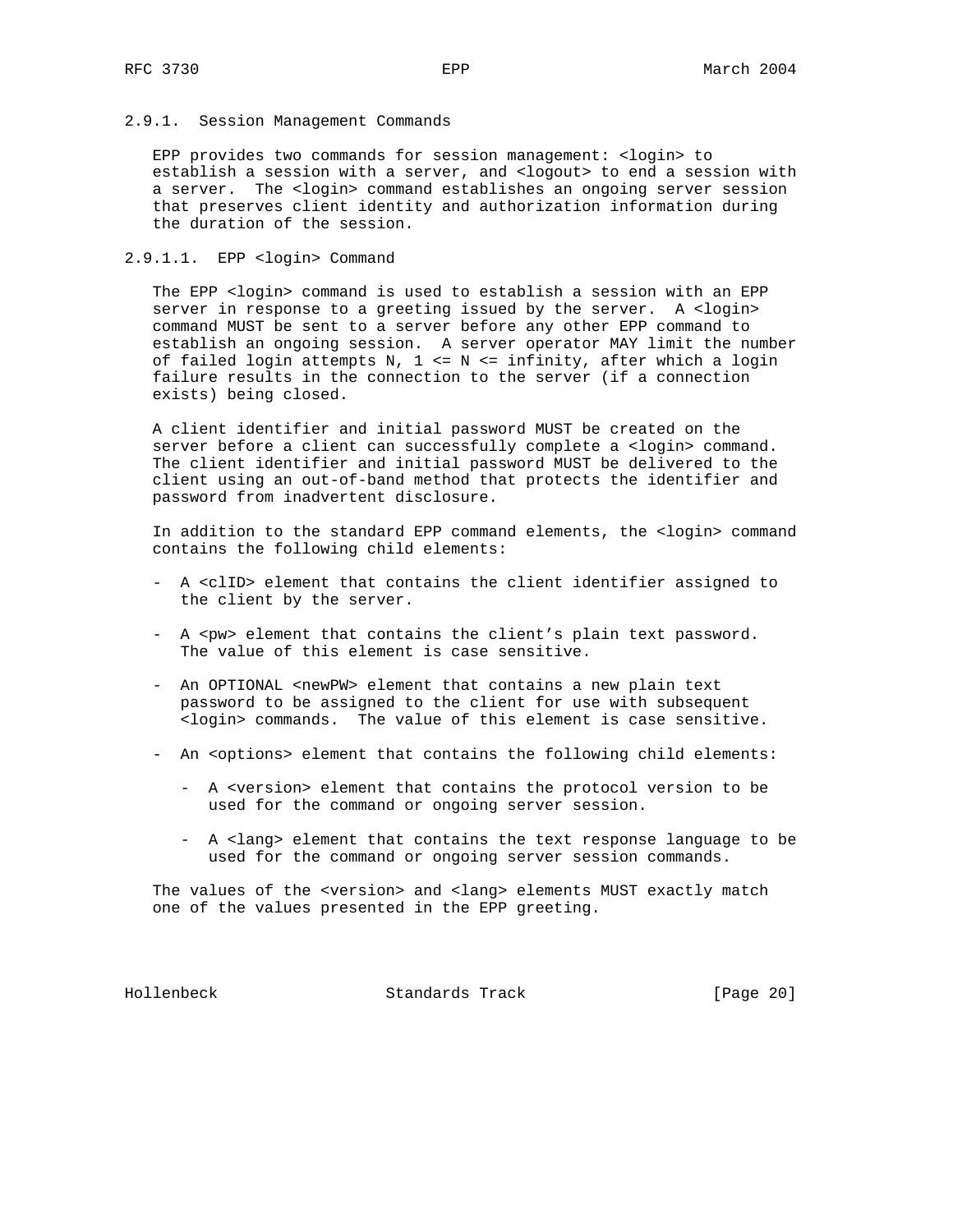### 2.9.1. Session Management Commands

EPP provides two commands for session management: <login> to establish a session with a server, and <logout> to end a session with a server. The <login> command establishes an ongoing server session that preserves client identity and authorization information during the duration of the session.

#### 2.9.1.1. EPP <login> Command

The EPP <login> command is used to establish a session with an EPP server in response to a greeting issued by the server. A <login> command MUST be sent to a server before any other EPP command to establish an ongoing session. A server operator MAY limit the number of failed login attempts N, 1 <= N <= infinity, after which a login failure results in the connection to the server (if a connection exists) being closed.

A client identifier and initial password MUST be created on the server before a client can successfully complete a <login> command. The client identifier and initial password MUST be delivered to the client using an out-of-band method that protects the identifier and password from inadvertent disclosure.

In addition to the standard EPP command elements, the <login> command contains the following child elements:

- A <clID> element that contains the client identifier assigned to the client by the server.
- A <pw> element that contains the client's plain text password. The value of this element is case sensitive.
- An OPTIONAL <newPW> element that contains a new plain text password to be assigned to the client for use with subsequent <login> commands. The value of this element is case sensitive.
- An <options> element that contains the following child elements:
  - A <version> element that contains the protocol version to be used for the command or ongoing server session.
  - A <lang> element that contains the text response language to be used for the command or ongoing server session commands.

The values of the <version> and <lang> elements MUST exactly match one of the values presented in the EPP greeting.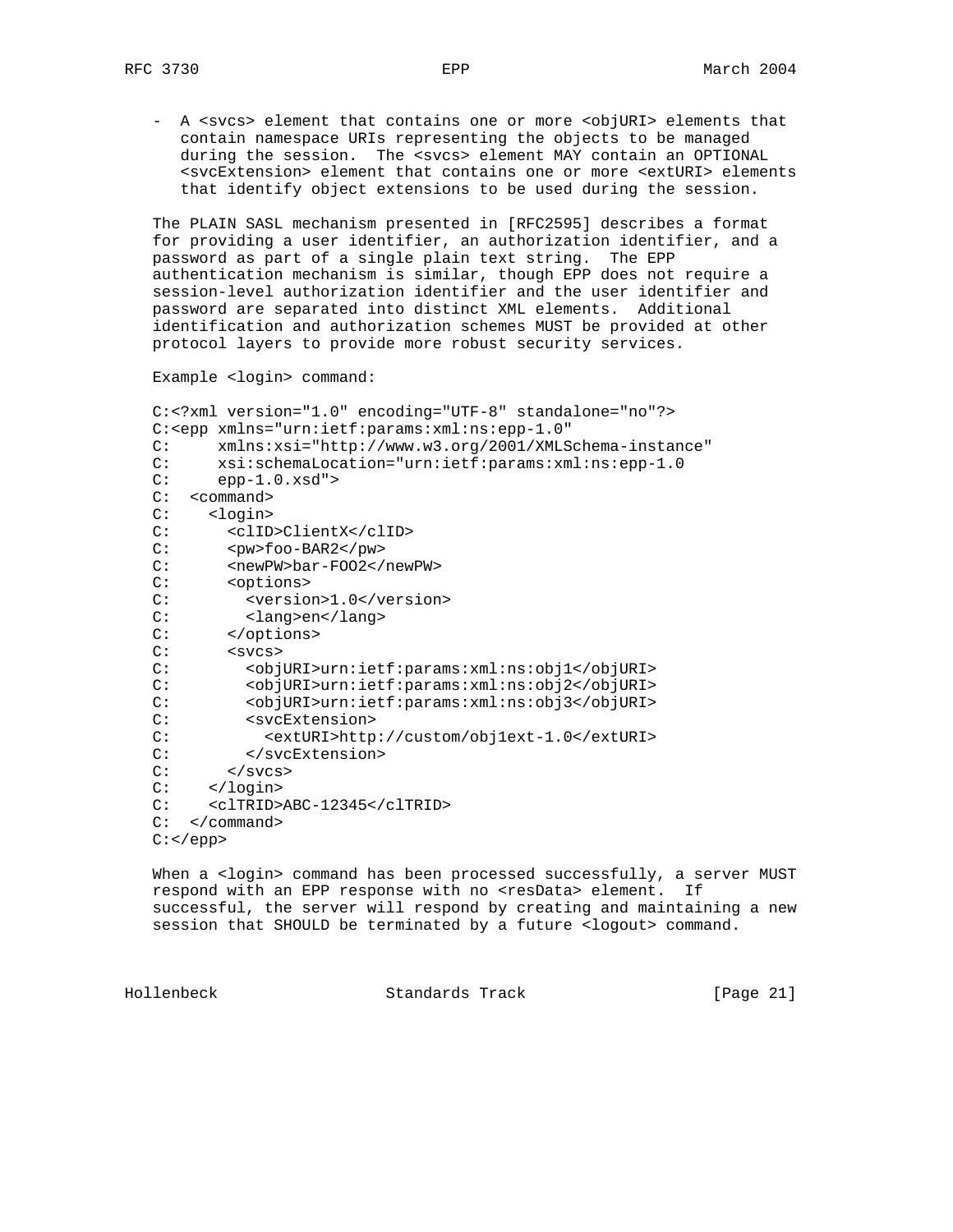- A <svcs> element that contains one or more <objURI> elements that contain namespace URIs representing the objects to be managed during the session. The <svcs> element MAY contain an OPTIONAL <svcExtension> element that contains one or more <extURI> elements that identify object extensions to be used during the session.

The PLAIN SASL mechanism presented in [RFC2595] describes a format for providing a user identifier, an authorization identifier, and a password as part of a single plain text string. The EPP authentication mechanism is similar, though EPP does not require a session-level authorization identifier and the user identifier and password are separated into distinct XML elements. Additional identification and authorization schemes MUST be provided at other protocol layers to provide more robust security services.

Example <login> command:

```
C:<?xml version="1.0" encoding="UTF-8" standalone="no"?>
C:<epp xmlns="urn:ietf:params:xml:ns:epp-1.0"
C:     xmlns:xsi="http://www.w3.org/2001/XMLSchema-instance"
C:     xsi:schemaLocation="urn:ietf:params:xml:ns:epp-1.0
C:     epp-1.0.xsd">
C:  <command>
C:    <login>
C:      <clID>ClientX</clID>
C:      <pw>foo-BAR2</pw>
C:      <newPW>bar-FOO2</newPW>
C:      <options>
C:        <version>1.0</version>
C:        <lang>en</lang>
C:      </options>
C:      <svcs>
C:        <objURI>urn:ietf:params:xml:ns:obj1</objURI>
C:        <objURI>urn:ietf:params:xml:ns:obj2</objURI>
C:        <objURI>urn:ietf:params:xml:ns:obj3</objURI>
C:        <svcExtension>
C:          <extURI>http://custom/obj1ext-1.0</extURI>
C:        </svcExtension>
C:      </svcs>
C:    </login>
C:    <clTRID>ABC-12345</clTRID>
C:  </command>
C:</epp>
```

When a <login> command has been processed successfully, a server MUST respond with an EPP response with no <resData> element. If successful, the server will respond by creating and maintaining a new session that SHOULD be terminated by a future <logout> command.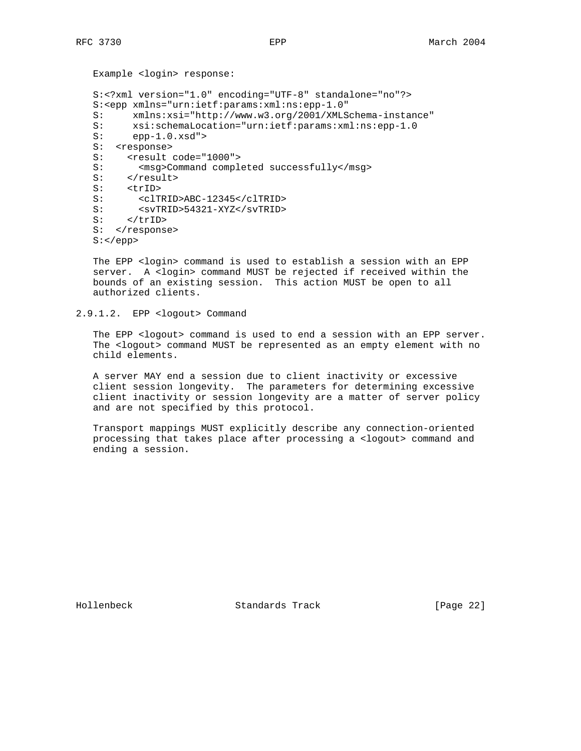Example <login> response:

```
S:<?xml version="1.0" encoding="UTF-8" standalone="no"?>
S:<epp xmlns="urn:ietf:params:xml:ns:epp-1.0"
S:     xmlns:xsi="http://www.w3.org/2001/XMLSchema-instance"
S:     xsi:schemaLocation="urn:ietf:params:xml:ns:epp-1.0
S:     epp-1.0.xsd">
S:  <response>
S:    <result code="1000">
S:      <msg>Command completed successfully</msg>
S:    </result>
S:    <trID>
S:      <clTRID>ABC-12345</clTRID>
S:      <svTRID>54321-XYZ</svTRID>
S:    </trID>
S:  </response>
S:</epp>
```

The EPP <login> command is used to establish a session with an EPP server. A <login> command MUST be rejected if received within the bounds of an existing session. This action MUST be open to all authorized clients.

#### 2.9.1.2. EPP <logout> Command

The EPP <logout> command is used to end a session with an EPP server. The <logout> command MUST be represented as an empty element with no child elements.

A server MAY end a session due to client inactivity or excessive client session longevity. The parameters for determining excessive client inactivity or session longevity are a matter of server policy and are not specified by this protocol.

Transport mappings MUST explicitly describe any connection-oriented processing that takes place after processing a <logout> command and ending a session.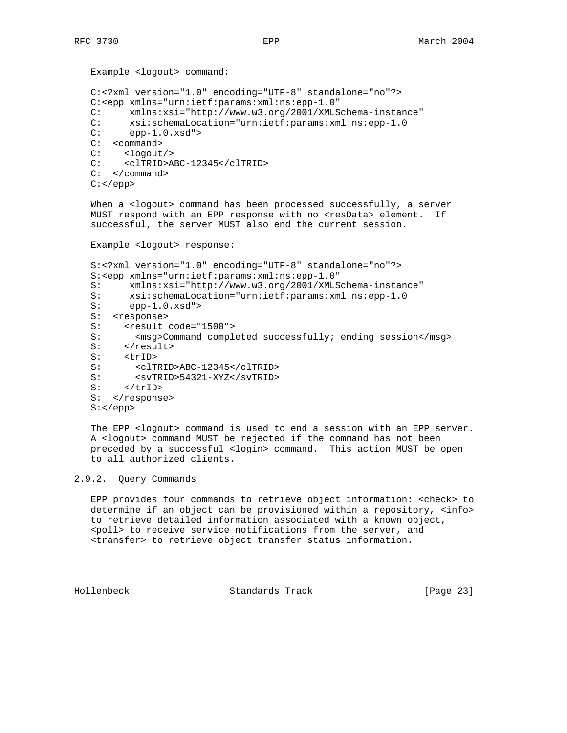Example <logout> command:

```
C:<?xml version="1.0" encoding="UTF-8" standalone="no"?>
C:<epp xmlns="urn:ietf:params:xml:ns:epp-1.0"
C:     xmlns:xsi="http://www.w3.org/2001/XMLSchema-instance"
C:     xsi:schemaLocation="urn:ietf:params:xml:ns:epp-1.0
C:     epp-1.0.xsd">
C:  <command>
C:    <logout/>
C:    <clTRID>ABC-12345</clTRID>
C:  </command>
C:</epp>
```

When a <logout> command has been processed successfully, a server MUST respond with an EPP response with no <resData> element. If successful, the server MUST also end the current session.

Example <logout> response:

```
S:<?xml version="1.0" encoding="UTF-8" standalone="no"?>
S:<epp xmlns="urn:ietf:params:xml:ns:epp-1.0"
S:     xmlns:xsi="http://www.w3.org/2001/XMLSchema-instance"
S:     xsi:schemaLocation="urn:ietf:params:xml:ns:epp-1.0
S:     epp-1.0.xsd">
S:  <response>
S:    <result code="1500">
S:      <msg>Command completed successfully; ending session</msg>
S:    </result>
S:    <trID>
S:      <clTRID>ABC-12345</clTRID>
S:      <svTRID>54321-XYZ</svTRID>
S:    </trID>
S:  </response>
S:</epp>
```

The EPP <logout> command is used to end a session with an EPP server. A <logout> command MUST be rejected if the command has not been preceded by a successful <login> command. This action MUST be open to all authorized clients.

### 2.9.2. Query Commands

EPP provides four commands to retrieve object information: <check> to determine if an object can be provisioned within a repository, <info> to retrieve detailed information associated with a known object, <poll> to receive service notifications from the server, and <transfer> to retrieve object transfer status information.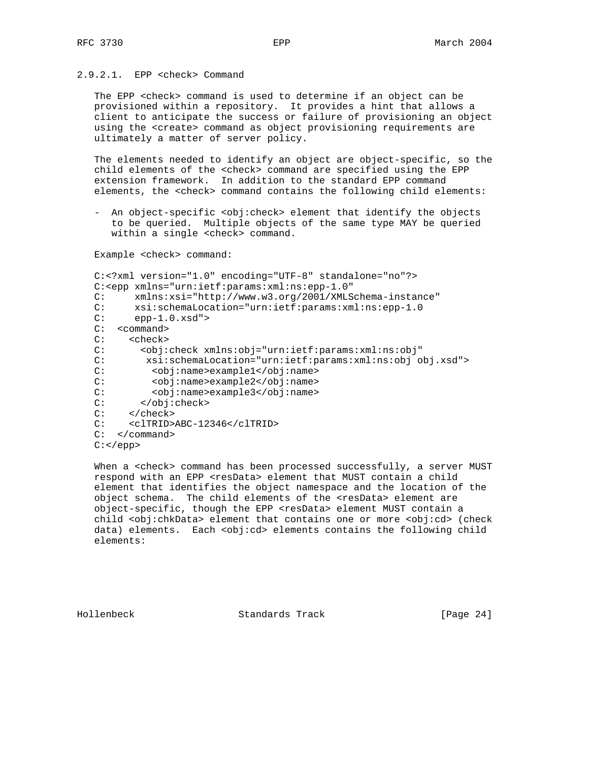#### 2.9.2.1. EPP <check> Command

The EPP <check> command is used to determine if an object can be provisioned within a repository. It provides a hint that allows a client to anticipate the success or failure of provisioning an object using the <create> command as object provisioning requirements are ultimately a matter of server policy.

The elements needed to identify an object are object-specific, so the child elements of the <check> command are specified using the EPP extension framework. In addition to the standard EPP command elements, the <check> command contains the following child elements:

- An object-specific <obj:check> element that identify the objects to be queried. Multiple objects of the same type MAY be queried within a single <check> command.

Example <check> command:

```
C:<?xml version="1.0" encoding="UTF-8" standalone="no"?>
C:<epp xmlns="urn:ietf:params:xml:ns:epp-1.0"
C:     xmlns:xsi="http://www.w3.org/2001/XMLSchema-instance"
C:     xsi:schemaLocation="urn:ietf:params:xml:ns:epp-1.0
C:     epp-1.0.xsd">
C:  <command>
C:    <check>
C:      <obj:check xmlns:obj="urn:ietf:params:xml:ns:obj"
C:       xsi:schemaLocation="urn:ietf:params:xml:ns:obj obj.xsd">
C:        <obj:name>example1</obj:name>
C:        <obj:name>example2</obj:name>
C:        <obj:name>example3</obj:name>
C:      </obj:check>
C:    </check>
C:    <clTRID>ABC-12346</clTRID>
C:  </command>
C:</epp>
```

When a <check> command has been processed successfully, a server MUST respond with an EPP <resData> element that MUST contain a child element that identifies the object namespace and the location of the object schema. The child elements of the <resData> element are object-specific, though the EPP <resData> element MUST contain a child <obj:chkData> element that contains one or more <obj:cd> (check data) elements. Each <obj:cd> elements contains the following child elements: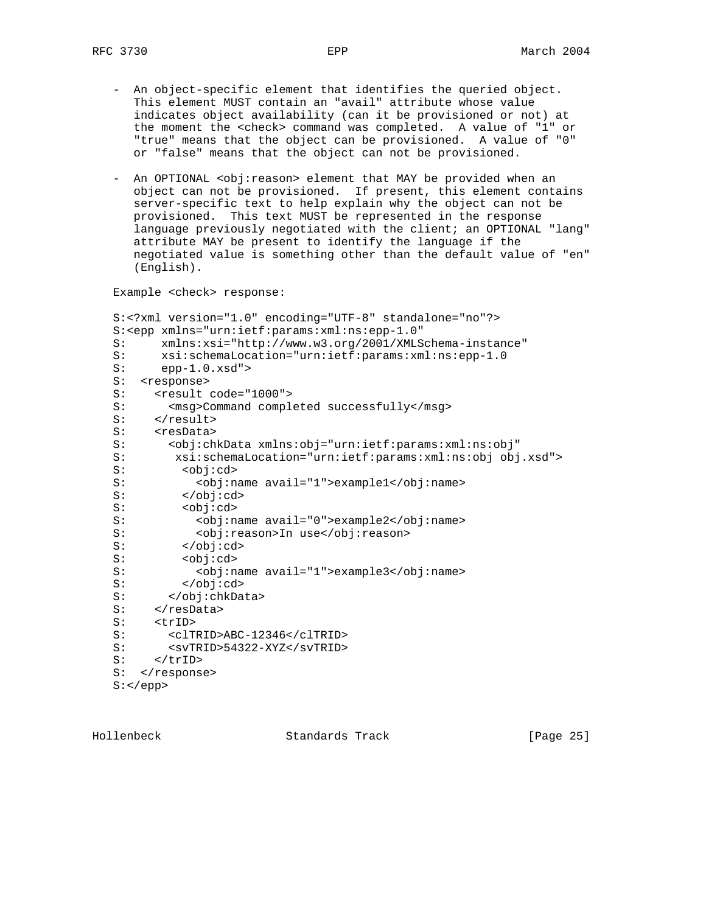- An object-specific element that identifies the queried object. This element MUST contain an "avail" attribute whose value indicates object availability (can it be provisioned or not) at the moment the <check> command was completed. A value of "1" or "true" means that the object can be provisioned. A value of "0" or "false" means that the object can not be provisioned.

- An OPTIONAL <obj:reason> element that MAY be provided when an object can not be provisioned. If present, this element contains server-specific text to help explain why the object can not be provisioned. This text MUST be represented in the response language previously negotiated with the client; an OPTIONAL "lang" attribute MAY be present to identify the language if the negotiated value is something other than the default value of "en" (English).

Example <check> response:

```
S:<?xml version="1.0" encoding="UTF-8" standalone="no"?>
S:<epp xmlns="urn:ietf:params:xml:ns:epp-1.0"
S:     xmlns:xsi="http://www.w3.org/2001/XMLSchema-instance"
S:     xsi:schemaLocation="urn:ietf:params:xml:ns:epp-1.0
S:     epp-1.0.xsd">
S:  <response>
S:    <result code="1000">
S:      <msg>Command completed successfully</msg>
S:    </result>
S:    <resData>
S:      <obj:chkData xmlns:obj="urn:ietf:params:xml:ns:obj"
S:       xsi:schemaLocation="urn:ietf:params:xml:ns:obj obj.xsd">
S:        <obj:cd>
S:          <obj:name avail="1">example1</obj:name>
S:        </obj:cd>
S:        <obj:cd>
S:          <obj:name avail="0">example2</obj:name>
S:          <obj:reason>In use</obj:reason>
S:        </obj:cd>
S:        <obj:cd>
S:          <obj:name avail="1">example3</obj:name>
S:        </obj:cd>
S:      </obj:chkData>
S:    </resData>
S:    <trID>
S:      <clTRID>ABC-12346</clTRID>
S:      <svTRID>54322-XYZ</svTRID>
S:    </trID>
S:  </response>
S:</epp>
```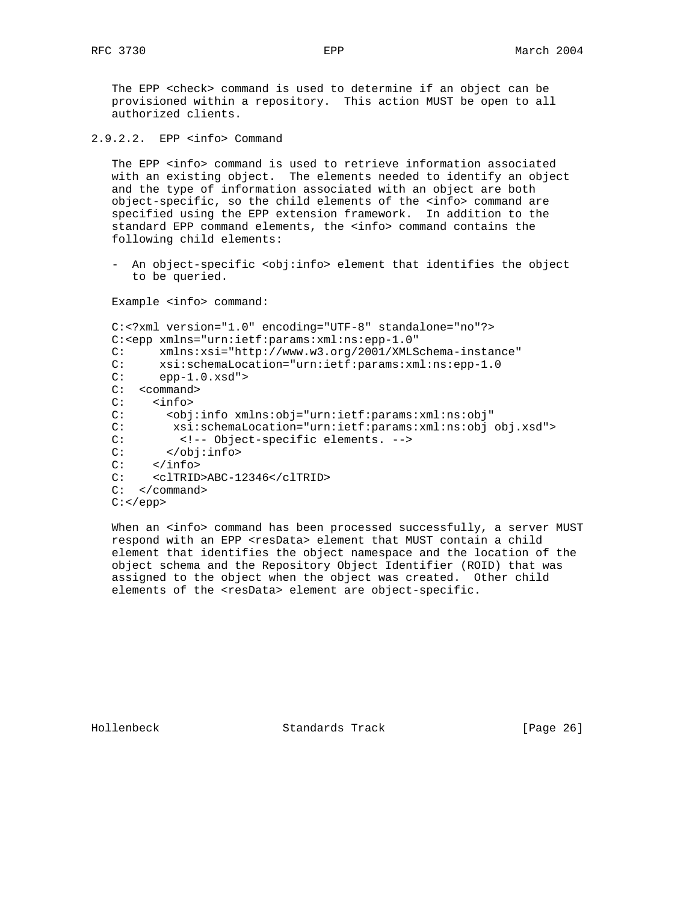The EPP <check> command is used to determine if an object can be provisioned within a repository. This action MUST be open to all authorized clients.

#### 2.9.2.2. EPP <info> Command

The EPP <info> command is used to retrieve information associated with an existing object. The elements needed to identify an object and the type of information associated with an object are both object-specific, so the child elements of the <info> command are specified using the EPP extension framework. In addition to the standard EPP command elements, the <info> command contains the following child elements:

- An object-specific <obj:info> element that identifies the object to be queried.

Example <info> command:

```
C:<?xml version="1.0" encoding="UTF-8" standalone="no"?>
C:<epp xmlns="urn:ietf:params:xml:ns:epp-1.0"
C:     xmlns:xsi="http://www.w3.org/2001/XMLSchema-instance"
C:     xsi:schemaLocation="urn:ietf:params:xml:ns:epp-1.0
C:     epp-1.0.xsd">
C:  <command>
C:    <info>
C:      <obj:info xmlns:obj="urn:ietf:params:xml:ns:obj"
C:       xsi:schemaLocation="urn:ietf:params:xml:ns:obj obj.xsd">
C:        <!-- Object-specific elements. -->
C:      </obj:info>
C:    </info>
C:    <clTRID>ABC-12346</clTRID>
C:  </command>
C:</epp>
```

When an <info> command has been processed successfully, a server MUST respond with an EPP <resData> element that MUST contain a child element that identifies the object namespace and the location of the object schema and the Repository Object Identifier (ROID) that was assigned to the object when the object was created. Other child elements of the <resData> element are object-specific.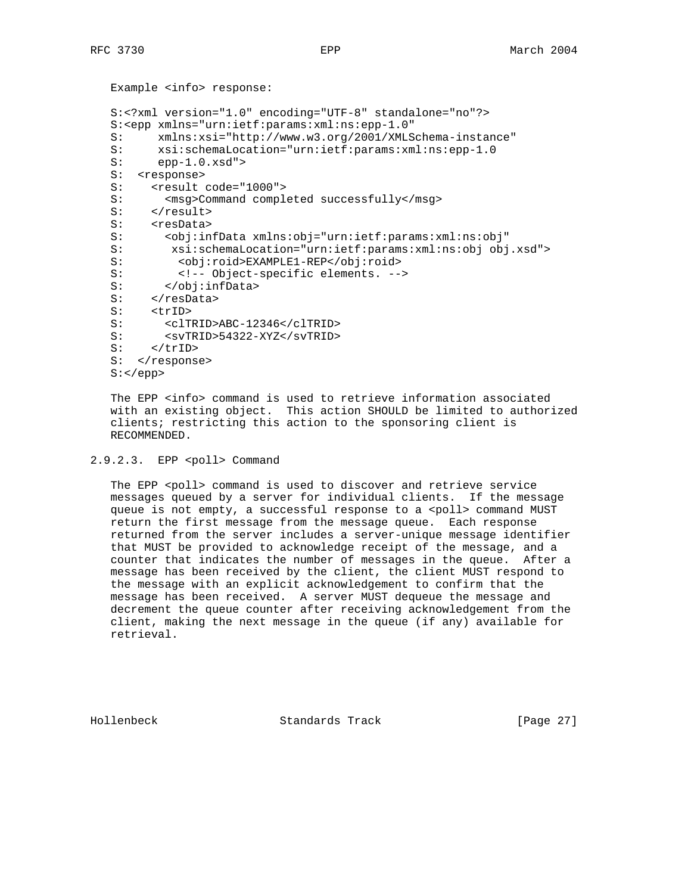Example <info> response:

```
S:<?xml version="1.0" encoding="UTF-8" standalone="no"?>
S:<epp xmlns="urn:ietf:params:xml:ns:epp-1.0"
S:     xmlns:xsi="http://www.w3.org/2001/XMLSchema-instance"
S:     xsi:schemaLocation="urn:ietf:params:xml:ns:epp-1.0
S:     epp-1.0.xsd">
S:  <response>
S:    <result code="1000">
S:      <msg>Command completed successfully</msg>
S:    </result>
S:    <resData>
S:      <obj:infData xmlns:obj="urn:ietf:params:xml:ns:obj"
S:       xsi:schemaLocation="urn:ietf:params:xml:ns:obj obj.xsd">
S:        <obj:roid>EXAMPLE1-REP</obj:roid>
S:        <!-- Object-specific elements. -->
S:      </obj:infData>
S:    </resData>
S:    <trID>
S:      <clTRID>ABC-12346</clTRID>
S:      <svTRID>54322-XYZ</svTRID>
S:    </trID>
S:  </response>
S:</epp>
```

The EPP <info> command is used to retrieve information associated with an existing object. This action SHOULD be limited to authorized clients; restricting this action to the sponsoring client is RECOMMENDED.

#### 2.9.2.3. EPP <poll> Command

The EPP <poll> command is used to discover and retrieve service messages queued by a server for individual clients. If the message queue is not empty, a successful response to a <poll> command MUST return the first message from the message queue. Each response returned from the server includes a server-unique message identifier that MUST be provided to acknowledge receipt of the message, and a counter that indicates the number of messages in the queue. After a message has been received by the client, the client MUST respond to the message with an explicit acknowledgement to confirm that the message has been received. A server MUST dequeue the message and decrement the queue counter after receiving acknowledgement from the client, making the next message in the queue (if any) available for retrieval.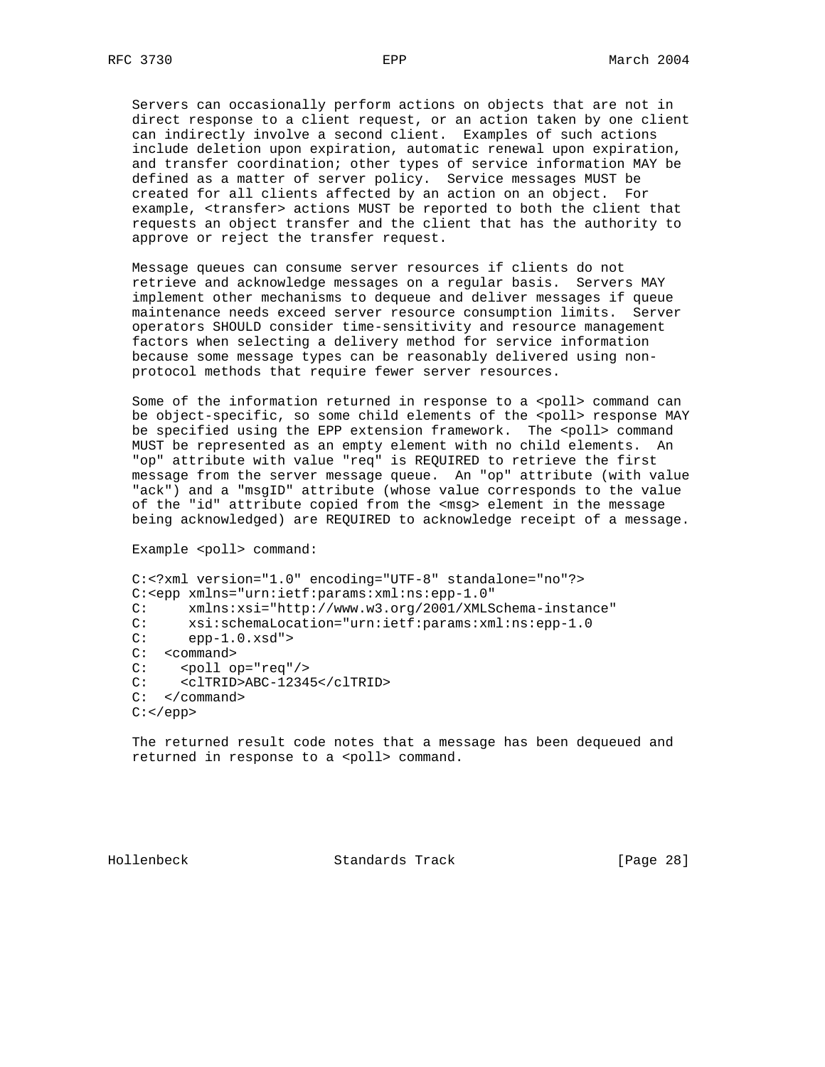Servers can occasionally perform actions on objects that are not in direct response to a client request, or an action taken by one client can indirectly involve a second client. Examples of such actions include deletion upon expiration, automatic renewal upon expiration, and transfer coordination; other types of service information MAY be defined as a matter of server policy. Service messages MUST be created for all clients affected by an action on an object. For example, <transfer> actions MUST be reported to both the client that requests an object transfer and the client that has the authority to approve or reject the transfer request.

Message queues can consume server resources if clients do not retrieve and acknowledge messages on a regular basis. Servers MAY implement other mechanisms to dequeue and deliver messages if queue maintenance needs exceed server resource consumption limits. Server operators SHOULD consider time-sensitivity and resource management factors when selecting a delivery method for service information because some message types can be reasonably delivered using non-protocol methods that require fewer server resources.

Some of the information returned in response to a <poll> command can be object-specific, so some child elements of the <poll> response MAY be specified using the EPP extension framework. The <poll> command MUST be represented as an empty element with no child elements. An "op" attribute with value "req" is REQUIRED to retrieve the first message from the server message queue. An "op" attribute (with value "ack") and a "msgID" attribute (whose value corresponds to the value of the "id" attribute copied from the <msg> element in the message being acknowledged) are REQUIRED to acknowledge receipt of a message.

Example <poll> command:

```
C:<?xml version="1.0" encoding="UTF-8" standalone="no"?>
C:<epp xmlns="urn:ietf:params:xml:ns:epp-1.0"
C:     xmlns:xsi="http://www.w3.org/2001/XMLSchema-instance"
C:     xsi:schemaLocation="urn:ietf:params:xml:ns:epp-1.0
C:     epp-1.0.xsd">
C:  <command>
C:    <poll op="req"/>
C:    <clTRID>ABC-12345</clTRID>
C:  </command>
C:</epp>
```

The returned result code notes that a message has been dequeued and returned in response to a <poll> command.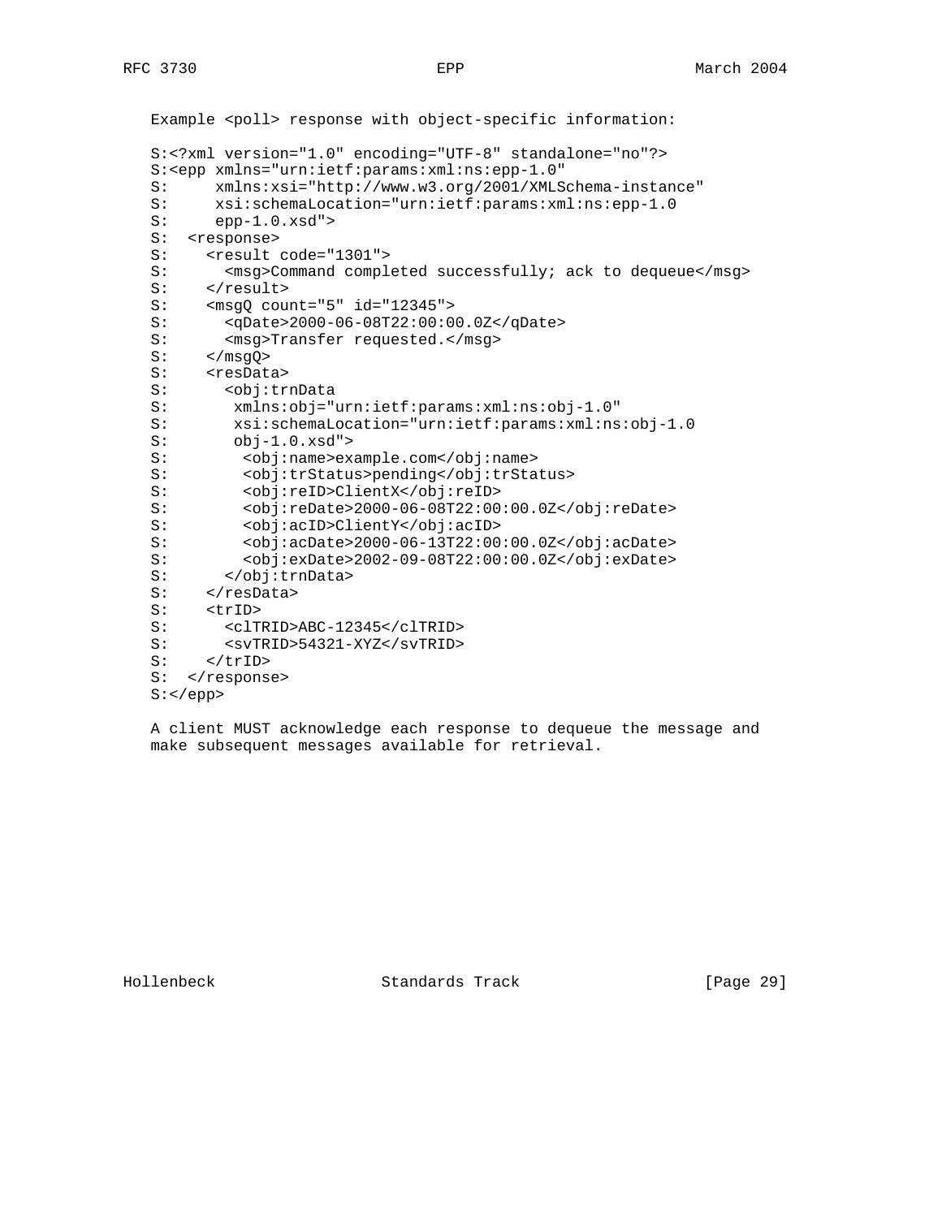Example <poll> response with object-specific information:

```
S:<?xml version="1.0" encoding="UTF-8" standalone="no"?>
S:<epp xmlns="urn:ietf:params:xml:ns:epp-1.0"
S:     xmlns:xsi="http://www.w3.org/2001/XMLSchema-instance"
S:     xsi:schemaLocation="urn:ietf:params:xml:ns:epp-1.0
S:     epp-1.0.xsd">
S:  <response>
S:    <result code="1301">
S:      <msg>Command completed successfully; ack to dequeue</msg>
S:    </result>
S:    <msgQ count="5" id="12345">
S:      <qDate>2000-06-08T22:00:00.0Z</qDate>
S:      <msg>Transfer requested.</msg>
S:    </msgQ>
S:    <resData>
S:      <obj:trnData
S:       xmlns:obj="urn:ietf:params:xml:ns:obj-1.0"
S:       xsi:schemaLocation="urn:ietf:params:xml:ns:obj-1.0
S:       obj-1.0.xsd">
S:        <obj:name>example.com</obj:name>
S:        <obj:trStatus>pending</obj:trStatus>
S:        <obj:reID>ClientX</obj:reID>
S:        <obj:reDate>2000-06-08T22:00:00.0Z</obj:reDate>
S:        <obj:acID>ClientY</obj:acID>
S:        <obj:acDate>2000-06-13T22:00:00.0Z</obj:acDate>
S:        <obj:exDate>2002-09-08T22:00:00.0Z</obj:exDate>
S:      </obj:trnData>
S:    </resData>
S:    <trID>
S:      <clTRID>ABC-12345</clTRID>
S:      <svTRID>54321-XYZ</svTRID>
S:    </trID>
S:  </response>
S:</epp>
```

A client MUST acknowledge each response to dequeue the message and make subsequent messages available for retrieval.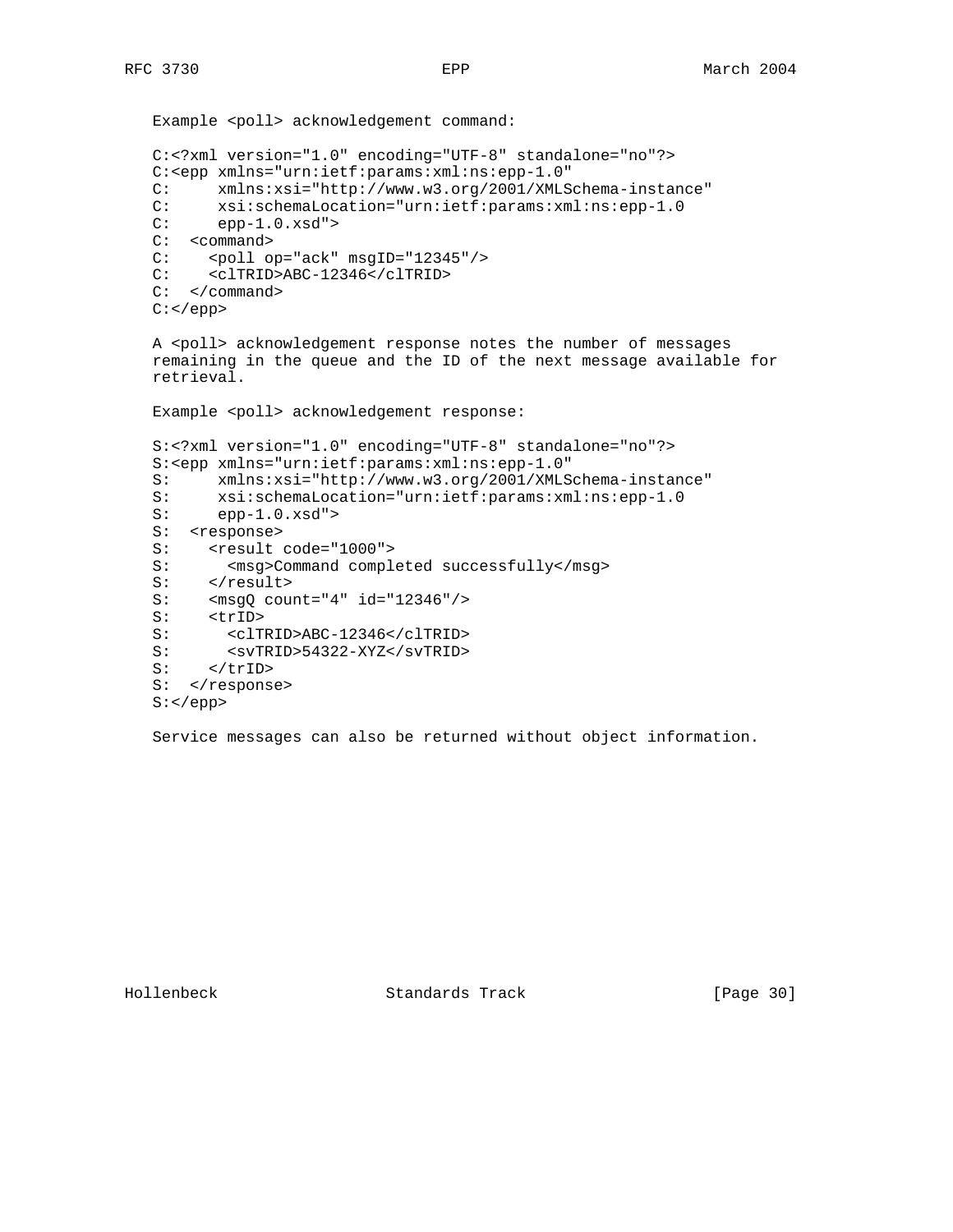Example <poll> acknowledgement command:

```
C:<?xml version="1.0" encoding="UTF-8" standalone="no"?>
C:<epp xmlns="urn:ietf:params:xml:ns:epp-1.0"
C:     xmlns:xsi="http://www.w3.org/2001/XMLSchema-instance"
C:     xsi:schemaLocation="urn:ietf:params:xml:ns:epp-1.0
C:     epp-1.0.xsd">
C:  <command>
C:    <poll op="ack" msgID="12345"/>
C:    <clTRID>ABC-12346</clTRID>
C:  </command>
C:</epp>
```

A <poll> acknowledgement response notes the number of messages remaining in the queue and the ID of the next message available for retrieval.

Example <poll> acknowledgement response:

```
S:<?xml version="1.0" encoding="UTF-8" standalone="no"?>
S:<epp xmlns="urn:ietf:params:xml:ns:epp-1.0"
S:     xmlns:xsi="http://www.w3.org/2001/XMLSchema-instance"
S:     xsi:schemaLocation="urn:ietf:params:xml:ns:epp-1.0
S:     epp-1.0.xsd">
S:  <response>
S:    <result code="1000">
S:      <msg>Command completed successfully</msg>
S:    </result>
S:    <msgQ count="4" id="12346"/>
S:    <trID>
S:      <clTRID>ABC-12346</clTRID>
S:      <svTRID>54322-XYZ</svTRID>
S:    </trID>
S:  </response>
S:</epp>
```

Service messages can also be returned without object information.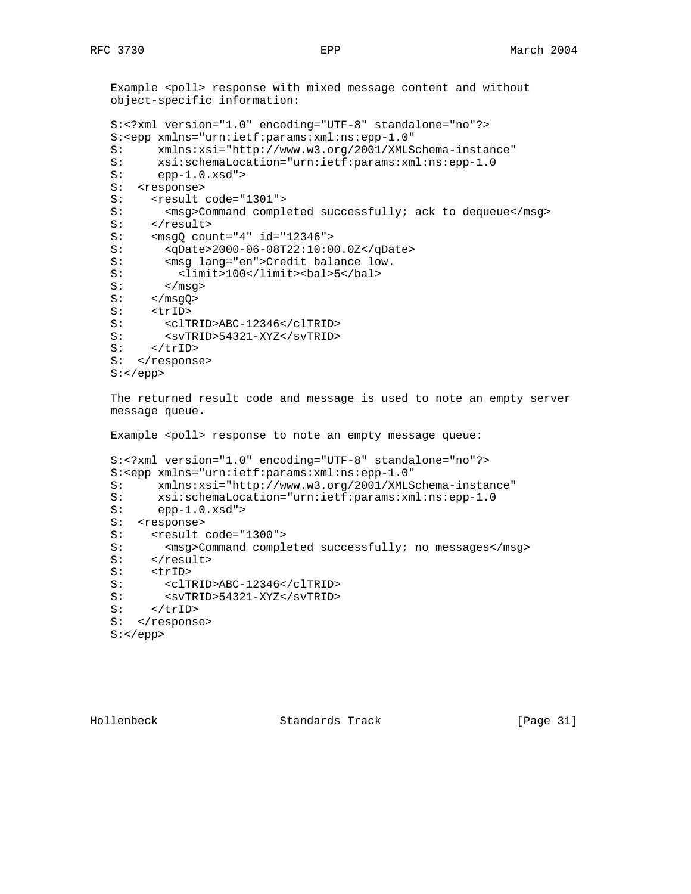Example <poll> response with mixed message content and without object-specific information:

```
S:<?xml version="1.0" encoding="UTF-8" standalone="no"?>
S:<epp xmlns="urn:ietf:params:xml:ns:epp-1.0"
S:     xmlns:xsi="http://www.w3.org/2001/XMLSchema-instance"
S:     xsi:schemaLocation="urn:ietf:params:xml:ns:epp-1.0
S:     epp-1.0.xsd">
S:  <response>
S:    <result code="1301">
S:      <msg>Command completed successfully; ack to dequeue</msg>
S:    </result>
S:    <msgQ count="4" id="12346">
S:      <qDate>2000-06-08T22:10:00.0Z</qDate>
S:      <msg lang="en">Credit balance low.
S:        <limit>100</limit><bal>5</bal>
S:      </msg>
S:    </msgQ>
S:    <trID>
S:      <clTRID>ABC-12346</clTRID>
S:      <svTRID>54321-XYZ</svTRID>
S:    </trID>
S:  </response>
S:</epp>
```

The returned result code and message is used to note an empty server message queue.

Example <poll> response to note an empty message queue:

```
S:<?xml version="1.0" encoding="UTF-8" standalone="no"?>
S:<epp xmlns="urn:ietf:params:xml:ns:epp-1.0"
S:     xmlns:xsi="http://www.w3.org/2001/XMLSchema-instance"
S:     xsi:schemaLocation="urn:ietf:params:xml:ns:epp-1.0
S:     epp-1.0.xsd">
S:  <response>
S:    <result code="1300">
S:      <msg>Command completed successfully; no messages</msg>
S:    </result>
S:    <trID>
S:      <clTRID>ABC-12346</clTRID>
S:      <svTRID>54321-XYZ</svTRID>
S:    </trID>
S:  </response>
S:</epp>
```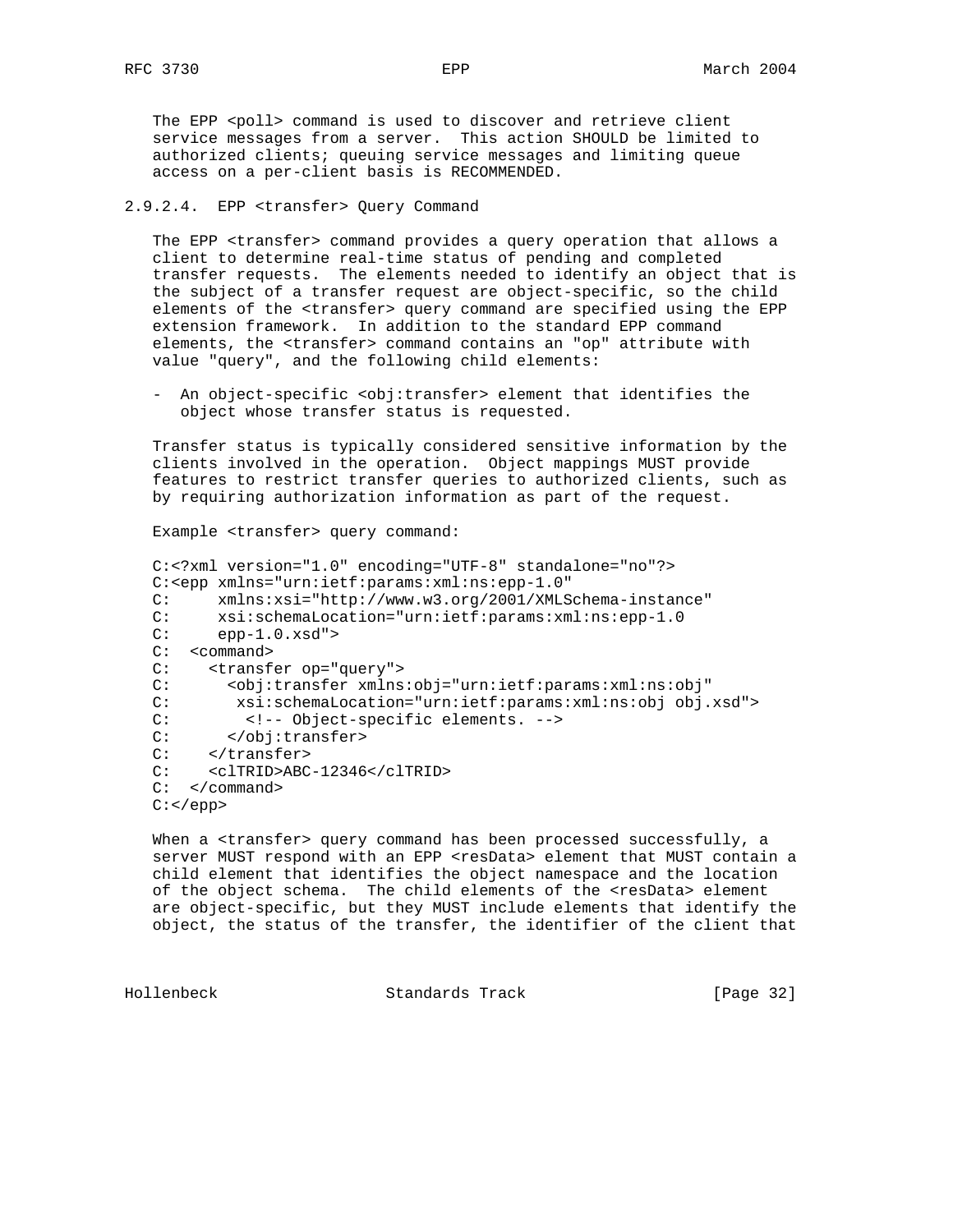The EPP <poll> command is used to discover and retrieve client service messages from a server. This action SHOULD be limited to authorized clients; queuing service messages and limiting queue access on a per-client basis is RECOMMENDED.

#### 2.9.2.4. EPP <transfer> Query Command

The EPP <transfer> command provides a query operation that allows a client to determine real-time status of pending and completed transfer requests. The elements needed to identify an object that is the subject of a transfer request are object-specific, so the child elements of the <transfer> query command are specified using the EPP extension framework. In addition to the standard EPP command elements, the <transfer> command contains an "op" attribute with value "query", and the following child elements:

- An object-specific <obj:transfer> element that identifies the object whose transfer status is requested.

Transfer status is typically considered sensitive information by the clients involved in the operation. Object mappings MUST provide features to restrict transfer queries to authorized clients, such as by requiring authorization information as part of the request.

Example <transfer> query command:

```
C:<?xml version="1.0" encoding="UTF-8" standalone="no"?>
C:<epp xmlns="urn:ietf:params:xml:ns:epp-1.0"
C:     xmlns:xsi="http://www.w3.org/2001/XMLSchema-instance"
C:     xsi:schemaLocation="urn:ietf:params:xml:ns:epp-1.0
C:     epp-1.0.xsd">
C:  <command>
C:    <transfer op="query">
C:      <obj:transfer xmlns:obj="urn:ietf:params:xml:ns:obj"
C:       xsi:schemaLocation="urn:ietf:params:xml:ns:obj obj.xsd">
C:        <!-- Object-specific elements. -->
C:      </obj:transfer>
C:    </transfer>
C:    <clTRID>ABC-12346</clTRID>
C:  </command>
C:</epp>
```

When a <transfer> query command has been processed successfully, a server MUST respond with an EPP <resData> element that MUST contain a child element that identifies the object namespace and the location of the object schema. The child elements of the <resData> element are object-specific, but they MUST include elements that identify the object, the status of the transfer, the identifier of the client that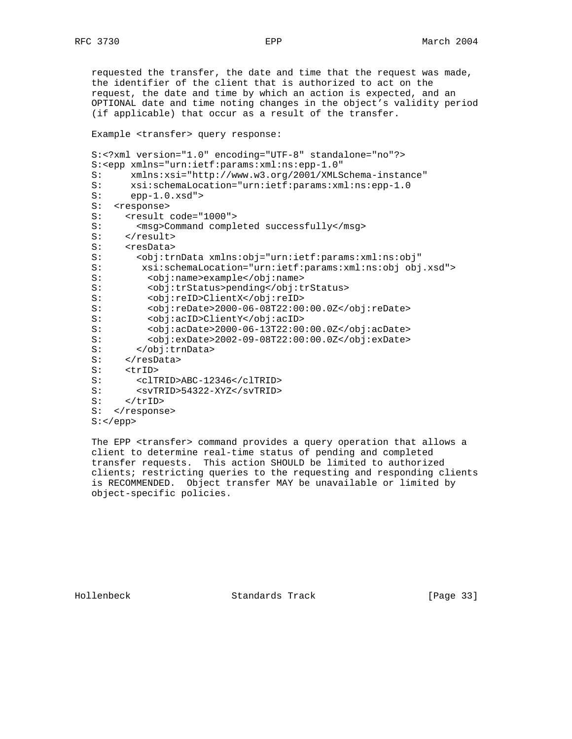requested the transfer, the date and time that the request was made, the identifier of the client that is authorized to act on the request, the date and time by which an action is expected, and an OPTIONAL date and time noting changes in the object's validity period (if applicable) that occur as a result of the transfer.

Example <transfer> query response:

```
S:<?xml version="1.0" encoding="UTF-8" standalone="no"?>
S:<epp xmlns="urn:ietf:params:xml:ns:epp-1.0"
S:     xmlns:xsi="http://www.w3.org/2001/XMLSchema-instance"
S:     xsi:schemaLocation="urn:ietf:params:xml:ns:epp-1.0
S:     epp-1.0.xsd">
S:  <response>
S:    <result code="1000">
S:      <msg>Command completed successfully</msg>
S:    </result>
S:    <resData>
S:      <obj:trnData xmlns:obj="urn:ietf:params:xml:ns:obj"
S:       xsi:schemaLocation="urn:ietf:params:xml:ns:obj obj.xsd">
S:        <obj:name>example</obj:name>
S:        <obj:trStatus>pending</obj:trStatus>
S:        <obj:reID>ClientX</obj:reID>
S:        <obj:reDate>2000-06-08T22:00:00.0Z</obj:reDate>
S:        <obj:acID>ClientY</obj:acID>
S:        <obj:acDate>2000-06-13T22:00:00.0Z</obj:acDate>
S:        <obj:exDate>2002-09-08T22:00:00.0Z</obj:exDate>
S:      </obj:trnData>
S:    </resData>
S:    <trID>
S:      <clTRID>ABC-12346</clTRID>
S:      <svTRID>54322-XYZ</svTRID>
S:    </trID>
S:  </response>
S:</epp>
```

The EPP <transfer> command provides a query operation that allows a client to determine real-time status of pending and completed transfer requests. This action SHOULD be limited to authorized clients; restricting queries to the requesting and responding clients is RECOMMENDED. Object transfer MAY be unavailable or limited by object-specific policies.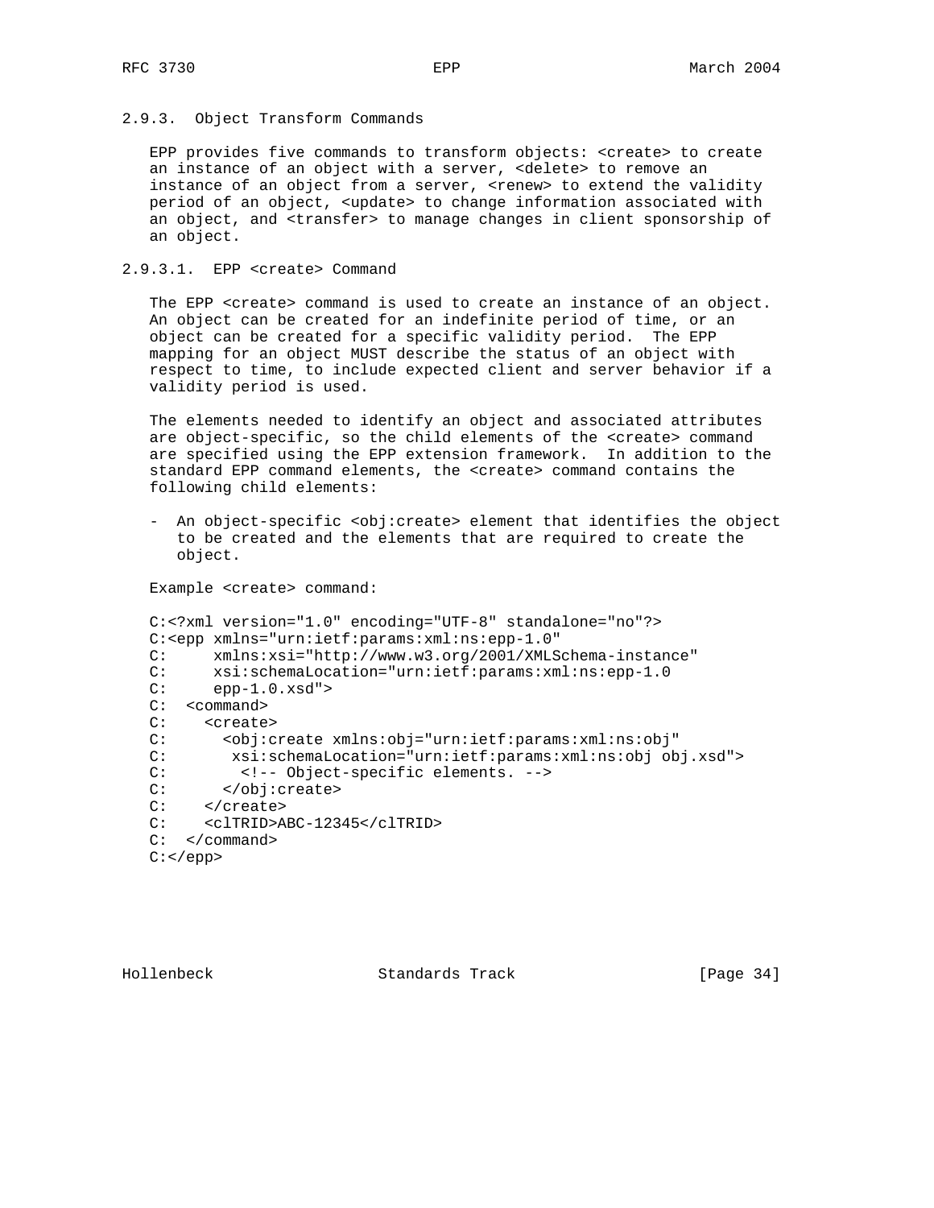### 2.9.3. Object Transform Commands

EPP provides five commands to transform objects: <create> to create an instance of an object with a server, <delete> to remove an instance of an object from a server, <renew> to extend the validity period of an object, <update> to change information associated with an object, and <transfer> to manage changes in client sponsorship of an object.

#### 2.9.3.1. EPP <create> Command

The EPP <create> command is used to create an instance of an object. An object can be created for an indefinite period of time, or an object can be created for a specific validity period. The EPP mapping for an object MUST describe the status of an object with respect to time, to include expected client and server behavior if a validity period is used.

The elements needed to identify an object and associated attributes are object-specific, so the child elements of the <create> command are specified using the EPP extension framework. In addition to the standard EPP command elements, the <create> command contains the following child elements:

- An object-specific <obj:create> element that identifies the object to be created and the elements that are required to create the object.

Example <create> command:

```
C:<?xml version="1.0" encoding="UTF-8" standalone="no"?>
C:<epp xmlns="urn:ietf:params:xml:ns:epp-1.0"
C:     xmlns:xsi="http://www.w3.org/2001/XMLSchema-instance"
C:     xsi:schemaLocation="urn:ietf:params:xml:ns:epp-1.0
C:     epp-1.0.xsd">
C:  <command>
C:    <create>
C:      <obj:create xmlns:obj="urn:ietf:params:xml:ns:obj"
C:       xsi:schemaLocation="urn:ietf:params:xml:ns:obj obj.xsd">
C:        <!-- Object-specific elements. -->
C:      </obj:create>
C:    </create>
C:    <clTRID>ABC-12345</clTRID>
C:  </command>
C:</epp>
```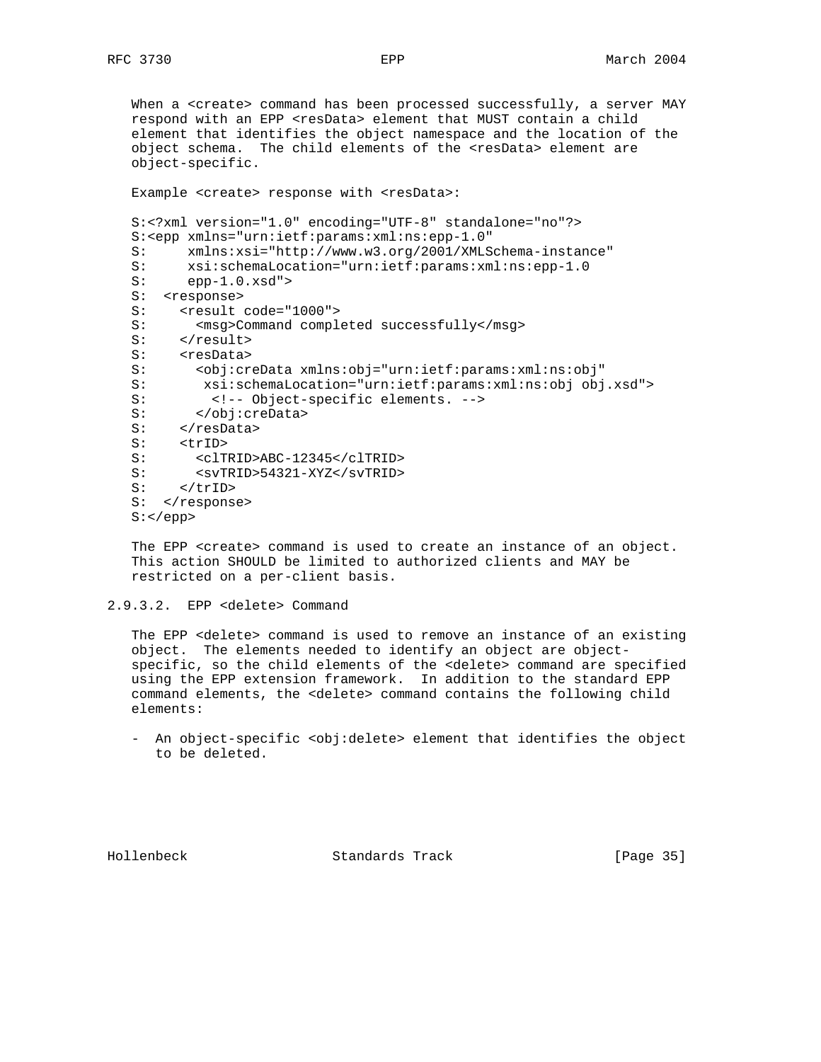When a <create> command has been processed successfully, a server MAY respond with an EPP <resData> element that MUST contain a child element that identifies the object namespace and the location of the object schema. The child elements of the <resData> element are object-specific.

Example <create> response with <resData>:

```
S:<?xml version="1.0" encoding="UTF-8" standalone="no"?>
S:<epp xmlns="urn:ietf:params:xml:ns:epp-1.0"
S:     xmlns:xsi="http://www.w3.org/2001/XMLSchema-instance"
S:     xsi:schemaLocation="urn:ietf:params:xml:ns:epp-1.0
S:     epp-1.0.xsd">
S:  <response>
S:    <result code="1000">
S:      <msg>Command completed successfully</msg>
S:    </result>
S:    <resData>
S:      <obj:creData xmlns:obj="urn:ietf:params:xml:ns:obj"
S:       xsi:schemaLocation="urn:ietf:params:xml:ns:obj obj.xsd">
S:        <!-- Object-specific elements. -->
S:      </obj:creData>
S:    </resData>
S:    <trID>
S:      <clTRID>ABC-12345</clTRID>
S:      <svTRID>54321-XYZ</svTRID>
S:    </trID>
S:  </response>
S:</epp>
```

The EPP <create> command is used to create an instance of an object. This action SHOULD be limited to authorized clients and MAY be restricted on a per-client basis.

#### 2.9.3.2. EPP <delete> Command

The EPP <delete> command is used to remove an instance of an existing object. The elements needed to identify an object are object-specific, so the child elements of the <delete> command are specified using the EPP extension framework. In addition to the standard EPP command elements, the <delete> command contains the following child elements:

- An object-specific <obj:delete> element that identifies the object to be deleted.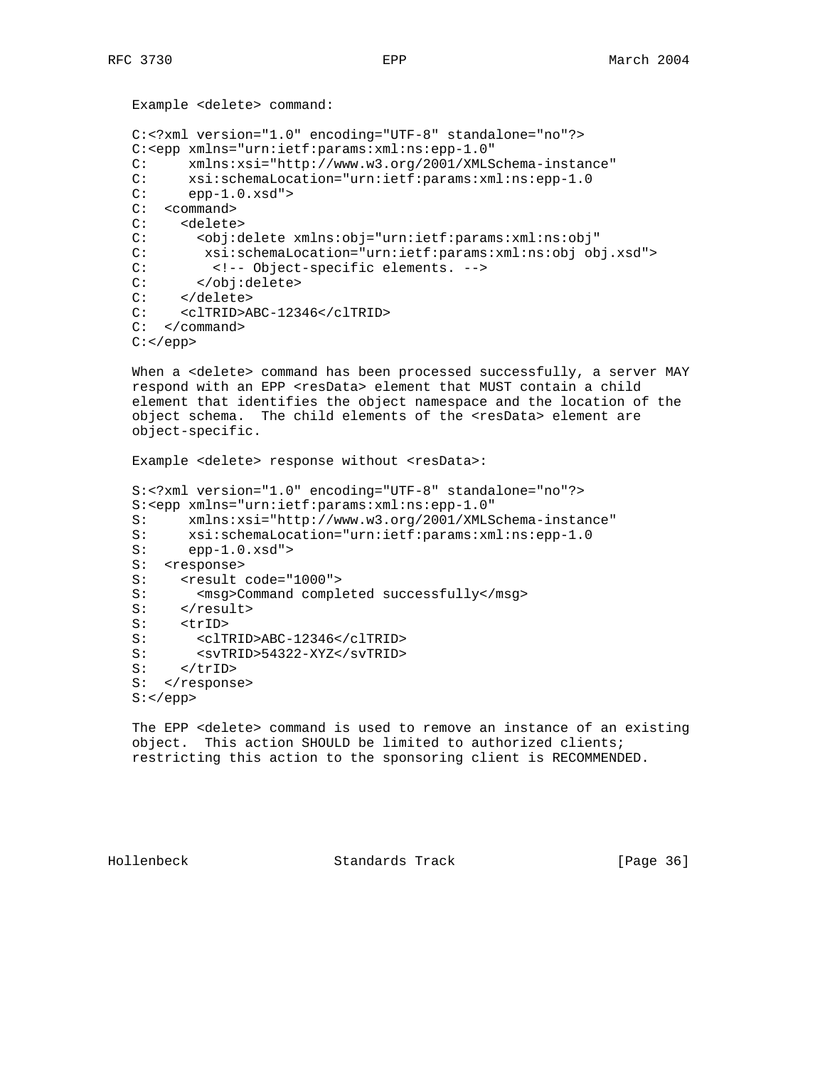Example <delete> command:

```
C:<?xml version="1.0" encoding="UTF-8" standalone="no"?>
C:<epp xmlns="urn:ietf:params:xml:ns:epp-1.0"
C:     xmlns:xsi="http://www.w3.org/2001/XMLSchema-instance"
C:     xsi:schemaLocation="urn:ietf:params:xml:ns:epp-1.0
C:     epp-1.0.xsd">
C:  <command>
C:    <delete>
C:      <obj:delete xmlns:obj="urn:ietf:params:xml:ns:obj"
C:       xsi:schemaLocation="urn:ietf:params:xml:ns:obj obj.xsd">
C:        <!-- Object-specific elements. -->
C:      </obj:delete>
C:    </delete>
C:    <clTRID>ABC-12346</clTRID>
C:  </command>
C:</epp>
```

When a <delete> command has been processed successfully, a server MAY respond with an EPP <resData> element that MUST contain a child element that identifies the object namespace and the location of the object schema. The child elements of the <resData> element are object-specific.

Example <delete> response without <resData>:

```
S:<?xml version="1.0" encoding="UTF-8" standalone="no"?>
S:<epp xmlns="urn:ietf:params:xml:ns:epp-1.0"
S:     xmlns:xsi="http://www.w3.org/2001/XMLSchema-instance"
S:     xsi:schemaLocation="urn:ietf:params:xml:ns:epp-1.0
S:     epp-1.0.xsd">
S:  <response>
S:    <result code="1000">
S:      <msg>Command completed successfully</msg>
S:    </result>
S:    <trID>
S:      <clTRID>ABC-12346</clTRID>
S:      <svTRID>54322-XYZ</svTRID>
S:    </trID>
S:  </response>
S:</epp>
```

The EPP <delete> command is used to remove an instance of an existing object. This action SHOULD be limited to authorized clients; restricting this action to the sponsoring client is RECOMMENDED.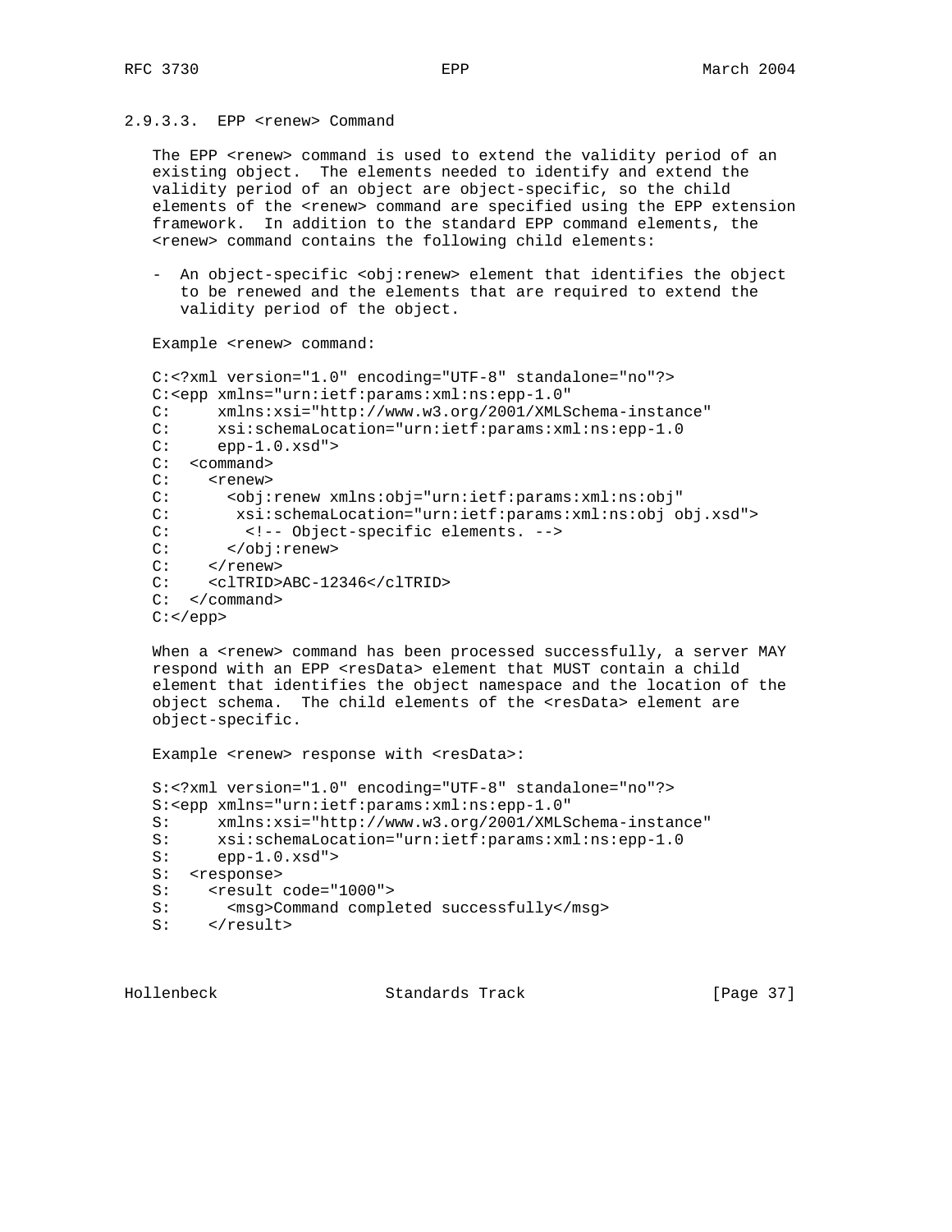#### 2.9.3.3. EPP <renew> Command

The EPP <renew> command is used to extend the validity period of an existing object. The elements needed to identify and extend the validity period of an object are object-specific, so the child elements of the <renew> command are specified using the EPP extension framework. In addition to the standard EPP command elements, the <renew> command contains the following child elements:

- An object-specific <obj:renew> element that identifies the object to be renewed and the elements that are required to extend the validity period of the object.

Example <renew> command:

```
C:<?xml version="1.0" encoding="UTF-8" standalone="no"?>
C:<epp xmlns="urn:ietf:params:xml:ns:epp-1.0"
C:     xmlns:xsi="http://www.w3.org/2001/XMLSchema-instance"
C:     xsi:schemaLocation="urn:ietf:params:xml:ns:epp-1.0
C:     epp-1.0.xsd">
C:  <command>
C:    <renew>
C:      <obj:renew xmlns:obj="urn:ietf:params:xml:ns:obj"
C:       xsi:schemaLocation="urn:ietf:params:xml:ns:obj obj.xsd">
C:        <!-- Object-specific elements. -->
C:      </obj:renew>
C:    </renew>
C:    <clTRID>ABC-12346</clTRID>
C:  </command>
C:</epp>
```

When a <renew> command has been processed successfully, a server MAY respond with an EPP <resData> element that MUST contain a child element that identifies the object namespace and the location of the object schema. The child elements of the <resData> element are object-specific.

Example <renew> response with <resData>:

```
S:<?xml version="1.0" encoding="UTF-8" standalone="no"?>
S:<epp xmlns="urn:ietf:params:xml:ns:epp-1.0"
S:     xmlns:xsi="http://www.w3.org/2001/XMLSchema-instance"
S:     xsi:schemaLocation="urn:ietf:params:xml:ns:epp-1.0
S:     epp-1.0.xsd">
S:  <response>
S:    <result code="1000">
S:      <msg>Command completed successfully</msg>
S:    </result>
```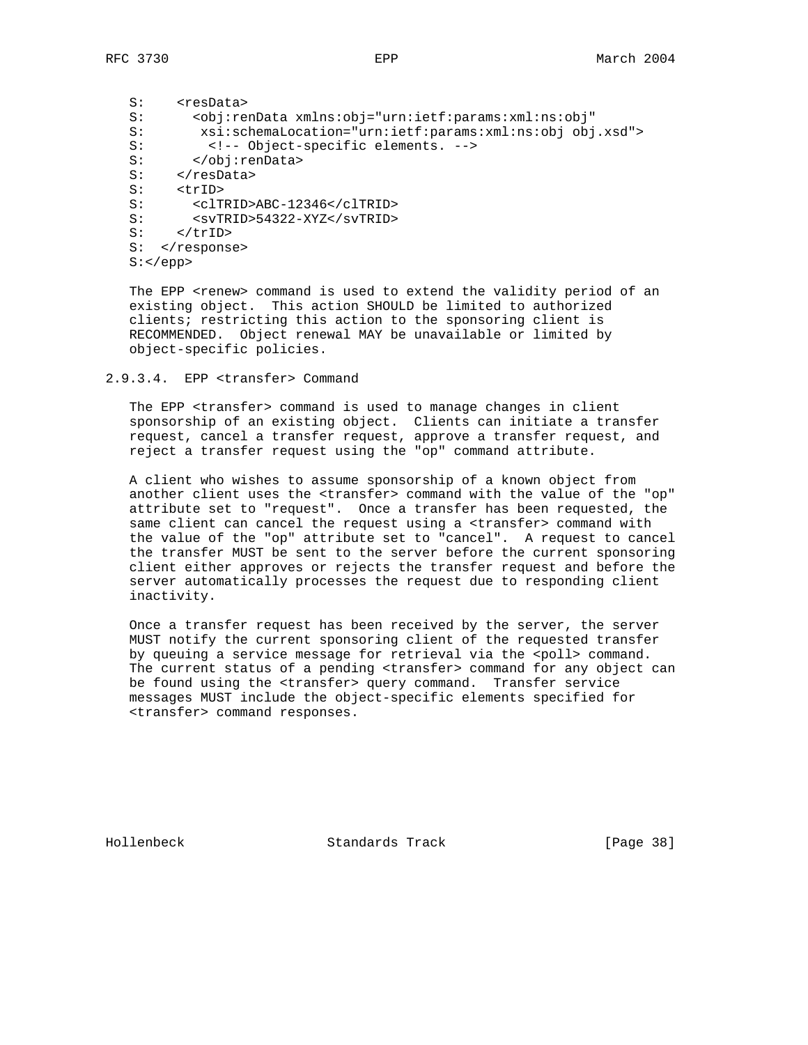```
S:    <resData>
S:      <obj:renData xmlns:obj="urn:ietf:params:xml:ns:obj"
S:       xsi:schemaLocation="urn:ietf:params:xml:ns:obj obj.xsd">
S:        <!-- Object-specific elements. -->
S:      </obj:renData>
S:    </resData>
S:    <trID>
S:      <clTRID>ABC-12346</clTRID>
S:      <svTRID>54322-XYZ</svTRID>
S:    </trID>
S:  </response>
S:</epp>
```

The EPP <renew> command is used to extend the validity period of an existing object. This action SHOULD be limited to authorized clients; restricting this action to the sponsoring client is RECOMMENDED. Object renewal MAY be unavailable or limited by object-specific policies.

#### 2.9.3.4. EPP <transfer> Command

The EPP <transfer> command is used to manage changes in client sponsorship of an existing object. Clients can initiate a transfer request, cancel a transfer request, approve a transfer request, and reject a transfer request using the "op" command attribute.

A client who wishes to assume sponsorship of a known object from another client uses the <transfer> command with the value of the "op" attribute set to "request". Once a transfer has been requested, the same client can cancel the request using a <transfer> command with the value of the "op" attribute set to "cancel". A request to cancel the transfer MUST be sent to the server before the current sponsoring client either approves or rejects the transfer request and before the server automatically processes the request due to responding client inactivity.

Once a transfer request has been received by the server, the server MUST notify the current sponsoring client of the requested transfer by queuing a service message for retrieval via the <poll> command. The current status of a pending <transfer> command for any object can be found using the <transfer> query command. Transfer service messages MUST include the object-specific elements specified for <transfer> command responses.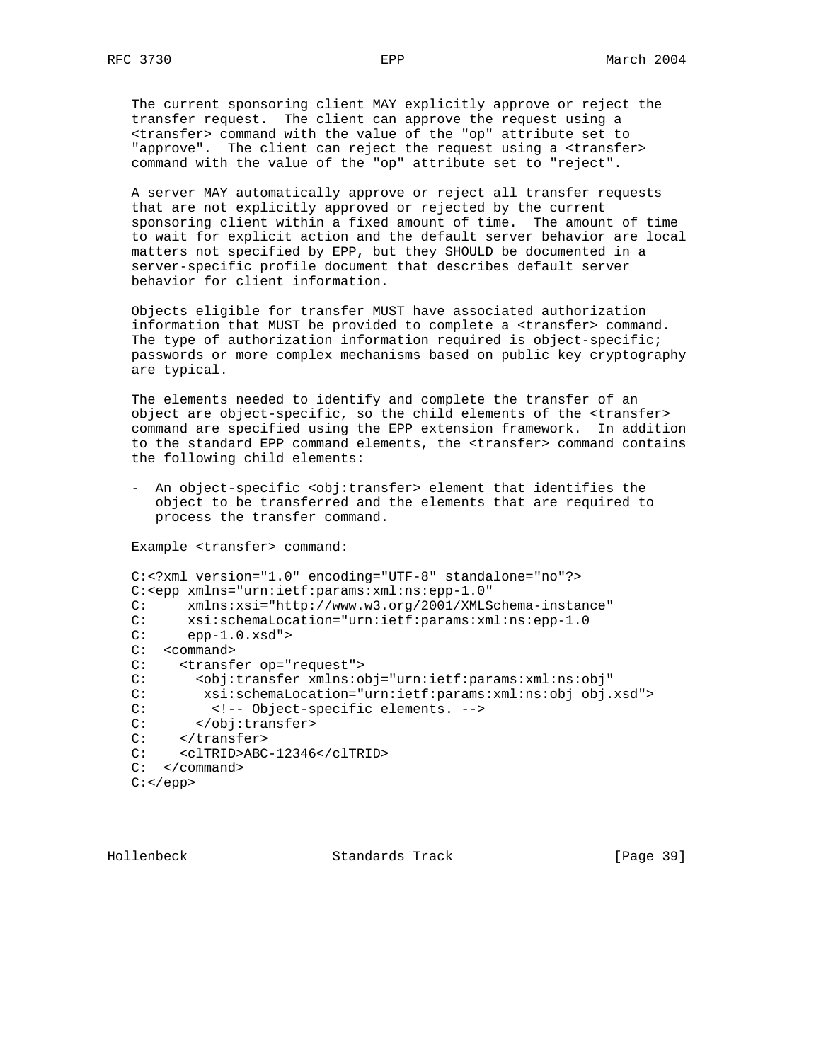The current sponsoring client MAY explicitly approve or reject the transfer request. The client can approve the request using a <transfer> command with the value of the "op" attribute set to "approve". The client can reject the request using a <transfer> command with the value of the "op" attribute set to "reject".

A server MAY automatically approve or reject all transfer requests that are not explicitly approved or rejected by the current sponsoring client within a fixed amount of time. The amount of time to wait for explicit action and the default server behavior are local matters not specified by EPP, but they SHOULD be documented in a server-specific profile document that describes default server behavior for client information.

Objects eligible for transfer MUST have associated authorization information that MUST be provided to complete a <transfer> command. The type of authorization information required is object-specific; passwords or more complex mechanisms based on public key cryptography are typical.

The elements needed to identify and complete the transfer of an object are object-specific, so the child elements of the <transfer> command are specified using the EPP extension framework. In addition to the standard EPP command elements, the <transfer> command contains the following child elements:

- An object-specific <obj:transfer> element that identifies the object to be transferred and the elements that are required to process the transfer command.

Example <transfer> command:

```
C:<?xml version="1.0" encoding="UTF-8" standalone="no"?>
C:<epp xmlns="urn:ietf:params:xml:ns:epp-1.0"
C:     xmlns:xsi="http://www.w3.org/2001/XMLSchema-instance"
C:     xsi:schemaLocation="urn:ietf:params:xml:ns:epp-1.0
C:     epp-1.0.xsd">
C:  <command>
C:    <transfer op="request">
C:      <obj:transfer xmlns:obj="urn:ietf:params:xml:ns:obj"
C:       xsi:schemaLocation="urn:ietf:params:xml:ns:obj obj.xsd">
C:        <!-- Object-specific elements. -->
C:      </obj:transfer>
C:    </transfer>
C:    <clTRID>ABC-12346</clTRID>
C:  </command>
C:</epp>
```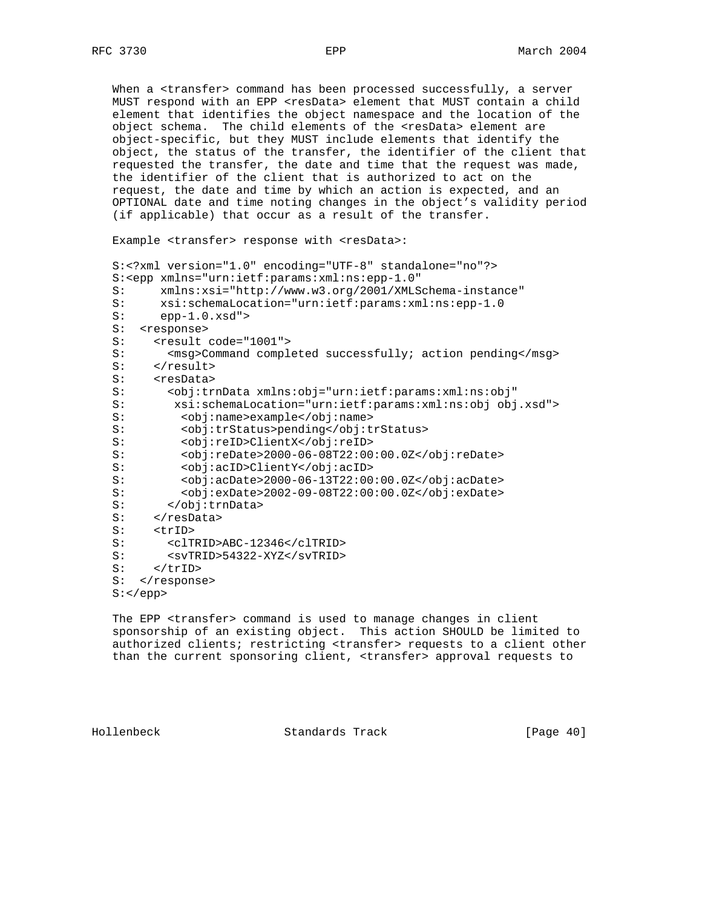When a <transfer> command has been processed successfully, a server MUST respond with an EPP <resData> element that MUST contain a child element that identifies the object namespace and the location of the object schema. The child elements of the <resData> element are object-specific, but they MUST include elements that identify the object, the status of the transfer, the identifier of the client that requested the transfer, the date and time that the request was made, the identifier of the client that is authorized to act on the request, the date and time by which an action is expected, and an OPTIONAL date and time noting changes in the object's validity period (if applicable) that occur as a result of the transfer.

Example <transfer> response with <resData>:

```
S:<?xml version="1.0" encoding="UTF-8" standalone="no"?>
S:<epp xmlns="urn:ietf:params:xml:ns:epp-1.0"
S:     xmlns:xsi="http://www.w3.org/2001/XMLSchema-instance"
S:     xsi:schemaLocation="urn:ietf:params:xml:ns:epp-1.0
S:     epp-1.0.xsd">
S:  <response>
S:    <result code="1001">
S:      <msg>Command completed successfully; action pending</msg>
S:    </result>
S:    <resData>
S:      <obj:trnData xmlns:obj="urn:ietf:params:xml:ns:obj"
S:       xsi:schemaLocation="urn:ietf:params:xml:ns:obj obj.xsd">
S:        <obj:name>example</obj:name>
S:        <obj:trStatus>pending</obj:trStatus>
S:        <obj:reID>ClientX</obj:reID>
S:        <obj:reDate>2000-06-08T22:00:00.0Z</obj:reDate>
S:        <obj:acID>ClientY</obj:acID>
S:        <obj:acDate>2000-06-13T22:00:00.0Z</obj:acDate>
S:        <obj:exDate>2002-09-08T22:00:00.0Z</obj:exDate>
S:      </obj:trnData>
S:    </resData>
S:    <trID>
S:      <clTRID>ABC-12346</clTRID>
S:      <svTRID>54322-XYZ</svTRID>
S:    </trID>
S:  </response>
S:</epp>
```

The EPP <transfer> command is used to manage changes in client sponsorship of an existing object. This action SHOULD be limited to authorized clients; restricting <transfer> requests to a client other than the current sponsoring client, <transfer> approval requests to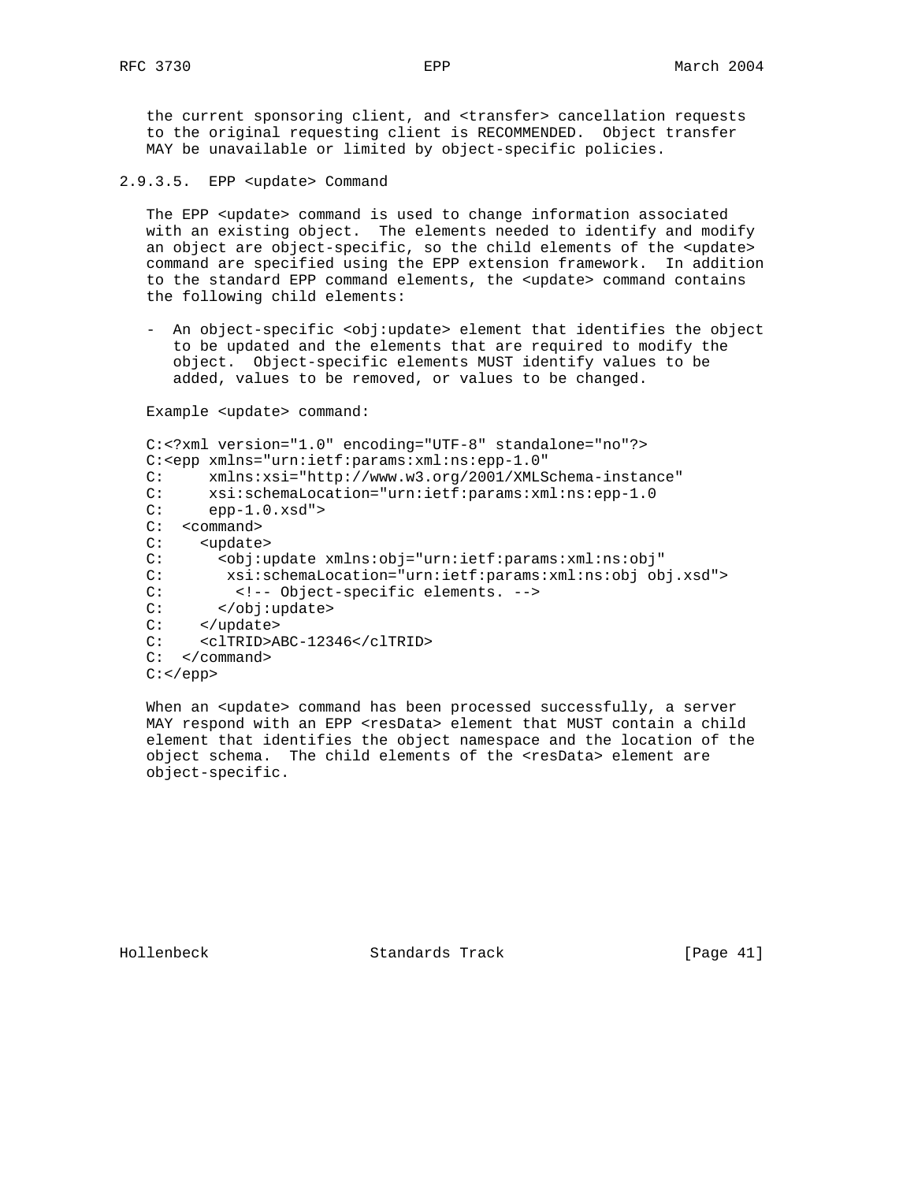the current sponsoring client, and <transfer> cancellation requests to the original requesting client is RECOMMENDED. Object transfer MAY be unavailable or limited by object-specific policies.

#### 2.9.3.5. EPP <update> Command

The EPP <update> command is used to change information associated with an existing object. The elements needed to identify and modify an object are object-specific, so the child elements of the <update> command are specified using the EPP extension framework. In addition to the standard EPP command elements, the <update> command contains the following child elements:

- An object-specific <obj:update> element that identifies the object to be updated and the elements that are required to modify the object. Object-specific elements MUST identify values to be added, values to be removed, or values to be changed.

Example <update> command:

```
C:<?xml version="1.0" encoding="UTF-8" standalone="no"?>
C:<epp xmlns="urn:ietf:params:xml:ns:epp-1.0"
C:     xmlns:xsi="http://www.w3.org/2001/XMLSchema-instance"
C:     xsi:schemaLocation="urn:ietf:params:xml:ns:epp-1.0
C:     epp-1.0.xsd">
C:  <command>
C:    <update>
C:      <obj:update xmlns:obj="urn:ietf:params:xml:ns:obj"
C:       xsi:schemaLocation="urn:ietf:params:xml:ns:obj obj.xsd">
C:        <!-- Object-specific elements. -->
C:      </obj:update>
C:    </update>
C:    <clTRID>ABC-12346</clTRID>
C:  </command>
C:</epp>
```

When an <update> command has been processed successfully, a server MAY respond with an EPP <resData> element that MUST contain a child element that identifies the object namespace and the location of the object schema. The child elements of the <resData> element are object-specific.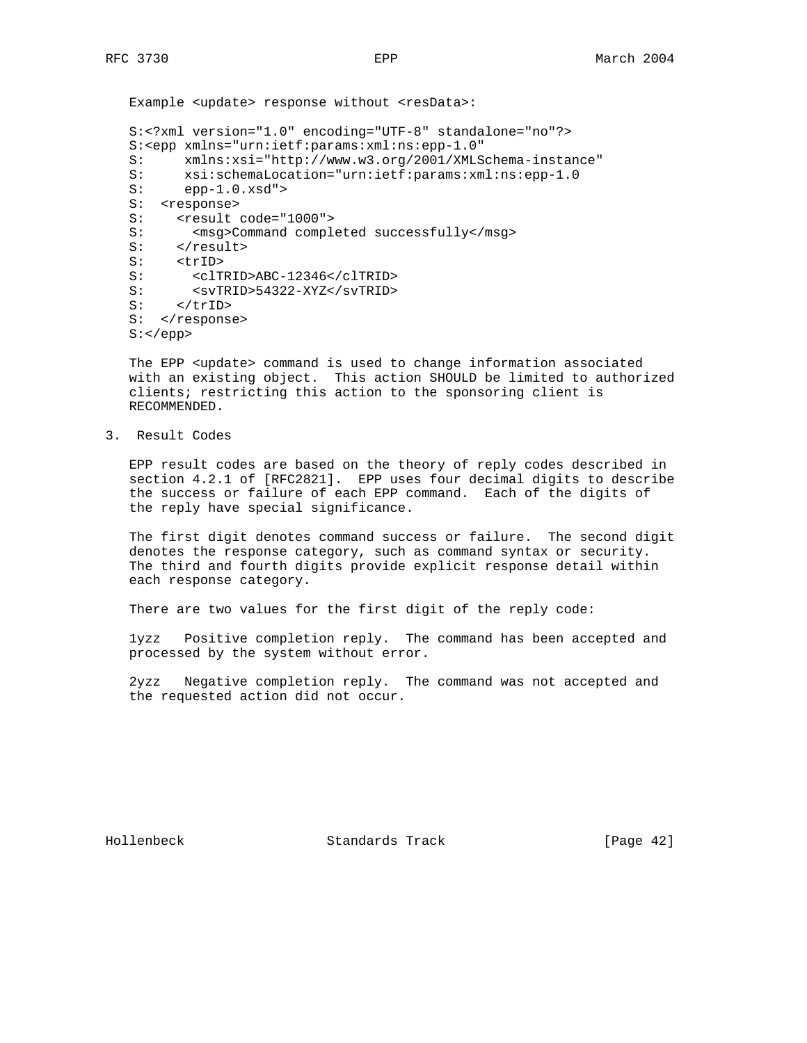Example <update> response without <resData>:

```
S:<?xml version="1.0" encoding="UTF-8" standalone="no"?>
S:<epp xmlns="urn:ietf:params:xml:ns:epp-1.0"
S:     xmlns:xsi="http://www.w3.org/2001/XMLSchema-instance"
S:     xsi:schemaLocation="urn:ietf:params:xml:ns:epp-1.0
S:     epp-1.0.xsd">
S:  <response>
S:    <result code="1000">
S:      <msg>Command completed successfully</msg>
S:    </result>
S:    <trID>
S:      <clTRID>ABC-12346</clTRID>
S:      <svTRID>54322-XYZ</svTRID>
S:    </trID>
S:  </response>
S:</epp>
```

The EPP <update> command is used to change information associated with an existing object. This action SHOULD be limited to authorized clients; restricting this action to the sponsoring client is RECOMMENDED.

## 3. Result Codes

EPP result codes are based on the theory of reply codes described in section 4.2.1 of [RFC2821]. EPP uses four decimal digits to describe the success or failure of each EPP command. Each of the digits of the reply have special significance.

The first digit denotes command success or failure. The second digit denotes the response category, such as command syntax or security. The third and fourth digits provide explicit response detail within each response category.

There are two values for the first digit of the reply code:

1yzz   Positive completion reply. The command has been accepted and processed by the system without error.

2yzz   Negative completion reply. The command was not accepted and the requested action did not occur.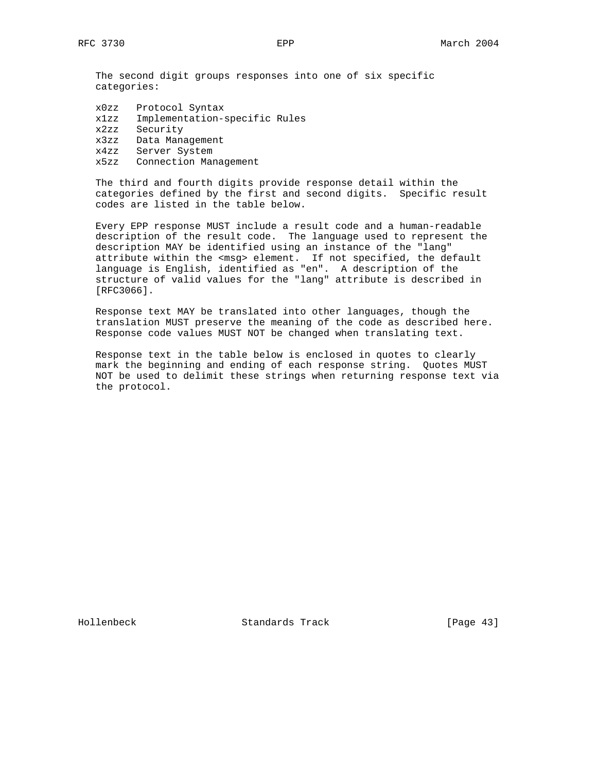The second digit groups responses into one of six specific categories:

| | |
|---|---|
| x0zz | Protocol Syntax |
| x1zz | Implementation-specific Rules |
| x2zz | Security |
| x3zz | Data Management |
| x4zz | Server System |
| x5zz | Connection Management |

The third and fourth digits provide response detail within the categories defined by the first and second digits. Specific result codes are listed in the table below.

Every EPP response MUST include a result code and a human-readable description of the result code. The language used to represent the description MAY be identified using an instance of the "lang" attribute within the <msg> element. If not specified, the default language is English, identified as "en". A description of the structure of valid values for the "lang" attribute is described in [RFC3066].

Response text MAY be translated into other languages, though the translation MUST preserve the meaning of the code as described here. Response code values MUST NOT be changed when translating text.

Response text in the table below is enclosed in quotes to clearly mark the beginning and ending of each response string. Quotes MUST NOT be used to delimit these strings when returning response text via the protocol.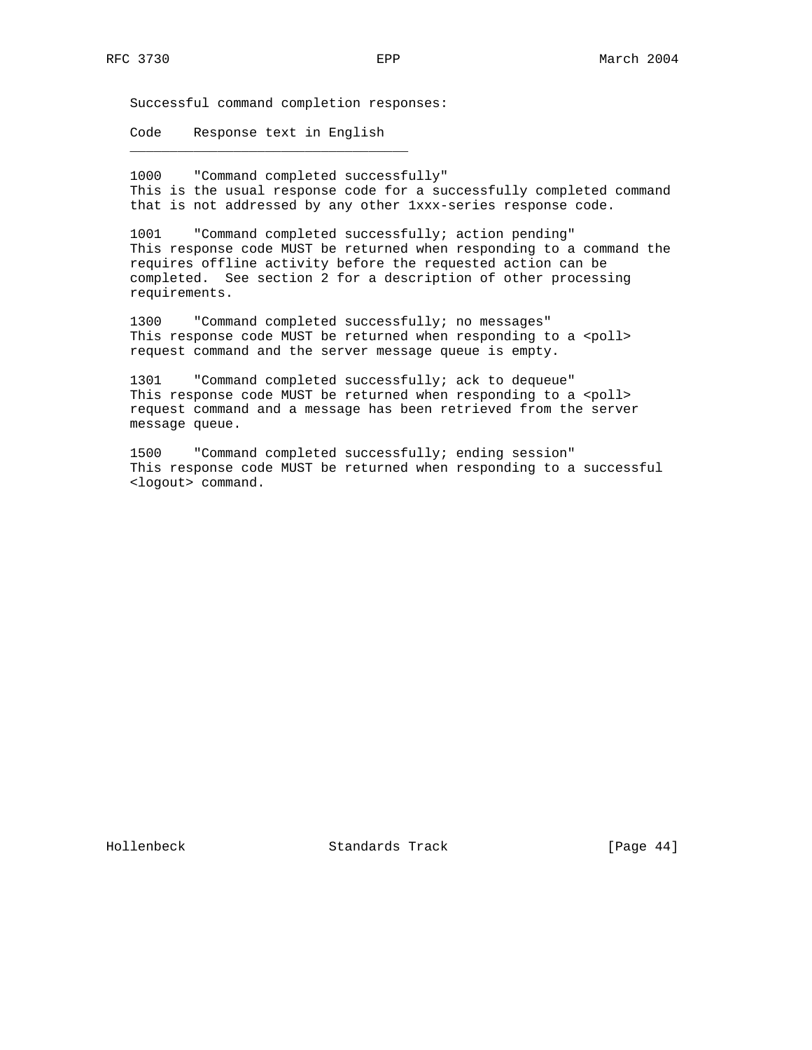Successful command completion responses:

Code    Response text in English

---

1000    "Command completed successfully"
This is the usual response code for a successfully completed command that is not addressed by any other 1xxx-series response code.

1001    "Command completed successfully; action pending"
This response code MUST be returned when responding to a command the requires offline activity before the requested action can be completed.  See section 2 for a description of other processing requirements.

1300    "Command completed successfully; no messages"
This response code MUST be returned when responding to a <poll> request command and the server message queue is empty.

1301    "Command completed successfully; ack to dequeue"
This response code MUST be returned when responding to a <poll> request command and a message has been retrieved from the server message queue.

1500    "Command completed successfully; ending session"
This response code MUST be returned when responding to a successful <logout> command.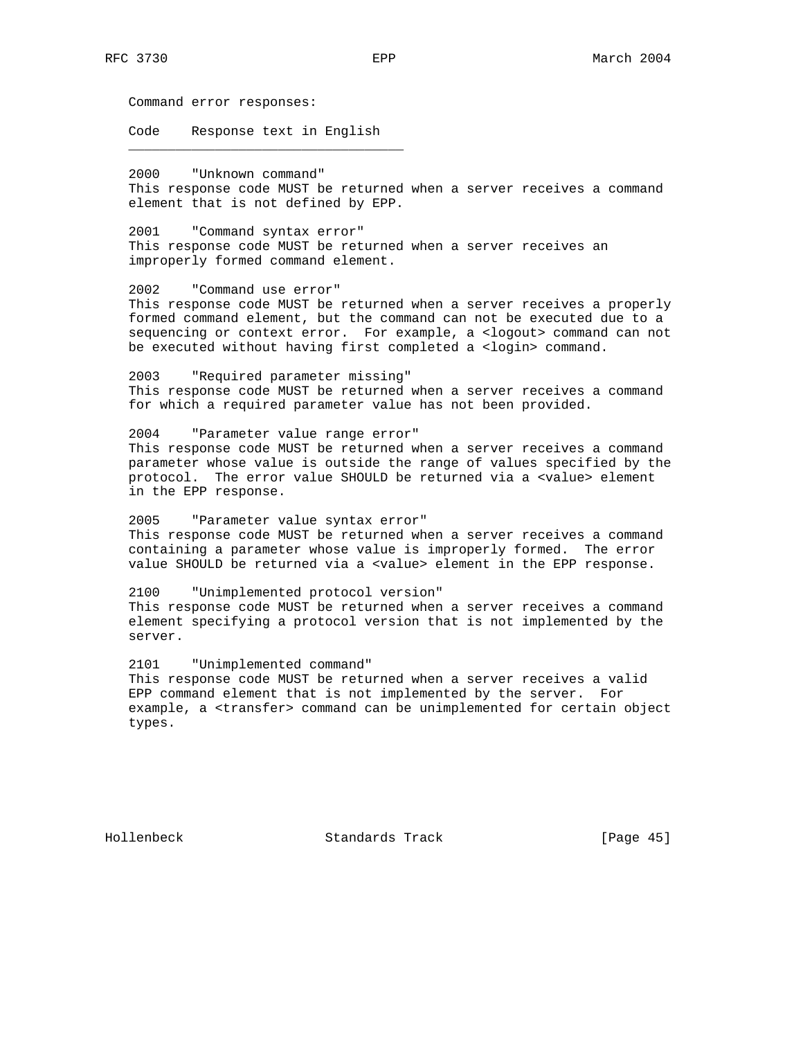Command error responses:

| Code | Response text in English |
| --- | --- |

2000 "Unknown command"
This response code MUST be returned when a server receives a command element that is not defined by EPP.

2001 "Command syntax error"
This response code MUST be returned when a server receives an improperly formed command element.

2002 "Command use error"
This response code MUST be returned when a server receives a properly formed command element, but the command can not be executed due to a sequencing or context error. For example, a <logout> command can not be executed without having first completed a <login> command.

2003 "Required parameter missing"
This response code MUST be returned when a server receives a command for which a required parameter value has not been provided.

2004 "Parameter value range error"
This response code MUST be returned when a server receives a command parameter whose value is outside the range of values specified by the protocol. The error value SHOULD be returned via a <value> element in the EPP response.

2005 "Parameter value syntax error"
This response code MUST be returned when a server receives a command containing a parameter whose value is improperly formed. The error value SHOULD be returned via a <value> element in the EPP response.

2100 "Unimplemented protocol version"
This response code MUST be returned when a server receives a command element specifying a protocol version that is not implemented by the server.

2101 "Unimplemented command"
This response code MUST be returned when a server receives a valid EPP command element that is not implemented by the server. For example, a <transfer> command can be unimplemented for certain object types.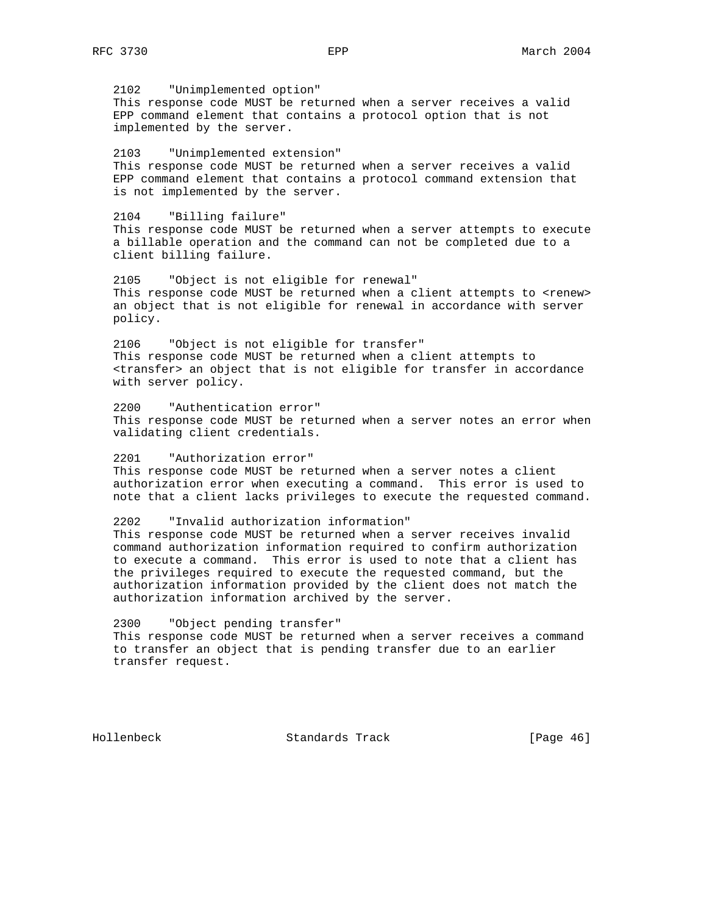2102    "Unimplemented option"
This response code MUST be returned when a server receives a valid EPP command element that contains a protocol option that is not implemented by the server.

2103    "Unimplemented extension"
This response code MUST be returned when a server receives a valid EPP command element that contains a protocol command extension that is not implemented by the server.

2104    "Billing failure"
This response code MUST be returned when a server attempts to execute a billable operation and the command can not be completed due to a client billing failure.

2105    "Object is not eligible for renewal"
This response code MUST be returned when a client attempts to <renew> an object that is not eligible for renewal in accordance with server policy.

2106    "Object is not eligible for transfer"
This response code MUST be returned when a client attempts to <transfer> an object that is not eligible for transfer in accordance with server policy.

2200    "Authentication error"
This response code MUST be returned when a server notes an error when validating client credentials.

2201    "Authorization error"
This response code MUST be returned when a server notes a client authorization error when executing a command.  This error is used to note that a client lacks privileges to execute the requested command.

2202    "Invalid authorization information"
This response code MUST be returned when a server receives invalid command authorization information required to confirm authorization to execute a command.  This error is used to note that a client has the privileges required to execute the requested command, but the authorization information provided by the client does not match the authorization information archived by the server.

2300    "Object pending transfer"
This response code MUST be returned when a server receives a command to transfer an object that is pending transfer due to an earlier transfer request.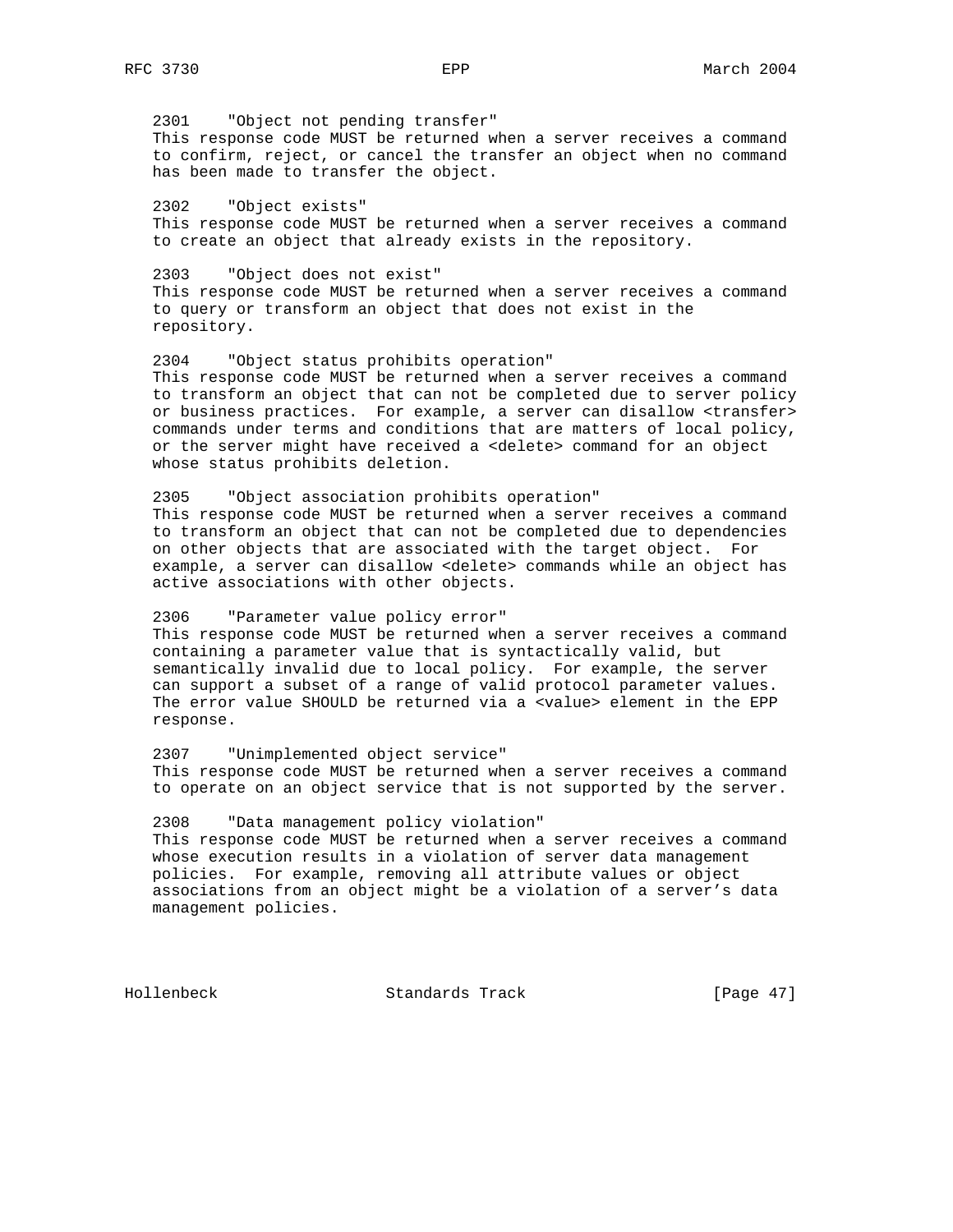2301 "Object not pending transfer"
This response code MUST be returned when a server receives a command to confirm, reject, or cancel the transfer an object when no command has been made to transfer the object.

2302 "Object exists"
This response code MUST be returned when a server receives a command to create an object that already exists in the repository.

2303 "Object does not exist"
This response code MUST be returned when a server receives a command to query or transform an object that does not exist in the repository.

2304 "Object status prohibits operation"
This response code MUST be returned when a server receives a command to transform an object that can not be completed due to server policy or business practices. For example, a server can disallow <transfer> commands under terms and conditions that are matters of local policy, or the server might have received a <delete> command for an object whose status prohibits deletion.

2305 "Object association prohibits operation"
This response code MUST be returned when a server receives a command to transform an object that can not be completed due to dependencies on other objects that are associated with the target object. For example, a server can disallow <delete> commands while an object has active associations with other objects.

2306 "Parameter value policy error"
This response code MUST be returned when a server receives a command containing a parameter value that is syntactically valid, but semantically invalid due to local policy. For example, the server can support a subset of a range of valid protocol parameter values. The error value SHOULD be returned via a <value> element in the EPP response.

2307 "Unimplemented object service"
This response code MUST be returned when a server receives a command to operate on an object service that is not supported by the server.

2308 "Data management policy violation"
This response code MUST be returned when a server receives a command whose execution results in a violation of server data management policies. For example, removing all attribute values or object associations from an object might be a violation of a server's data management policies.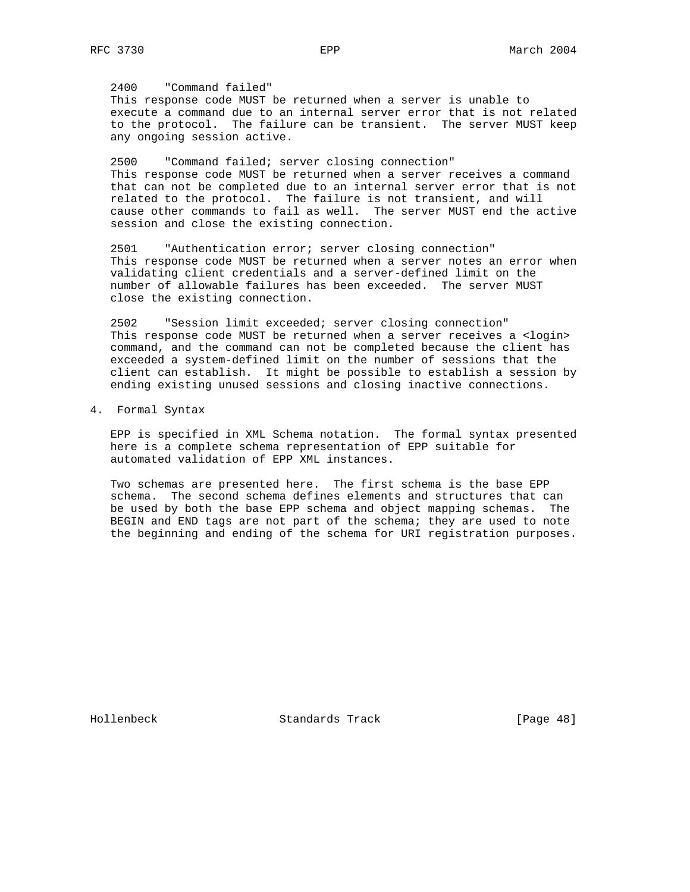2400    "Command failed"
This response code MUST be returned when a server is unable to execute a command due to an internal server error that is not related to the protocol. The failure can be transient. The server MUST keep any ongoing session active.

2500    "Command failed; server closing connection"
This response code MUST be returned when a server receives a command that can not be completed due to an internal server error that is not related to the protocol. The failure is not transient, and will cause other commands to fail as well. The server MUST end the active session and close the existing connection.

2501    "Authentication error; server closing connection"
This response code MUST be returned when a server notes an error when validating client credentials and a server-defined limit on the number of allowable failures has been exceeded. The server MUST close the existing connection.

2502    "Session limit exceeded; server closing connection"
This response code MUST be returned when a server receives a <login> command, and the command can not be completed because the client has exceeded a system-defined limit on the number of sessions that the client can establish. It might be possible to establish a session by ending existing unused sessions and closing inactive connections.

## 4. Formal Syntax

EPP is specified in XML Schema notation. The formal syntax presented here is a complete schema representation of EPP suitable for automated validation of EPP XML instances.

Two schemas are presented here. The first schema is the base EPP schema. The second schema defines elements and structures that can be used by both the base EPP schema and object mapping schemas. The BEGIN and END tags are not part of the schema; they are used to note the beginning and ending of the schema for URI registration purposes.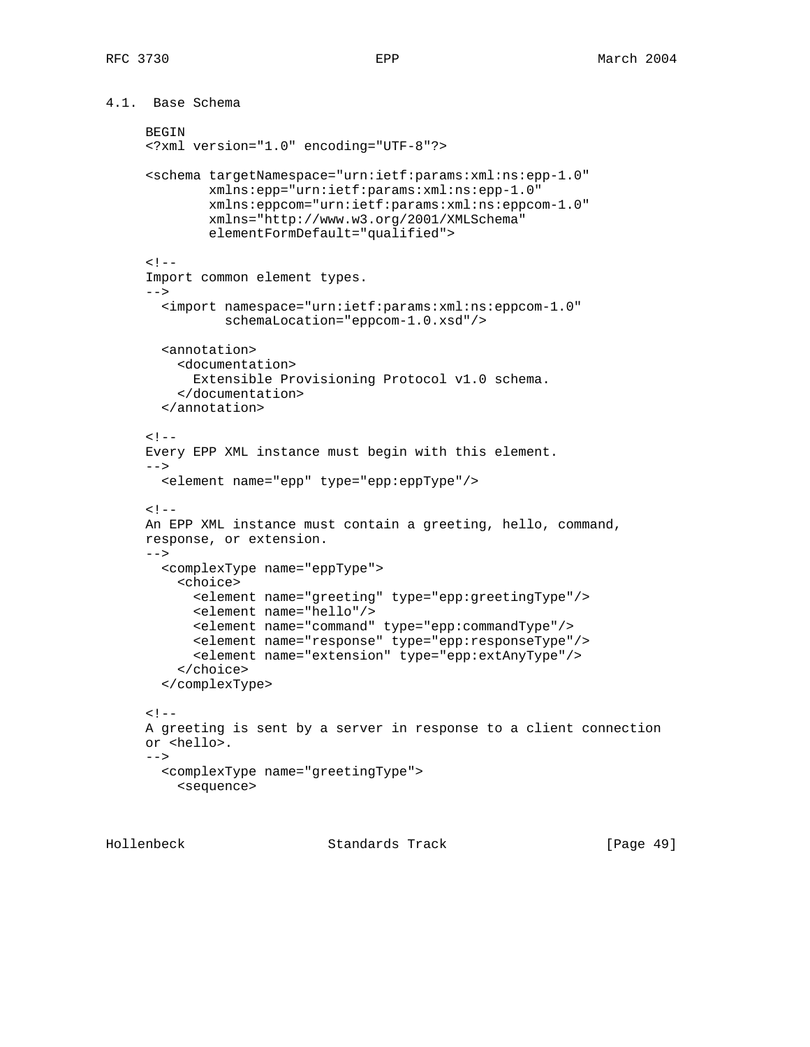### 4.1. Base Schema

```
BEGIN
<?xml version="1.0" encoding="UTF-8"?>

<schema targetNamespace="urn:ietf:params:xml:ns:epp-1.0"
        xmlns:epp="urn:ietf:params:xml:ns:epp-1.0"
        xmlns:eppcom="urn:ietf:params:xml:ns:eppcom-1.0"
        xmlns="http://www.w3.org/2001/XMLSchema"
        elementFormDefault="qualified">

<!--
Import common element types.
-->
  <import namespace="urn:ietf:params:xml:ns:eppcom-1.0"
          schemaLocation="eppcom-1.0.xsd"/>

  <annotation>
    <documentation>
      Extensible Provisioning Protocol v1.0 schema.
    </documentation>
  </annotation>

<!--
Every EPP XML instance must begin with this element.
-->
  <element name="epp" type="epp:eppType"/>

<!--
An EPP XML instance must contain a greeting, hello, command,
response, or extension.
-->
  <complexType name="eppType">
    <choice>
      <element name="greeting" type="epp:greetingType"/>
      <element name="hello"/>
      <element name="command" type="epp:commandType"/>
      <element name="response" type="epp:responseType"/>
      <element name="extension" type="epp:extAnyType"/>
    </choice>
  </complexType>

<!--
A greeting is sent by a server in response to a client connection
or <hello>.
-->
  <complexType name="greetingType">
    <sequence>
```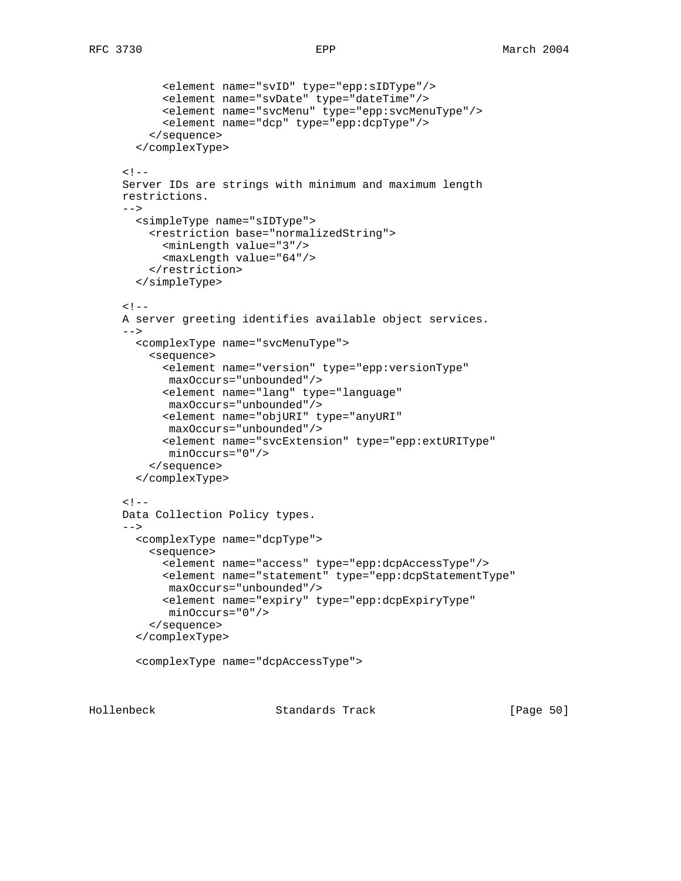```
          <element name="svID" type="epp:sIDType"/>
          <element name="svDate" type="dateTime"/>
          <element name="svcMenu" type="epp:svcMenuType"/>
          <element name="dcp" type="epp:dcpType"/>
        </sequence>
      </complexType>

    <!--
    Server IDs are strings with minimum and maximum length
    restrictions.
    -->
      <simpleType name="sIDType">
        <restriction base="normalizedString">
          <minLength value="3"/>
          <maxLength value="64"/>
        </restriction>
      </simpleType>

    <!--
    A server greeting identifies available object services.
    -->
      <complexType name="svcMenuType">
        <sequence>
          <element name="version" type="epp:versionType"
           maxOccurs="unbounded"/>
          <element name="lang" type="language"
           maxOccurs="unbounded"/>
          <element name="objURI" type="anyURI"
           maxOccurs="unbounded"/>
          <element name="svcExtension" type="epp:extURIType"
           minOccurs="0"/>
        </sequence>
      </complexType>

    <!--
    Data Collection Policy types.
    -->
      <complexType name="dcpType">
        <sequence>
          <element name="access" type="epp:dcpAccessType"/>
          <element name="statement" type="epp:dcpStatementType"
           maxOccurs="unbounded"/>
          <element name="expiry" type="epp:dcpExpiryType"
           minOccurs="0"/>
        </sequence>
      </complexType>

      <complexType name="dcpAccessType">
```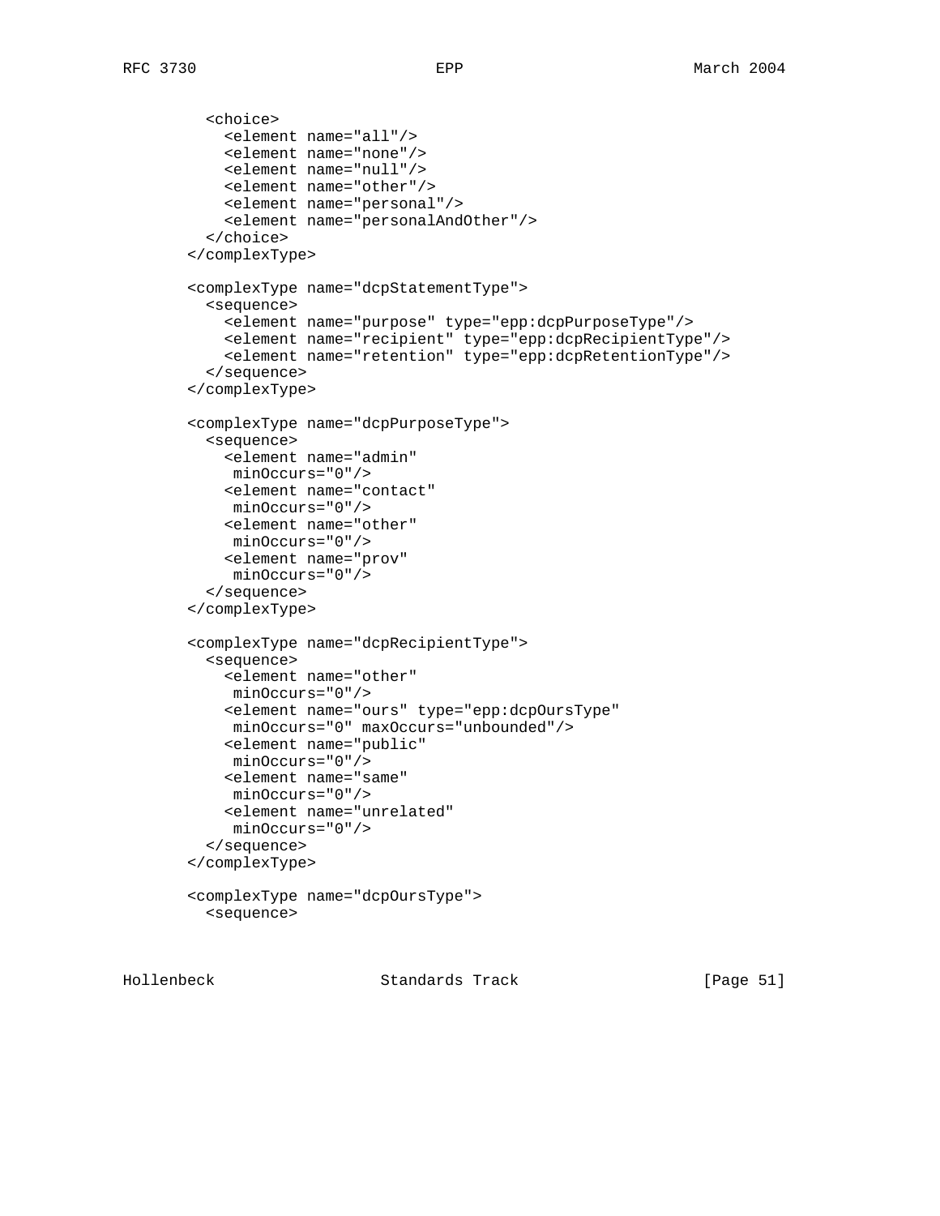```
    <choice>
      <element name="all"/>
      <element name="none"/>
      <element name="null"/>
      <element name="other"/>
      <element name="personal"/>
      <element name="personalAndOther"/>
    </choice>
  </complexType>

  <complexType name="dcpStatementType">
    <sequence>
      <element name="purpose" type="epp:dcpPurposeType"/>
      <element name="recipient" type="epp:dcpRecipientType"/>
      <element name="retention" type="epp:dcpRetentionType"/>
    </sequence>
  </complexType>

  <complexType name="dcpPurposeType">
    <sequence>
      <element name="admin"
       minOccurs="0"/>
      <element name="contact"
       minOccurs="0"/>
      <element name="other"
       minOccurs="0"/>
      <element name="prov"
       minOccurs="0"/>
    </sequence>
  </complexType>

  <complexType name="dcpRecipientType">
    <sequence>
      <element name="other"
       minOccurs="0"/>
      <element name="ours" type="epp:dcpOursType"
       minOccurs="0" maxOccurs="unbounded"/>
      <element name="public"
       minOccurs="0"/>
      <element name="same"
       minOccurs="0"/>
      <element name="unrelated"
       minOccurs="0"/>
    </sequence>
  </complexType>

  <complexType name="dcpOursType">
    <sequence>
```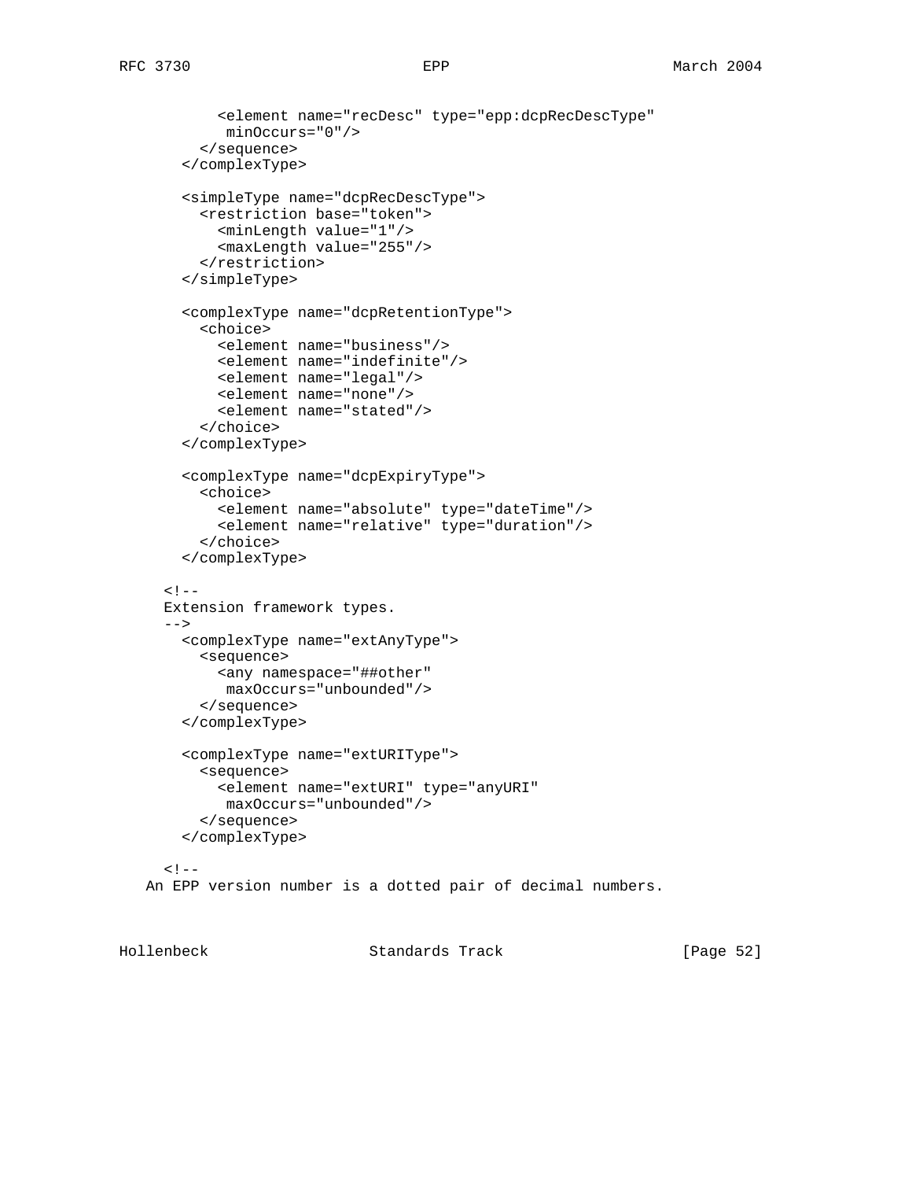```
          <element name="recDesc" type="epp:dcpRecDescType"
           minOccurs="0"/>
        </sequence>
      </complexType>

      <simpleType name="dcpRecDescType">
        <restriction base="token">
          <minLength value="1"/>
          <maxLength value="255"/>
        </restriction>
      </simpleType>

      <complexType name="dcpRetentionType">
        <choice>
          <element name="business"/>
          <element name="indefinite"/>
          <element name="legal"/>
          <element name="none"/>
          <element name="stated"/>
        </choice>
      </complexType>

      <complexType name="dcpExpiryType">
        <choice>
          <element name="absolute" type="dateTime"/>
          <element name="relative" type="duration"/>
        </choice>
      </complexType>

    <!--
    Extension framework types.
    -->
      <complexType name="extAnyType">
        <sequence>
          <any namespace="##other"
           maxOccurs="unbounded"/>
        </sequence>
      </complexType>

      <complexType name="extURIType">
        <sequence>
          <element name="extURI" type="anyURI"
           maxOccurs="unbounded"/>
        </sequence>
      </complexType>

    <!--
  An EPP version number is a dotted pair of decimal numbers.
```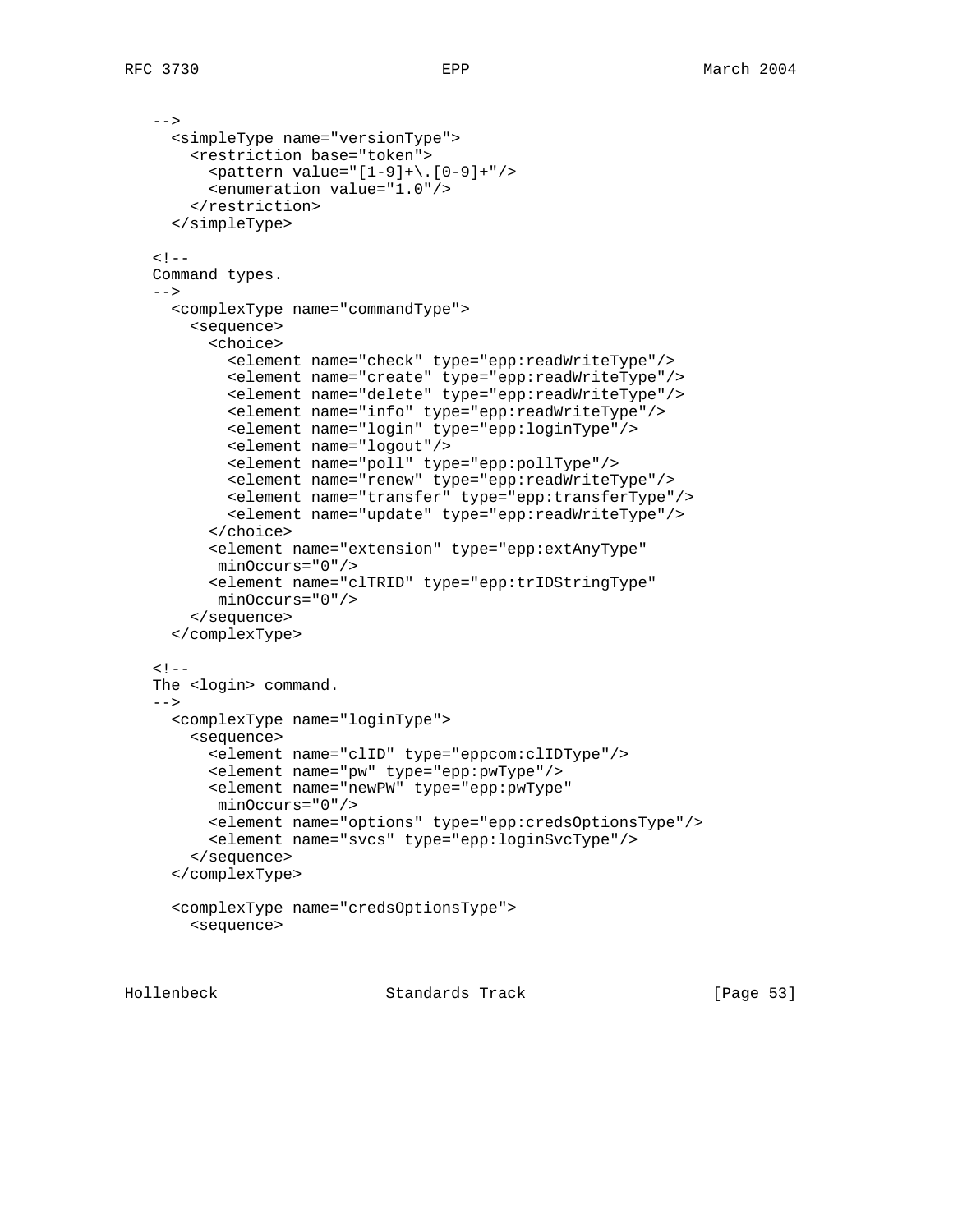```
   -->
     <simpleType name="versionType">
       <restriction base="token">
         <pattern value="[1-9]+\.[0-9]+"/>
         <enumeration value="1.0"/>
       </restriction>
     </simpleType>

   <!--
   Command types.
   -->
     <complexType name="commandType">
       <sequence>
         <choice>
           <element name="check" type="epp:readWriteType"/>
           <element name="create" type="epp:readWriteType"/>
           <element name="delete" type="epp:readWriteType"/>
           <element name="info" type="epp:readWriteType"/>
           <element name="login" type="epp:loginType"/>
           <element name="logout"/>
           <element name="poll" type="epp:pollType"/>
           <element name="renew" type="epp:readWriteType"/>
           <element name="transfer" type="epp:transferType"/>
           <element name="update" type="epp:readWriteType"/>
         </choice>
         <element name="extension" type="epp:extAnyType"
          minOccurs="0"/>
         <element name="clTRID" type="epp:trIDStringType"
          minOccurs="0"/>
       </sequence>
     </complexType>

   <!--
   The <login> command.
   -->
     <complexType name="loginType">
       <sequence>
         <element name="clID" type="eppcom:clIDType"/>
         <element name="pw" type="epp:pwType"/>
         <element name="newPW" type="epp:pwType"
          minOccurs="0"/>
         <element name="options" type="epp:credsOptionsType"/>
         <element name="svcs" type="epp:loginSvcType"/>
       </sequence>
     </complexType>

     <complexType name="credsOptionsType">
       <sequence>
```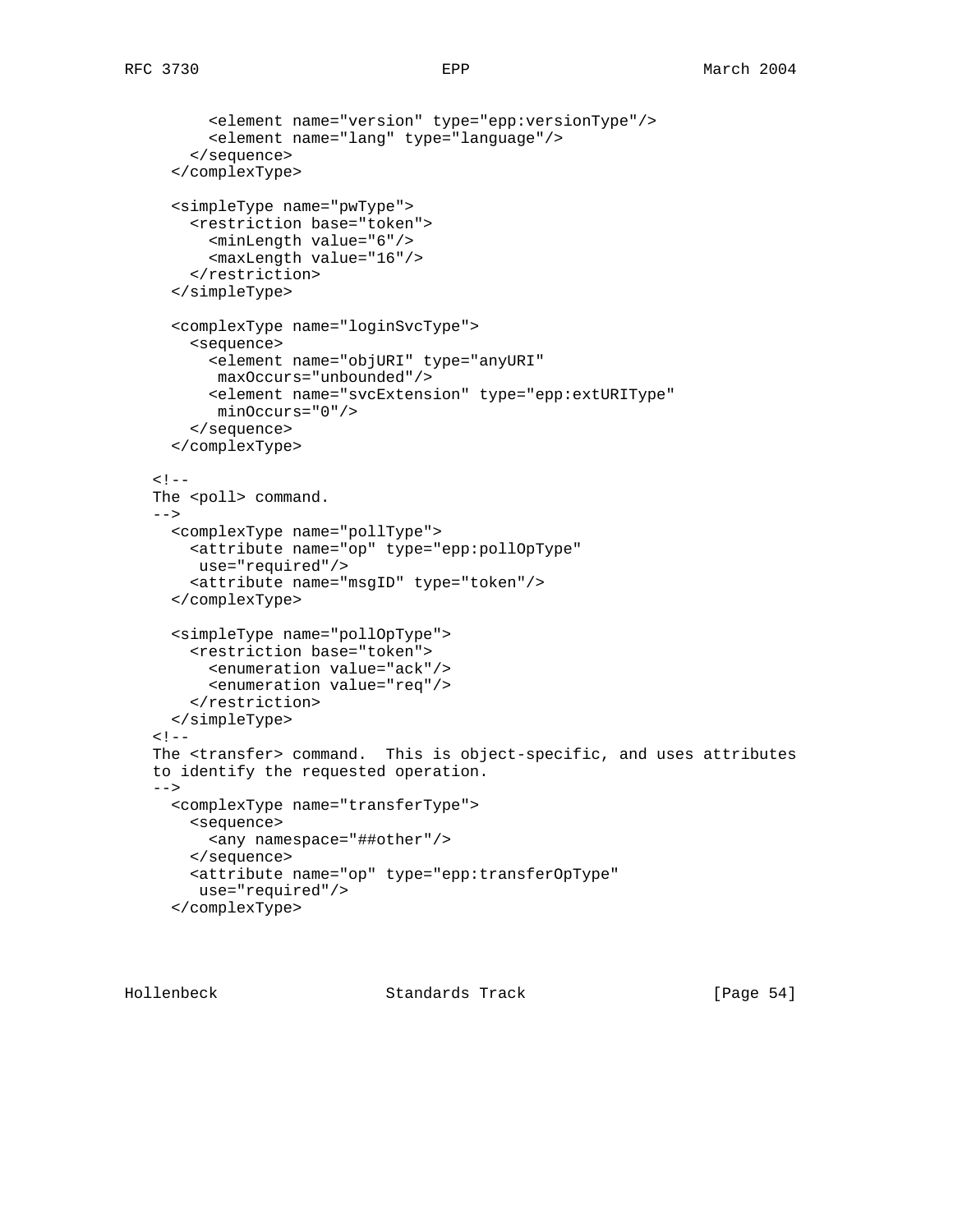```
        <element name="version" type="epp:versionType"/>
        <element name="lang" type="language"/>
      </sequence>
    </complexType>

    <simpleType name="pwType">
      <restriction base="token">
        <minLength value="6"/>
        <maxLength value="16"/>
      </restriction>
    </simpleType>

    <complexType name="loginSvcType">
      <sequence>
        <element name="objURI" type="anyURI"
         maxOccurs="unbounded"/>
        <element name="svcExtension" type="epp:extURIType"
         minOccurs="0"/>
      </sequence>
    </complexType>

  <!--
  The <poll> command.
  -->
    <complexType name="pollType">
      <attribute name="op" type="epp:pollOpType"
       use="required"/>
      <attribute name="msgID" type="token"/>
    </complexType>

    <simpleType name="pollOpType">
      <restriction base="token">
        <enumeration value="ack"/>
        <enumeration value="req"/>
      </restriction>
    </simpleType>
  <!--
  The <transfer> command.  This is object-specific, and uses attributes
  to identify the requested operation.
  -->
    <complexType name="transferType">
      <sequence>
        <any namespace="##other"/>
      </sequence>
      <attribute name="op" type="epp:transferOpType"
       use="required"/>
    </complexType>
```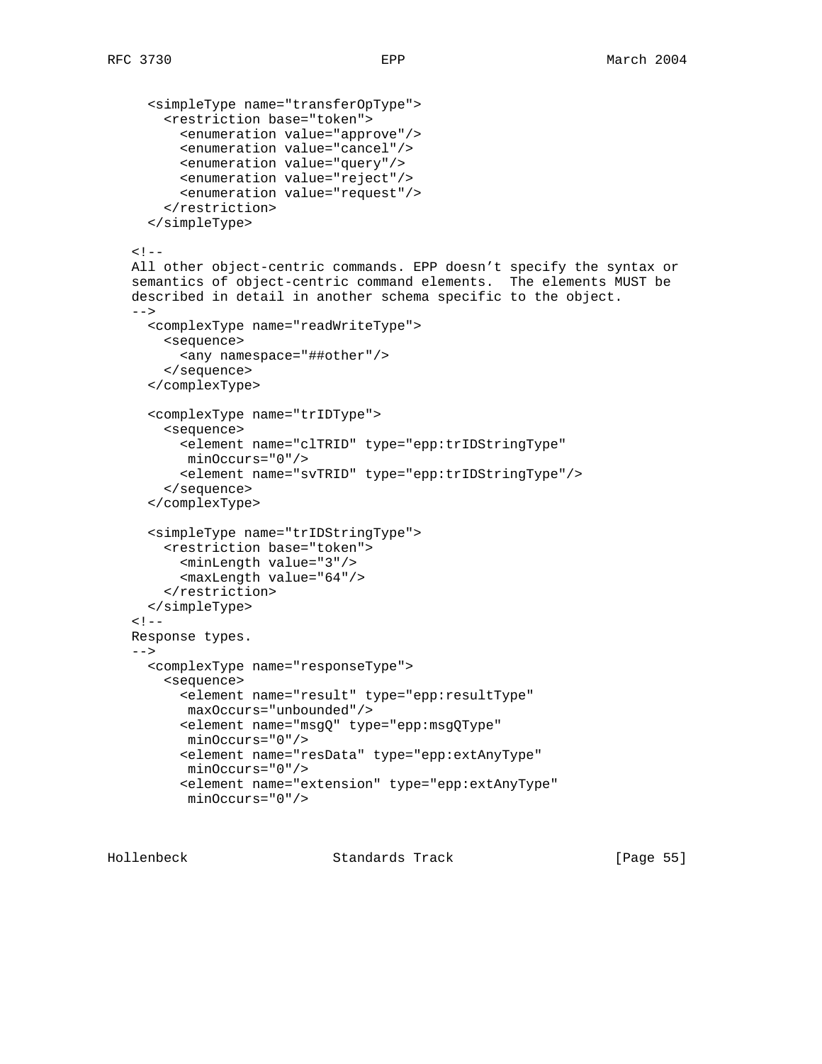```
      <simpleType name="transferOpType">
        <restriction base="token">
          <enumeration value="approve"/>
          <enumeration value="cancel"/>
          <enumeration value="query"/>
          <enumeration value="reject"/>
          <enumeration value="request"/>
        </restriction>
      </simpleType>

   <!--
   All other object-centric commands. EPP doesn't specify the syntax or
   semantics of object-centric command elements.  The elements MUST be
   described in detail in another schema specific to the object.
   -->
      <complexType name="readWriteType">
        <sequence>
          <any namespace="##other"/>
        </sequence>
      </complexType>

      <complexType name="trIDType">
        <sequence>
          <element name="clTRID" type="epp:trIDStringType"
           minOccurs="0"/>
          <element name="svTRID" type="epp:trIDStringType"/>
        </sequence>
      </complexType>

      <simpleType name="trIDStringType">
        <restriction base="token">
          <minLength value="3"/>
          <maxLength value="64"/>
        </restriction>
      </simpleType>
   <!--
   Response types.
   -->
      <complexType name="responseType">
        <sequence>
          <element name="result" type="epp:resultType"
           maxOccurs="unbounded"/>
          <element name="msgQ" type="epp:msgQType"
           minOccurs="0"/>
          <element name="resData" type="epp:extAnyType"
           minOccurs="0"/>
          <element name="extension" type="epp:extAnyType"
           minOccurs="0"/>
```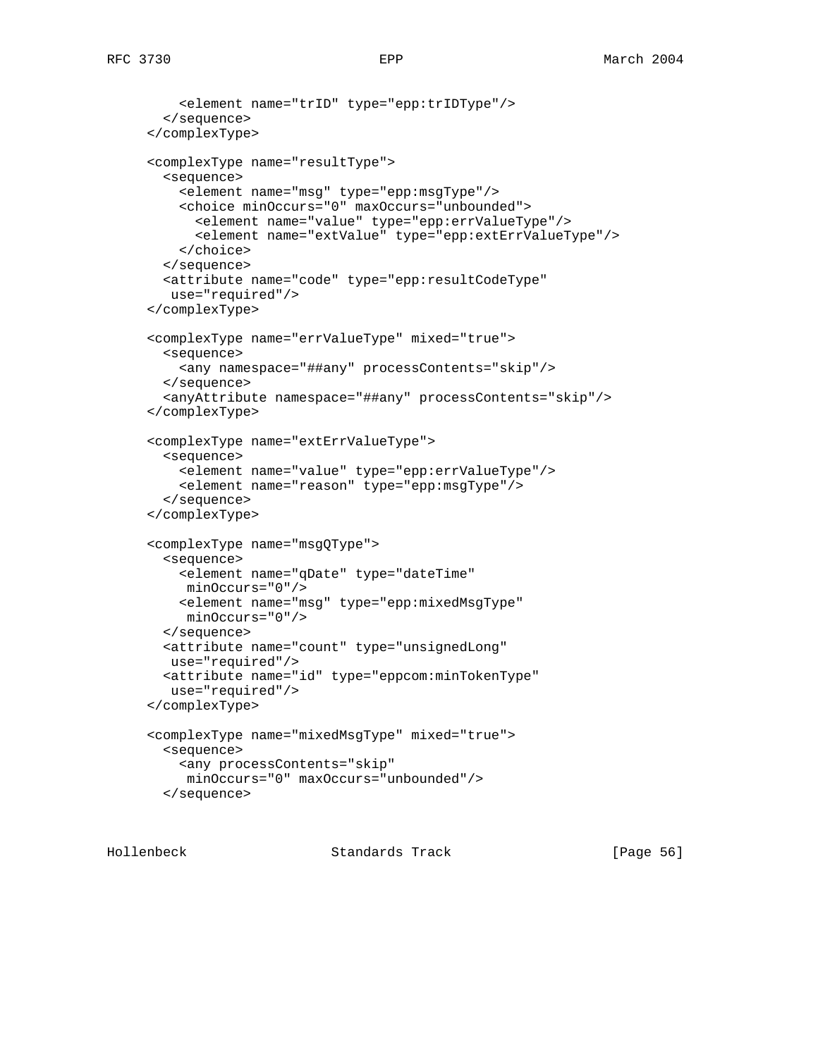```
        <element name="trID" type="epp:trIDType"/>
      </sequence>
    </complexType>

    <complexType name="resultType">
      <sequence>
        <element name="msg" type="epp:msgType"/>
        <choice minOccurs="0" maxOccurs="unbounded">
          <element name="value" type="epp:errValueType"/>
          <element name="extValue" type="epp:extErrValueType"/>
        </choice>
      </sequence>
      <attribute name="code" type="epp:resultCodeType"
       use="required"/>
    </complexType>

    <complexType name="errValueType" mixed="true">
      <sequence>
        <any namespace="##any" processContents="skip"/>
      </sequence>
      <anyAttribute namespace="##any" processContents="skip"/>
    </complexType>

    <complexType name="extErrValueType">
      <sequence>
        <element name="value" type="epp:errValueType"/>
        <element name="reason" type="epp:msgType"/>
      </sequence>
    </complexType>

    <complexType name="msgQType">
      <sequence>
        <element name="qDate" type="dateTime"
         minOccurs="0"/>
        <element name="msg" type="epp:mixedMsgType"
         minOccurs="0"/>
      </sequence>
      <attribute name="count" type="unsignedLong"
       use="required"/>
      <attribute name="id" type="eppcom:minTokenType"
       use="required"/>
    </complexType>

    <complexType name="mixedMsgType" mixed="true">
      <sequence>
        <any processContents="skip"
         minOccurs="0" maxOccurs="unbounded"/>
      </sequence>
```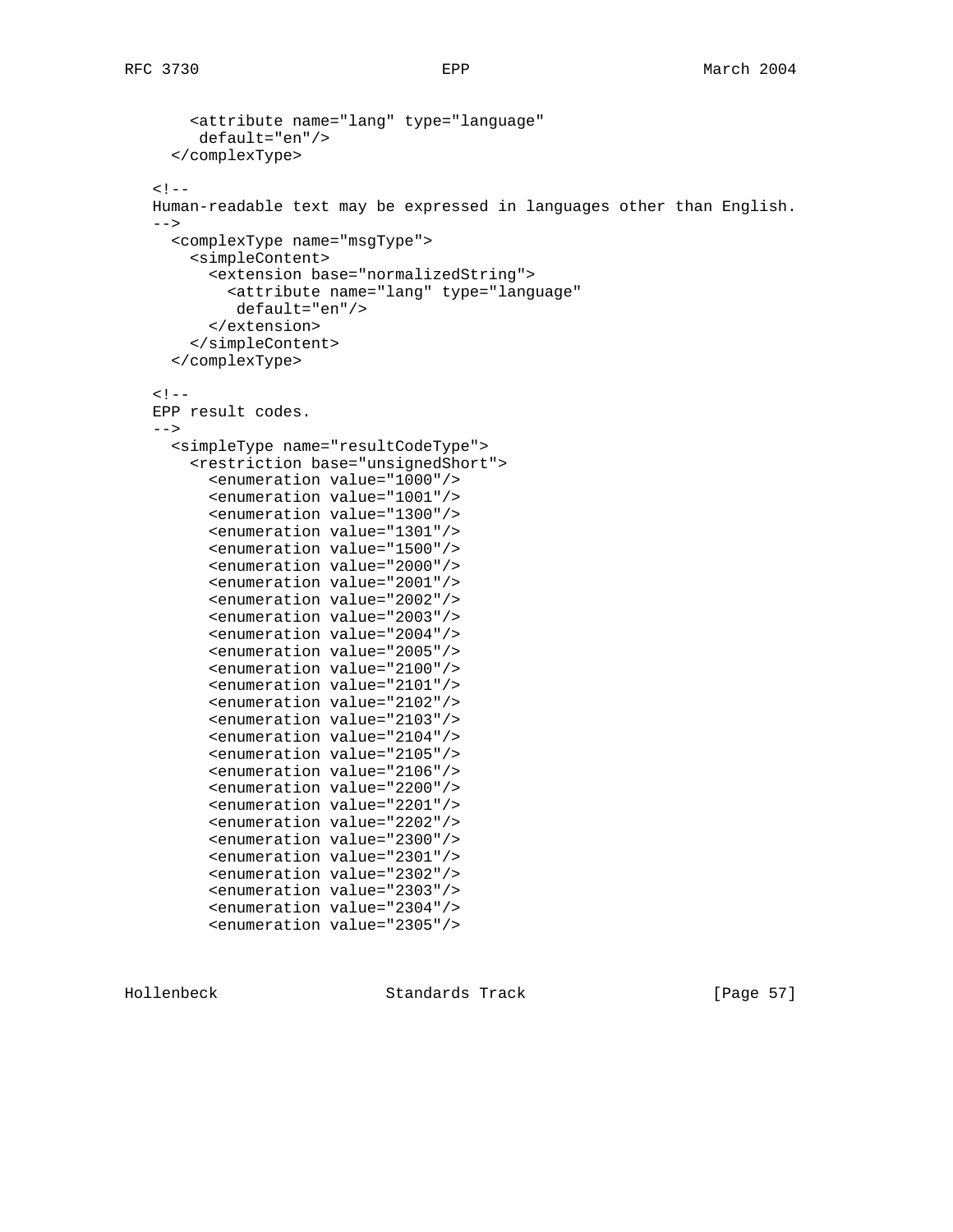```
      <attribute name="lang" type="language"
       default="en"/>
    </complexType>

  <!--
  Human-readable text may be expressed in languages other than English.
  -->
    <complexType name="msgType">
      <simpleContent>
        <extension base="normalizedString">
          <attribute name="lang" type="language"
           default="en"/>
        </extension>
      </simpleContent>
    </complexType>

  <!--
  EPP result codes.
  -->
    <simpleType name="resultCodeType">
      <restriction base="unsignedShort">
        <enumeration value="1000"/>
        <enumeration value="1001"/>
        <enumeration value="1300"/>
        <enumeration value="1301"/>
        <enumeration value="1500"/>
        <enumeration value="2000"/>
        <enumeration value="2001"/>
        <enumeration value="2002"/>
        <enumeration value="2003"/>
        <enumeration value="2004"/>
        <enumeration value="2005"/>
        <enumeration value="2100"/>
        <enumeration value="2101"/>
        <enumeration value="2102"/>
        <enumeration value="2103"/>
        <enumeration value="2104"/>
        <enumeration value="2105"/>
        <enumeration value="2106"/>
        <enumeration value="2200"/>
        <enumeration value="2201"/>
        <enumeration value="2202"/>
        <enumeration value="2300"/>
        <enumeration value="2301"/>
        <enumeration value="2302"/>
        <enumeration value="2303"/>
        <enumeration value="2304"/>
        <enumeration value="2305"/>
```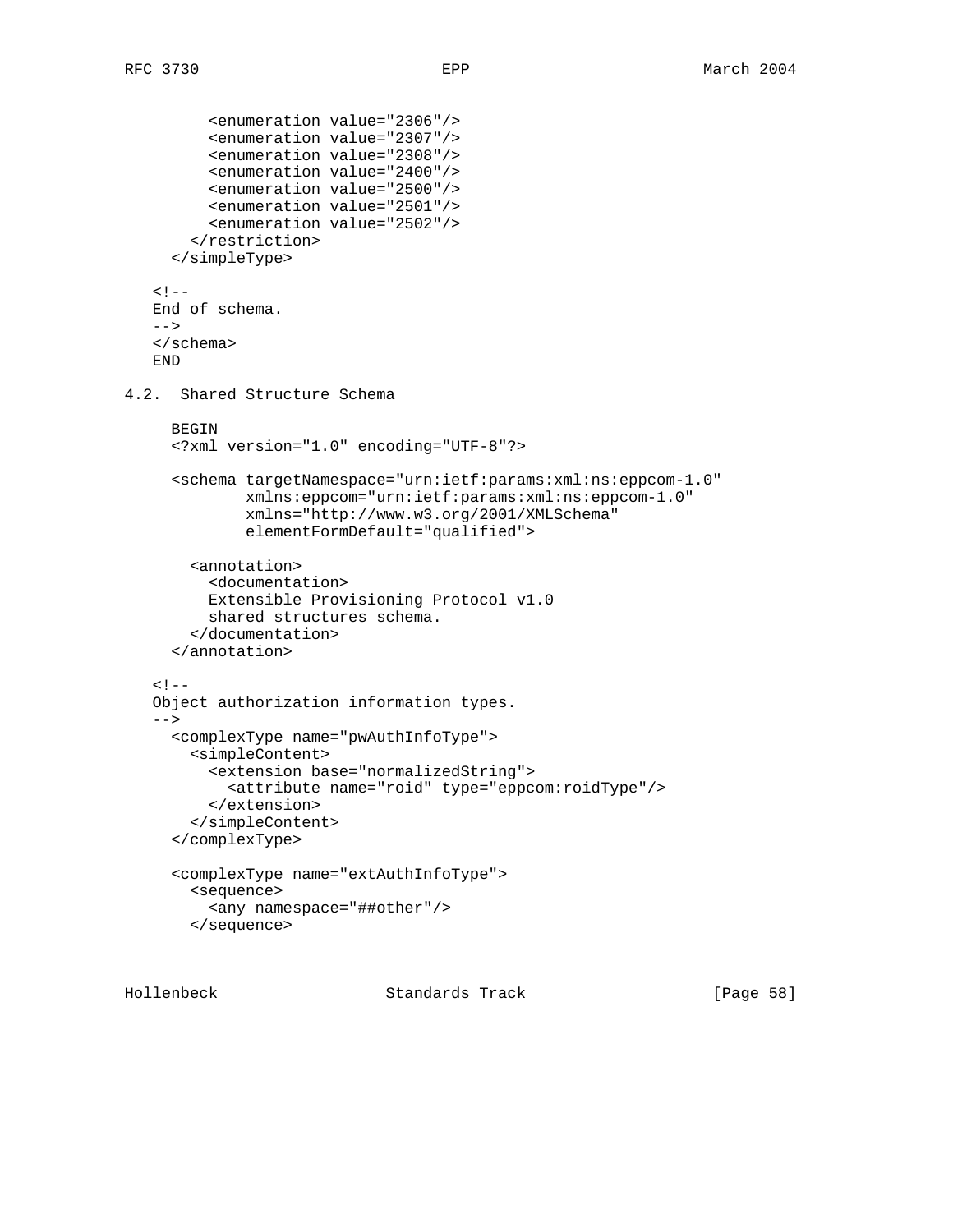```
        <enumeration value="2306"/>
        <enumeration value="2307"/>
        <enumeration value="2308"/>
        <enumeration value="2400"/>
        <enumeration value="2500"/>
        <enumeration value="2501"/>
        <enumeration value="2502"/>
      </restriction>
    </simpleType>

  <!--
  End of schema.
  -->
  </schema>
  END
```

### 4.2. Shared Structure Schema

```
    BEGIN
    <?xml version="1.0" encoding="UTF-8"?>

    <schema targetNamespace="urn:ietf:params:xml:ns:eppcom-1.0"
            xmlns:eppcom="urn:ietf:params:xml:ns:eppcom-1.0"
            xmlns="http://www.w3.org/2001/XMLSchema"
            elementFormDefault="qualified">

      <annotation>
        <documentation>
        Extensible Provisioning Protocol v1.0
        shared structures schema.
        </documentation>
      </annotation>

  <!--
  Object authorization information types.
  -->
    <complexType name="pwAuthInfoType">
      <simpleContent>
        <extension base="normalizedString">
          <attribute name="roid" type="eppcom:roidType"/>
        </extension>
      </simpleContent>
    </complexType>

    <complexType name="extAuthInfoType">
      <sequence>
        <any namespace="##other"/>
      </sequence>
```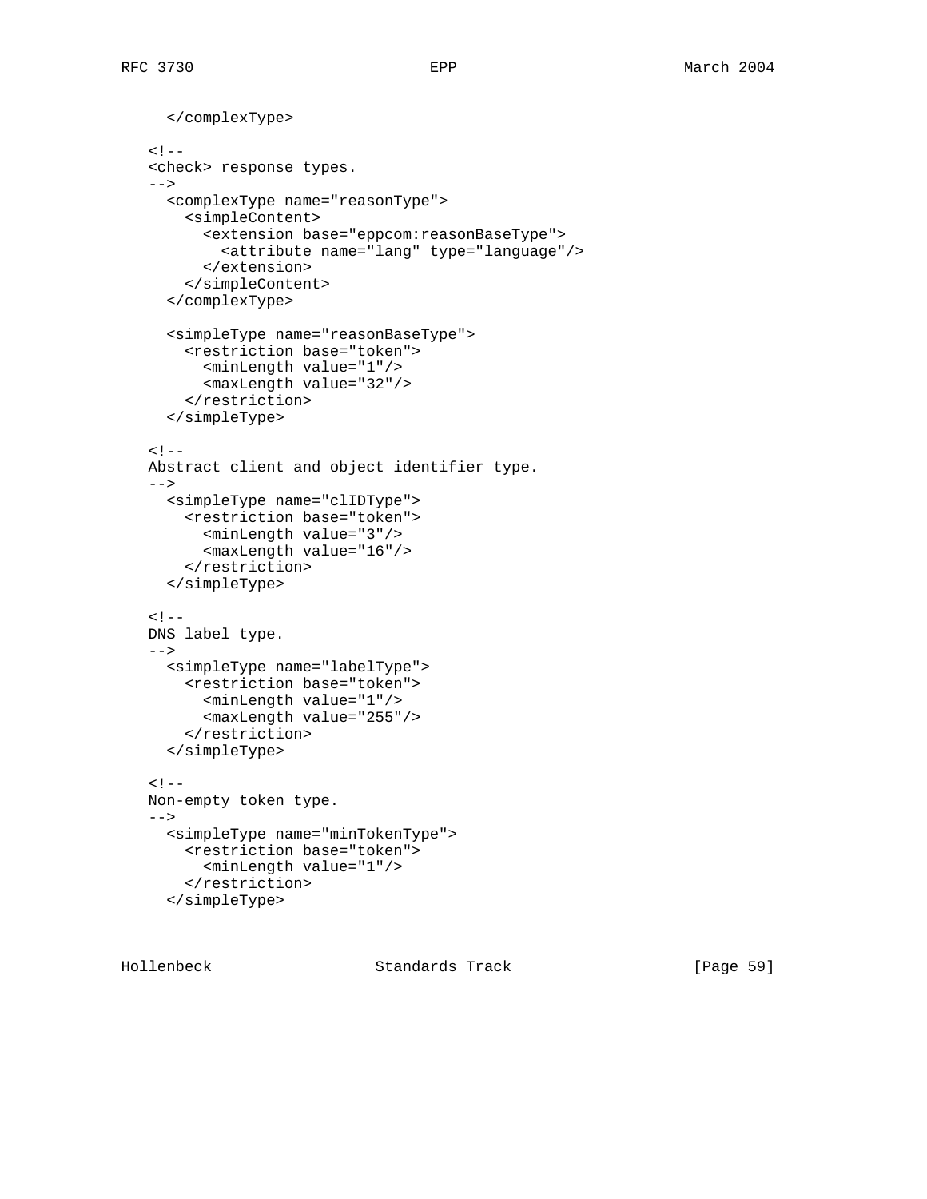```
    </complexType>

  <!--
  <check> response types.
  -->
    <complexType name="reasonType">
      <simpleContent>
        <extension base="eppcom:reasonBaseType">
          <attribute name="lang" type="language"/>
        </extension>
      </simpleContent>
    </complexType>

    <simpleType name="reasonBaseType">
      <restriction base="token">
        <minLength value="1"/>
        <maxLength value="32"/>
      </restriction>
    </simpleType>

  <!--
  Abstract client and object identifier type.
  -->
    <simpleType name="clIDType">
      <restriction base="token">
        <minLength value="3"/>
        <maxLength value="16"/>
      </restriction>
    </simpleType>

  <!--
  DNS label type.
  -->
    <simpleType name="labelType">
      <restriction base="token">
        <minLength value="1"/>
        <maxLength value="255"/>
      </restriction>
    </simpleType>

  <!--
  Non-empty token type.
  -->
    <simpleType name="minTokenType">
      <restriction base="token">
        <minLength value="1"/>
      </restriction>
    </simpleType>
```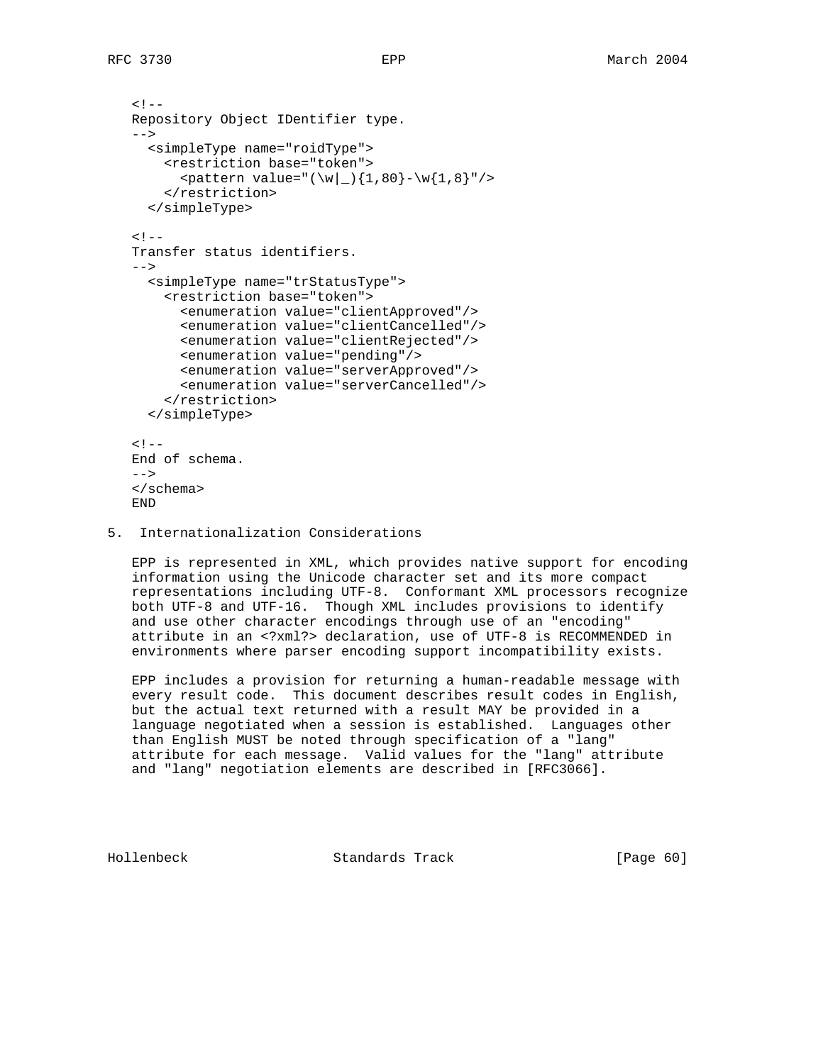```
<!--
Repository Object IDentifier type.
-->
  <simpleType name="roidType">
    <restriction base="token">
      <pattern value="(\w|_){1,80}-\w{1,8}"/>
    </restriction>
  </simpleType>

<!--
Transfer status identifiers.
-->
  <simpleType name="trStatusType">
    <restriction base="token">
      <enumeration value="clientApproved"/>
      <enumeration value="clientCancelled"/>
      <enumeration value="clientRejected"/>
      <enumeration value="pending"/>
      <enumeration value="serverApproved"/>
      <enumeration value="serverCancelled"/>
    </restriction>
  </simpleType>

<!--
End of schema.
-->
</schema>
END
```

## 5. Internationalization Considerations

EPP is represented in XML, which provides native support for encoding information using the Unicode character set and its more compact representations including UTF-8. Conformant XML processors recognize both UTF-8 and UTF-16. Though XML includes provisions to identify and use other character encodings through use of an "encoding" attribute in an <?xml?> declaration, use of UTF-8 is RECOMMENDED in environments where parser encoding support incompatibility exists.

EPP includes a provision for returning a human-readable message with every result code. This document describes result codes in English, but the actual text returned with a result MAY be provided in a language negotiated when a session is established. Languages other than English MUST be noted through specification of a "lang" attribute for each message. Valid values for the "lang" attribute and "lang" negotiation elements are described in [RFC3066].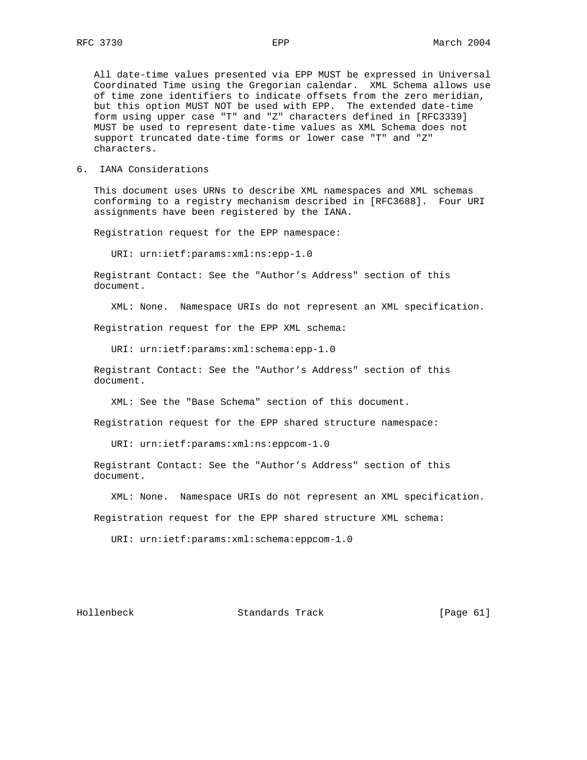All date-time values presented via EPP MUST be expressed in Universal Coordinated Time using the Gregorian calendar. XML Schema allows use of time zone identifiers to indicate offsets from the zero meridian, but this option MUST NOT be used with EPP. The extended date-time form using upper case "T" and "Z" characters defined in [RFC3339] MUST be used to represent date-time values as XML Schema does not support truncated date-time forms or lower case "T" and "Z" characters.

## 6. IANA Considerations

This document uses URNs to describe XML namespaces and XML schemas conforming to a registry mechanism described in [RFC3688]. Four URI assignments have been registered by the IANA.

Registration request for the EPP namespace:

URI: urn:ietf:params:xml:ns:epp-1.0

Registrant Contact: See the "Author's Address" section of this document.

XML: None. Namespace URIs do not represent an XML specification.

Registration request for the EPP XML schema:

URI: urn:ietf:params:xml:schema:epp-1.0

Registrant Contact: See the "Author's Address" section of this document.

XML: See the "Base Schema" section of this document.

Registration request for the EPP shared structure namespace:

URI: urn:ietf:params:xml:ns:eppcom-1.0

Registrant Contact: See the "Author's Address" section of this document.

XML: None. Namespace URIs do not represent an XML specification.

Registration request for the EPP shared structure XML schema:

URI: urn:ietf:params:xml:schema:eppcom-1.0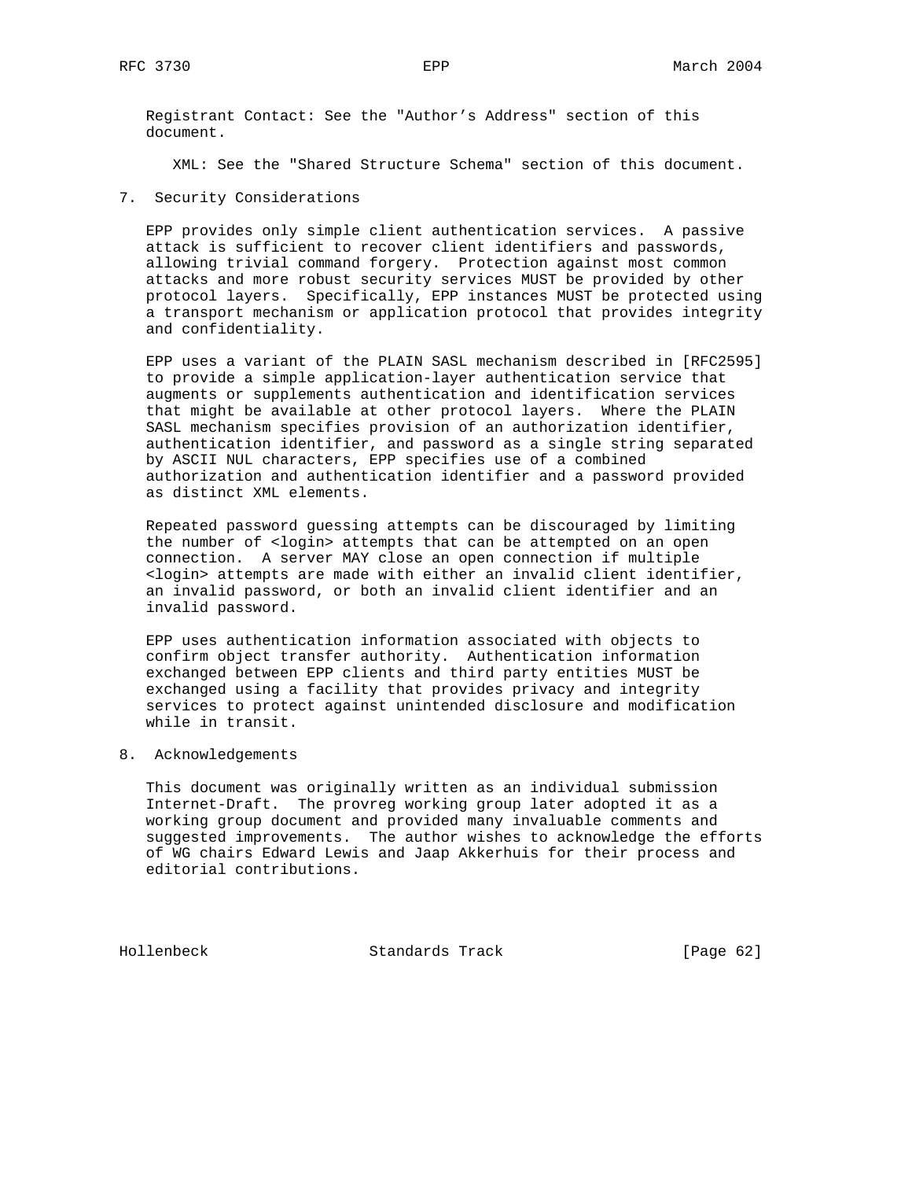Registrant Contact: See the "Author's Address" section of this document.

XML: See the "Shared Structure Schema" section of this document.

## 7. Security Considerations

EPP provides only simple client authentication services. A passive attack is sufficient to recover client identifiers and passwords, allowing trivial command forgery. Protection against most common attacks and more robust security services MUST be provided by other protocol layers. Specifically, EPP instances MUST be protected using a transport mechanism or application protocol that provides integrity and confidentiality.

EPP uses a variant of the PLAIN SASL mechanism described in [RFC2595] to provide a simple application-layer authentication service that augments or supplements authentication and identification services that might be available at other protocol layers. Where the PLAIN SASL mechanism specifies provision of an authorization identifier, authentication identifier, and password as a single string separated by ASCII NUL characters, EPP specifies use of a combined authorization and authentication identifier and a password provided as distinct XML elements.

Repeated password guessing attempts can be discouraged by limiting the number of <login> attempts that can be attempted on an open connection. A server MAY close an open connection if multiple <login> attempts are made with either an invalid client identifier, an invalid password, or both an invalid client identifier and an invalid password.

EPP uses authentication information associated with objects to confirm object transfer authority. Authentication information exchanged between EPP clients and third party entities MUST be exchanged using a facility that provides privacy and integrity services to protect against unintended disclosure and modification while in transit.

## 8. Acknowledgements

This document was originally written as an individual submission Internet-Draft. The provreg working group later adopted it as a working group document and provided many invaluable comments and suggested improvements. The author wishes to acknowledge the efforts of WG chairs Edward Lewis and Jaap Akkerhuis for their process and editorial contributions.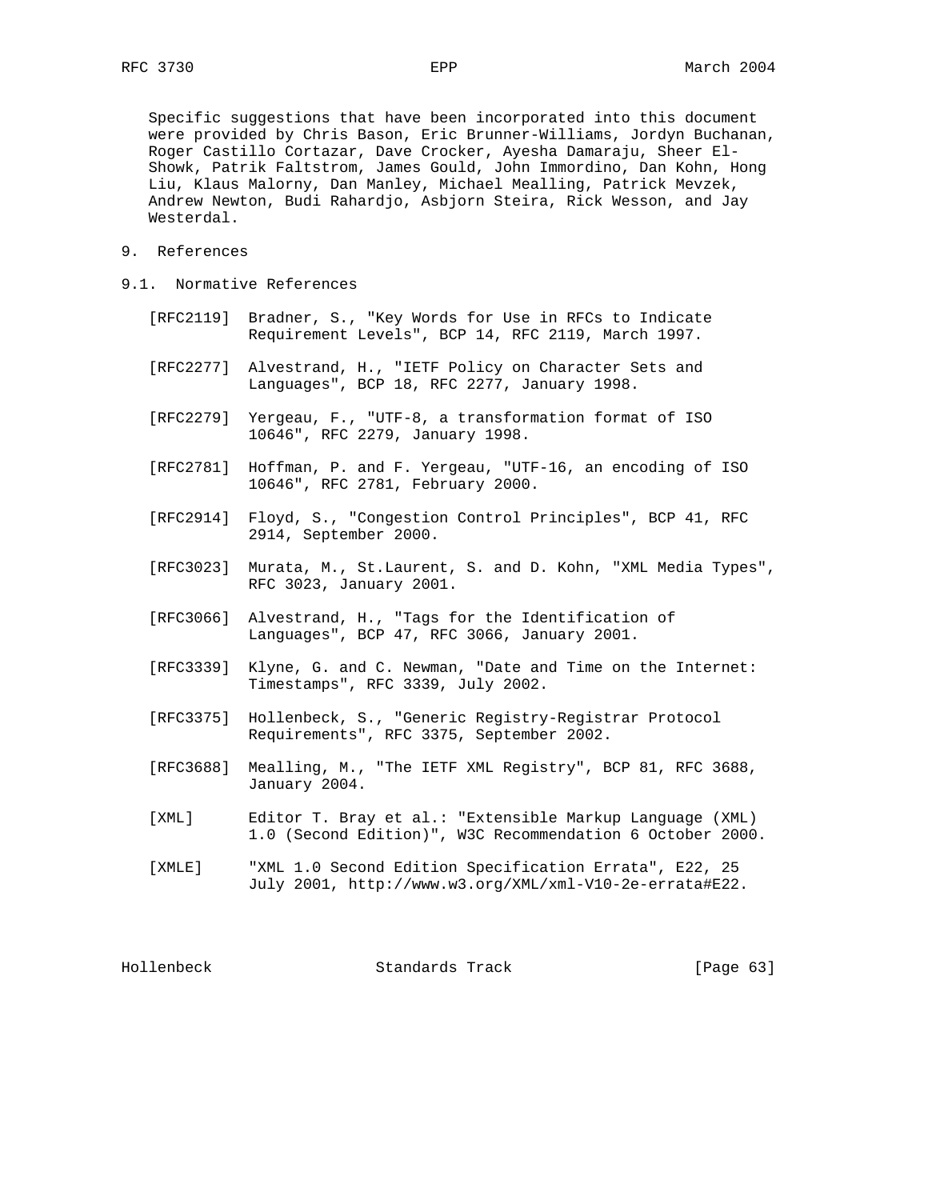Specific suggestions that have been incorporated into this document were provided by Chris Bason, Eric Brunner-Williams, Jordyn Buchanan, Roger Castillo Cortazar, Dave Crocker, Ayesha Damaraju, Sheer El-Showk, Patrik Faltstrom, James Gould, John Immordino, Dan Kohn, Hong Liu, Klaus Malorny, Dan Manley, Michael Mealling, Patrick Mevzek, Andrew Newton, Budi Rahardjo, Asbjorn Steira, Rick Wesson, and Jay Westerdal.

# 9. References

## 9.1. Normative References

[RFC2119] Bradner, S., "Key Words for Use in RFCs to Indicate Requirement Levels", BCP 14, RFC 2119, March 1997.

[RFC2277] Alvestrand, H., "IETF Policy on Character Sets and Languages", BCP 18, RFC 2277, January 1998.

[RFC2279] Yergeau, F., "UTF-8, a transformation format of ISO 10646", RFC 2279, January 1998.

[RFC2781] Hoffman, P. and F. Yergeau, "UTF-16, an encoding of ISO 10646", RFC 2781, February 2000.

[RFC2914] Floyd, S., "Congestion Control Principles", BCP 41, RFC 2914, September 2000.

[RFC3023] Murata, M., St.Laurent, S. and D. Kohn, "XML Media Types", RFC 3023, January 2001.

[RFC3066] Alvestrand, H., "Tags for the Identification of Languages", BCP 47, RFC 3066, January 2001.

[RFC3339] Klyne, G. and C. Newman, "Date and Time on the Internet: Timestamps", RFC 3339, July 2002.

[RFC3375] Hollenbeck, S., "Generic Registry-Registrar Protocol Requirements", RFC 3375, September 2002.

[RFC3688] Mealling, M., "The IETF XML Registry", BCP 81, RFC 3688, January 2004.

[XML] Editor T. Bray et al.: "Extensible Markup Language (XML) 1.0 (Second Edition)", W3C Recommendation 6 October 2000.

[XMLE] "XML 1.0 Second Edition Specification Errata", E22, 25 July 2001, http://www.w3.org/XML/xml-V10-2e-errata#E22.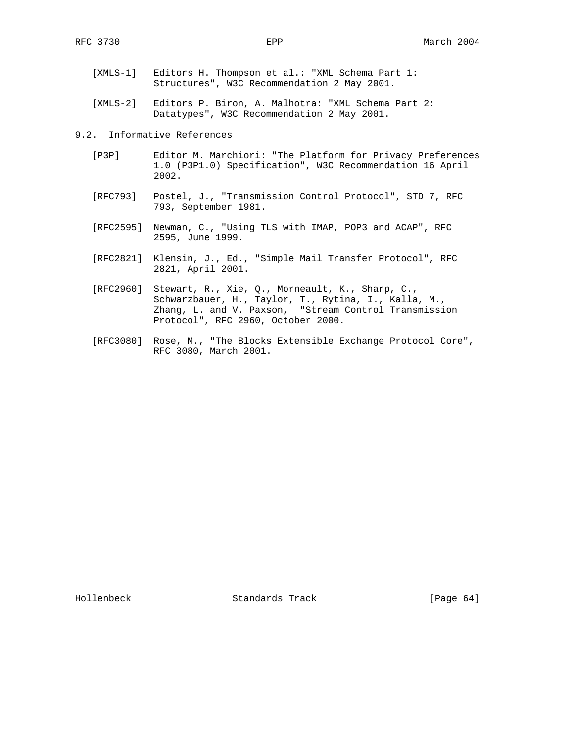[XMLS-1] Editors H. Thompson et al.: "XML Schema Part 1: Structures", W3C Recommendation 2 May 2001.

[XMLS-2] Editors P. Biron, A. Malhotra: "XML Schema Part 2: Datatypes", W3C Recommendation 2 May 2001.

## 9.2. Informative References

[P3P] Editor M. Marchiori: "The Platform for Privacy Preferences 1.0 (P3P1.0) Specification", W3C Recommendation 16 April 2002.

[RFC793] Postel, J., "Transmission Control Protocol", STD 7, RFC 793, September 1981.

[RFC2595] Newman, C., "Using TLS with IMAP, POP3 and ACAP", RFC 2595, June 1999.

[RFC2821] Klensin, J., Ed., "Simple Mail Transfer Protocol", RFC 2821, April 2001.

[RFC2960] Stewart, R., Xie, Q., Morneault, K., Sharp, C., Schwarzbauer, H., Taylor, T., Rytina, I., Kalla, M., Zhang, L. and V. Paxson, "Stream Control Transmission Protocol", RFC 2960, October 2000.

[RFC3080] Rose, M., "The Blocks Extensible Exchange Protocol Core", RFC 3080, March 2001.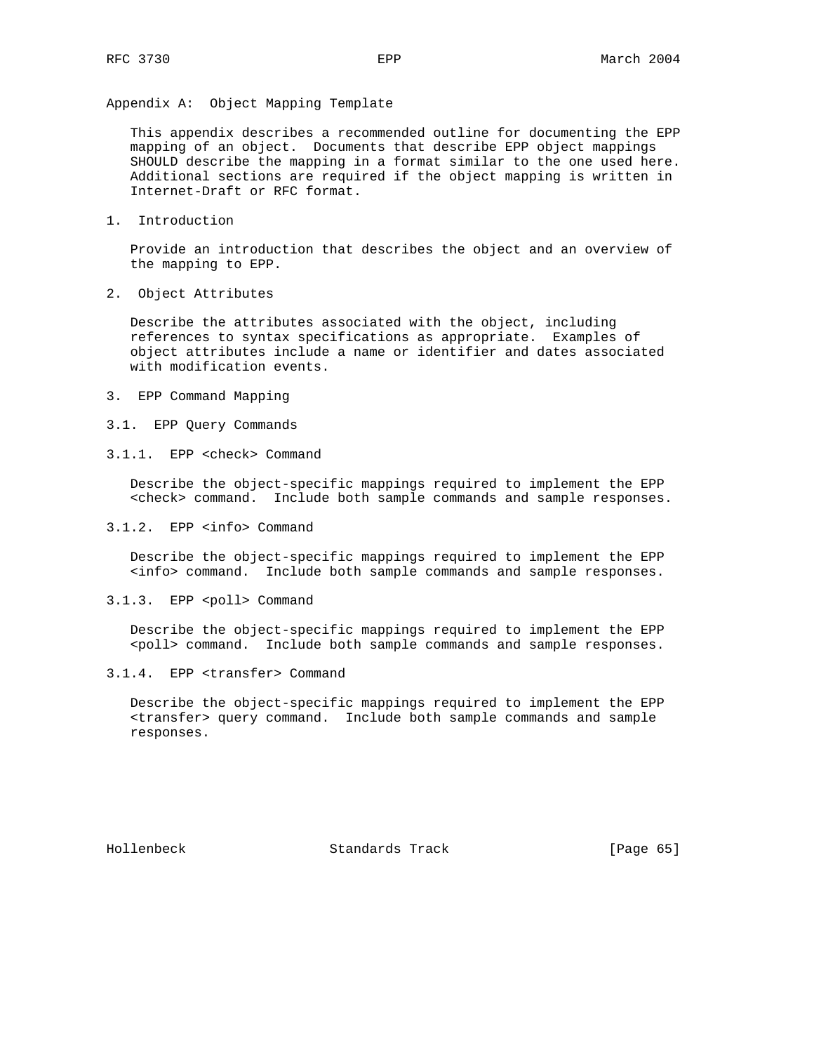## Appendix A: Object Mapping Template

This appendix describes a recommended outline for documenting the EPP mapping of an object. Documents that describe EPP object mappings SHOULD describe the mapping in a format similar to the one used here. Additional sections are required if the object mapping is written in Internet-Draft or RFC format.

### 1. Introduction

Provide an introduction that describes the object and an overview of the mapping to EPP.

### 2. Object Attributes

Describe the attributes associated with the object, including references to syntax specifications as appropriate. Examples of object attributes include a name or identifier and dates associated with modification events.

### 3. EPP Command Mapping

#### 3.1. EPP Query Commands

##### 3.1.1. EPP <check> Command

Describe the object-specific mappings required to implement the EPP <check> command. Include both sample commands and sample responses.

##### 3.1.2. EPP <info> Command

Describe the object-specific mappings required to implement the EPP <info> command. Include both sample commands and sample responses.

##### 3.1.3. EPP <poll> Command

Describe the object-specific mappings required to implement the EPP <poll> command. Include both sample commands and sample responses.

##### 3.1.4. EPP <transfer> Command

Describe the object-specific mappings required to implement the EPP <transfer> query command. Include both sample commands and sample responses.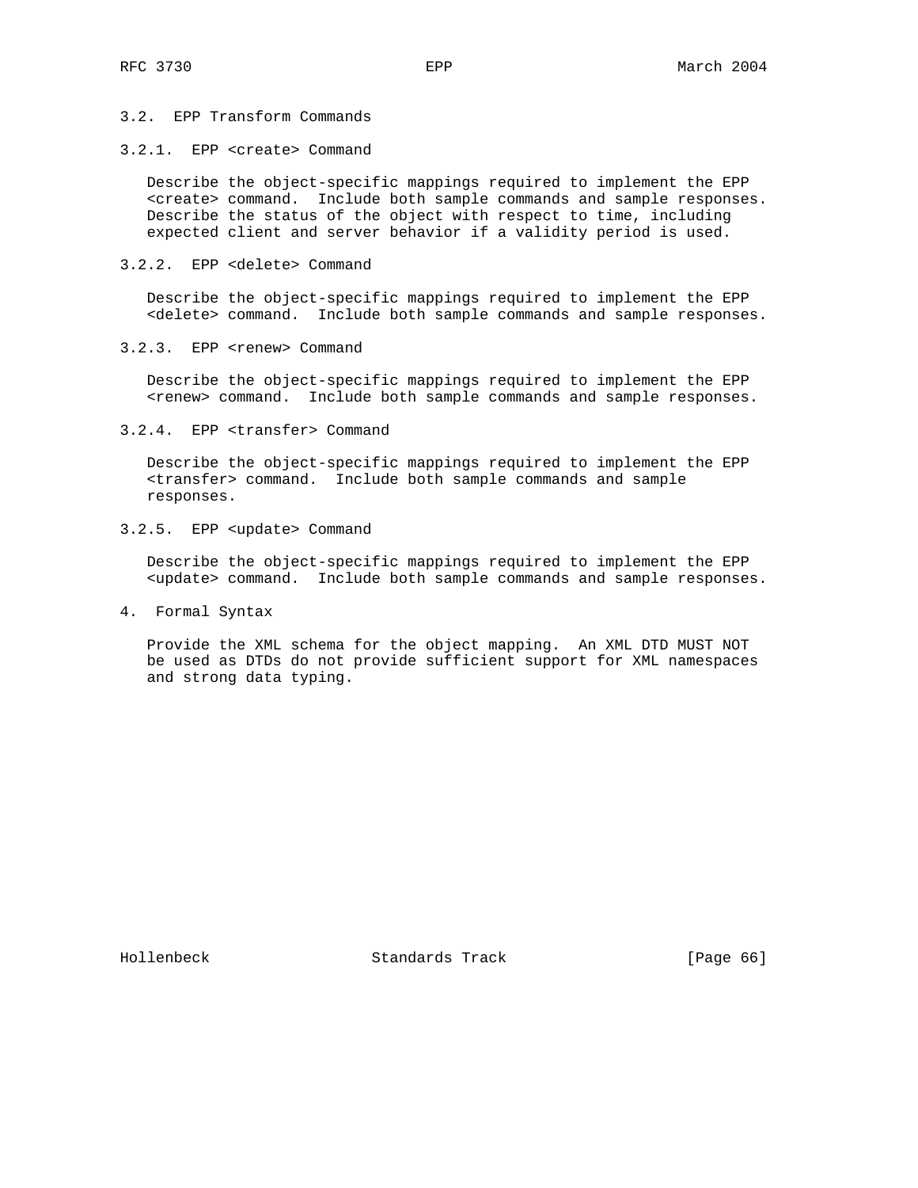### 3.2. EPP Transform Commands

#### 3.2.1. EPP <create> Command

Describe the object-specific mappings required to implement the EPP <create> command. Include both sample commands and sample responses. Describe the status of the object with respect to time, including expected client and server behavior if a validity period is used.

#### 3.2.2. EPP <delete> Command

Describe the object-specific mappings required to implement the EPP <delete> command. Include both sample commands and sample responses.

#### 3.2.3. EPP <renew> Command

Describe the object-specific mappings required to implement the EPP <renew> command. Include both sample commands and sample responses.

#### 3.2.4. EPP <transfer> Command

Describe the object-specific mappings required to implement the EPP <transfer> command. Include both sample commands and sample responses.

#### 3.2.5. EPP <update> Command

Describe the object-specific mappings required to implement the EPP <update> command. Include both sample commands and sample responses.

## 4. Formal Syntax

Provide the XML schema for the object mapping. An XML DTD MUST NOT be used as DTDs do not provide sufficient support for XML namespaces and strong data typing.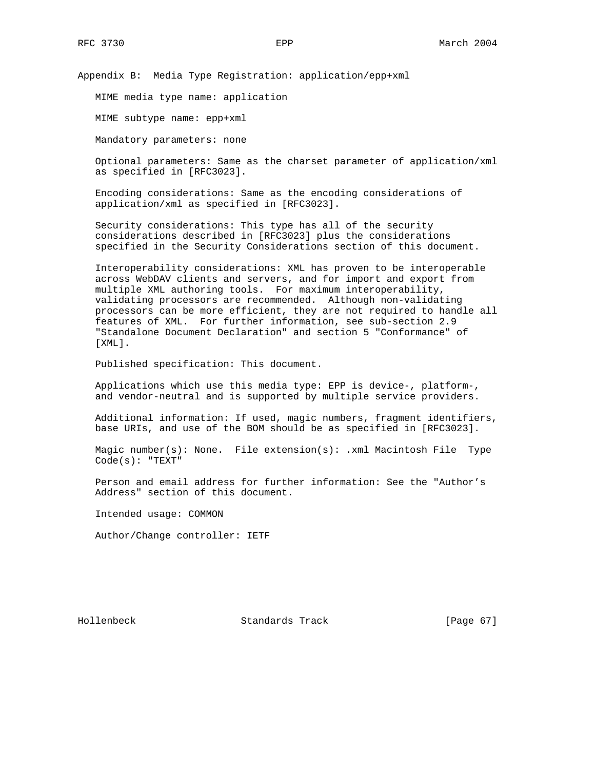# Appendix B: Media Type Registration: application/epp+xml

MIME media type name: application

MIME subtype name: epp+xml

Mandatory parameters: none

Optional parameters: Same as the charset parameter of application/xml as specified in [RFC3023].

Encoding considerations: Same as the encoding considerations of application/xml as specified in [RFC3023].

Security considerations: This type has all of the security considerations described in [RFC3023] plus the considerations specified in the Security Considerations section of this document.

Interoperability considerations: XML has proven to be interoperable across WebDAV clients and servers, and for import and export from multiple XML authoring tools. For maximum interoperability, validating processors are recommended. Although non-validating processors can be more efficient, they are not required to handle all features of XML. For further information, see sub-section 2.9 "Standalone Document Declaration" and section 5 "Conformance" of [XML].

Published specification: This document.

Applications which use this media type: EPP is device-, platform-, and vendor-neutral and is supported by multiple service providers.

Additional information: If used, magic numbers, fragment identifiers, base URIs, and use of the BOM should be as specified in [RFC3023].

Magic number(s): None. File extension(s): .xml Macintosh File Type Code(s): "TEXT"

Person and email address for further information: See the "Author's Address" section of this document.

Intended usage: COMMON

Author/Change controller: IETF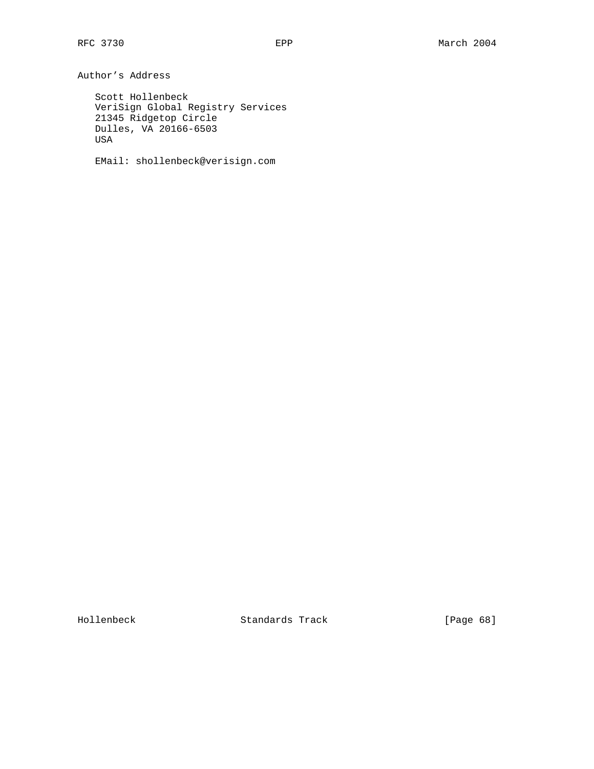## Author's Address

Scott Hollenbeck
VeriSign Global Registry Services
21345 Ridgetop Circle
Dulles, VA 20166-6503
USA

EMail: shollenbeck@verisign.com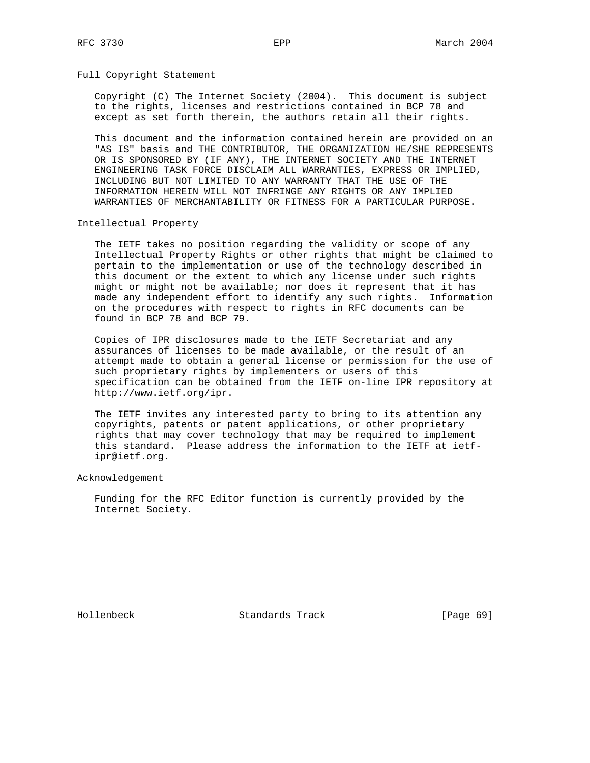## Full Copyright Statement

Copyright (C) The Internet Society (2004). This document is subject to the rights, licenses and restrictions contained in BCP 78 and except as set forth therein, the authors retain all their rights.

This document and the information contained herein are provided on an "AS IS" basis and THE CONTRIBUTOR, THE ORGANIZATION HE/SHE REPRESENTS OR IS SPONSORED BY (IF ANY), THE INTERNET SOCIETY AND THE INTERNET ENGINEERING TASK FORCE DISCLAIM ALL WARRANTIES, EXPRESS OR IMPLIED, INCLUDING BUT NOT LIMITED TO ANY WARRANTY THAT THE USE OF THE INFORMATION HEREIN WILL NOT INFRINGE ANY RIGHTS OR ANY IMPLIED WARRANTIES OF MERCHANTABILITY OR FITNESS FOR A PARTICULAR PURPOSE.

## Intellectual Property

The IETF takes no position regarding the validity or scope of any Intellectual Property Rights or other rights that might be claimed to pertain to the implementation or use of the technology described in this document or the extent to which any license under such rights might or might not be available; nor does it represent that it has made any independent effort to identify any such rights. Information on the procedures with respect to rights in RFC documents can be found in BCP 78 and BCP 79.

Copies of IPR disclosures made to the IETF Secretariat and any assurances of licenses to be made available, or the result of an attempt made to obtain a general license or permission for the use of such proprietary rights by implementers or users of this specification can be obtained from the IETF on-line IPR repository at http://www.ietf.org/ipr.

The IETF invites any interested party to bring to its attention any copyrights, patents or patent applications, or other proprietary rights that may cover technology that may be required to implement this standard. Please address the information to the IETF at ietf-ipr@ietf.org.

## Acknowledgement

Funding for the RFC Editor function is currently provided by the Internet Society.